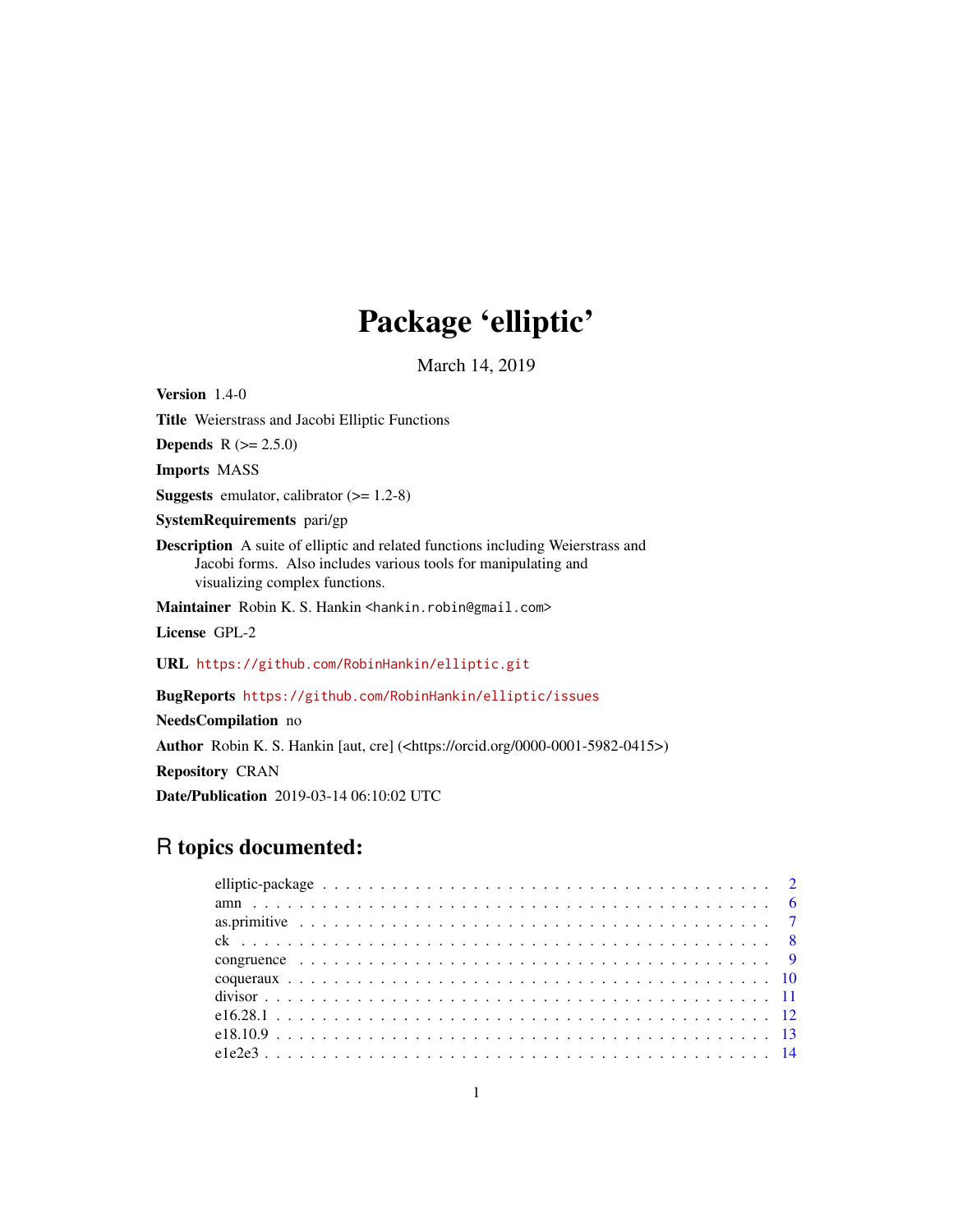# Package 'elliptic'

March 14, 2019

**Version** 1.4-0

**Title** Weierstrass and Jacobi Elliptic Functions

**Depends** R (>= 2.5.0)

**Imports** MASS

**Suggests** emulator, calibrator (>= 1.2-8)

**SystemRequirements** pari/gp

**Description** A suite of elliptic and related functions including Weierstrass and Jacobi forms. Also includes various tools for manipulating and visualizing complex functions.

**Maintainer** Robin K. S. Hankin <hankin.robin@gmail.com>

**License** GPL-2

**URL** https://github.com/RobinHankin/elliptic.git

**BugReports** https://github.com/RobinHankin/elliptic/issues

**NeedsCompilation** no

**Author** Robin K. S. Hankin [aut, cre] (<https://orcid.org/0000-0001-5982-0415>)

**Repository** CRAN

**Date/Publication** 2019-03-14 06:10:02 UTC

## R topics documented:

- elliptic-package . . . . . . . . . . . . . . . . . . . . . . . . . . . . . . . . . . . . . . . 2
- amn . . . . . . . . . . . . . . . . . . . . . . . . . . . . . . . . . . . . . . . . . . . . . . 6
- as.primitive . . . . . . . . . . . . . . . . . . . . . . . . . . . . . . . . . . . . . . . . . 7
- ck . . . . . . . . . . . . . . . . . . . . . . . . . . . . . . . . . . . . . . . . . . . . . . . 8
- congruence . . . . . . . . . . . . . . . . . . . . . . . . . . . . . . . . . . . . . . . . . . 9
- coqueraux . . . . . . . . . . . . . . . . . . . . . . . . . . . . . . . . . . . . . . . . . . 10
- divisor . . . . . . . . . . . . . . . . . . . . . . . . . . . . . . . . . . . . . . . . . . . . 11
- e16.28.1 . . . . . . . . . . . . . . . . . . . . . . . . . . . . . . . . . . . . . . . . . . . 12
- e18.10.9 . . . . . . . . . . . . . . . . . . . . . . . . . . . . . . . . . . . . . . . . . . . 13
- e1e2e3 . . . . . . . . . . . . . . . . . . . . . . . . . . . . . . . . . . . . . . . . . . . . 14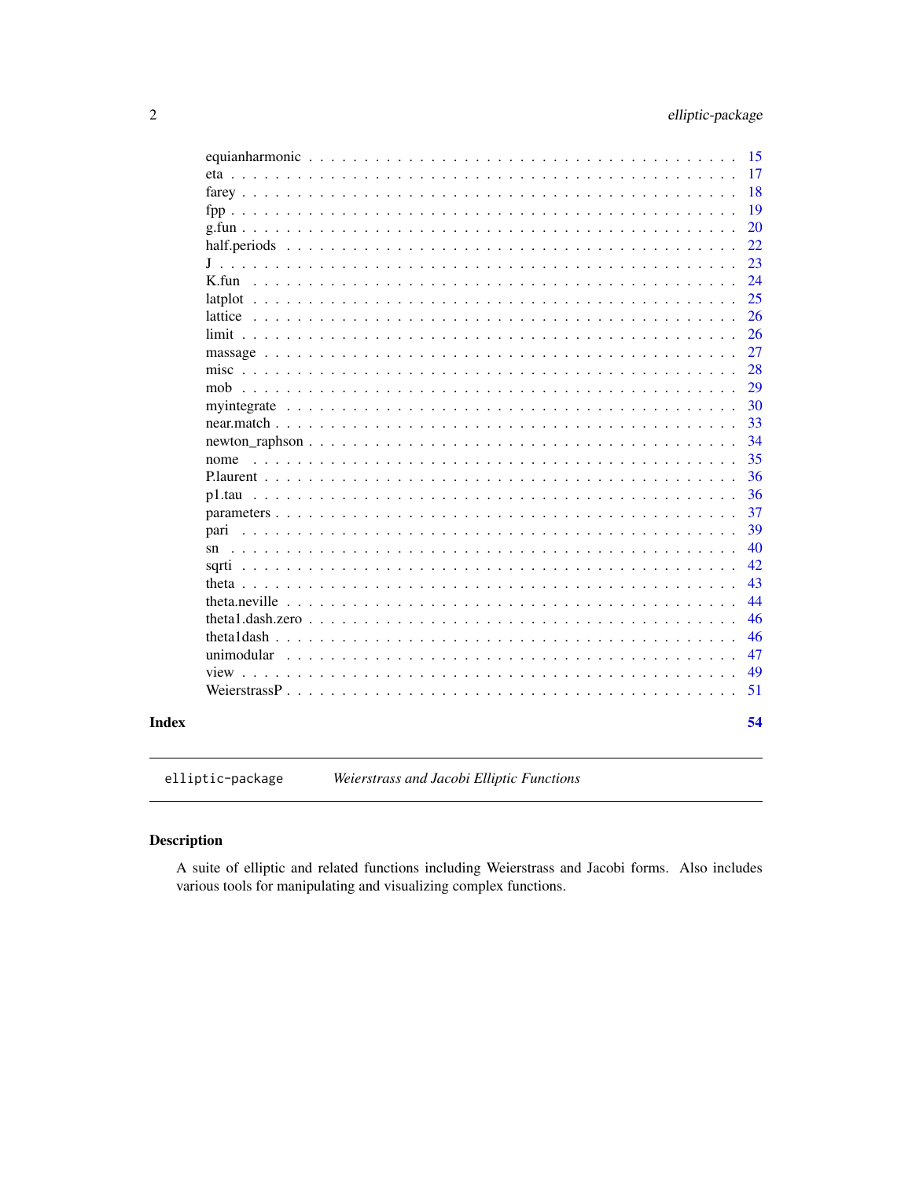| | |
|---|---|
| equianharmonic | 15 |
| eta | 17 |
| farey | 18 |
| fpp | 19 |
| g.fun | 20 |
| half.periods | 22 |
| J | 23 |
| K.fun | 24 |
| latplot | 25 |
| lattice | 26 |
| limit | 26 |
| massage | 27 |
| misc | 28 |
| mob | 29 |
| myintegrate | 30 |
| near.match | 33 |
| newton_raphson | 34 |
| nome | 35 |
| P.laurent | 36 |
| p1.tau | 36 |
| parameters | 37 |
| pari | 39 |
| sn | 40 |
| sqrti | 42 |
| theta | 43 |
| theta.neville | 44 |
| theta1.dash.zero | 46 |
| theta1dash | 46 |
| unimodular | 47 |
| view | 49 |
| WeierstrassP | 51 |

**Index** **54**

---

`elliptic-package` *Weierstrass and Jacobi Elliptic Functions*

---

## Description

A suite of elliptic and related functions including Weierstrass and Jacobi forms. Also includes various tools for manipulating and visualizing complex functions.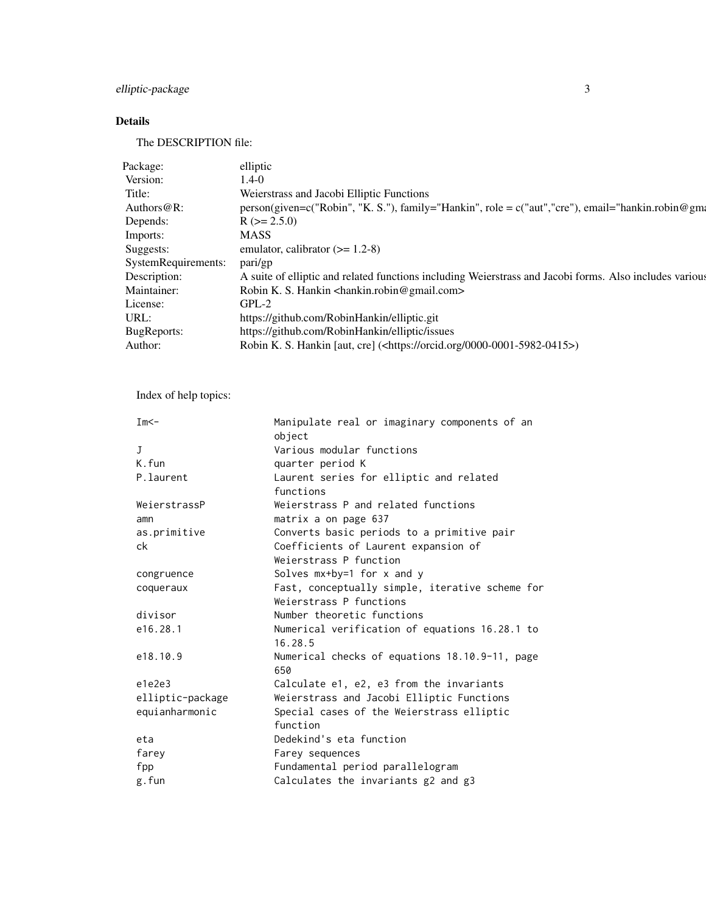## Details

The DESCRIPTION file:

| | |
|---|---|
| Package: | elliptic |
| Version: | 1.4-0 |
| Title: | Weierstrass and Jacobi Elliptic Functions |
| Authors@R: | person(given=c("Robin", "K. S."), family="Hankin", role = c("aut","cre"), email="hankin.robin@gma |
| Depends: | R (>= 2.5.0) |
| Imports: | MASS |
| Suggests: | emulator, calibrator (>= 1.2-8) |
| SystemRequirements: | pari/gp |
| Description: | A suite of elliptic and related functions including Weierstrass and Jacobi forms. Also includes various |
| Maintainer: | Robin K. S. Hankin <hankin.robin@gmail.com> |
| License: | GPL-2 |
| URL: | https://github.com/RobinHankin/elliptic.git |
| BugReports: | https://github.com/RobinHankin/elliptic/issues |
| Author: | Robin K. S. Hankin [aut, cre] (<https://orcid.org/0000-0001-5982-0415>) |

Index of help topics:

```
Im<-                    Manipulate real or imaginary components of an
                        object
J                       Various modular functions
K.fun                   quarter period K
P.laurent               Laurent series for elliptic and related
                        functions
WeierstrassP            Weierstrass P and related functions
amn                     matrix a on page 637
as.primitive            Converts basic periods to a primitive pair
ck                      Coefficients of Laurent expansion of
                        Weierstrass P function
congruence              Solves mx+by=1 for x and y
coqueraux               Fast, conceptually simple, iterative scheme for
                        Weierstrass P functions
divisor                 Number theoretic functions
e16.28.1                Numerical verification of equations 16.28.1 to
                        16.28.5
e18.10.9                Numerical checks of equations 18.10.9-11, page
                        650
e1e2e3                  Calculate e1, e2, e3 from the invariants
elliptic-package        Weierstrass and Jacobi Elliptic Functions
equianharmonic          Special cases of the Weierstrass elliptic
                        function
eta                     Dedekind's eta function
farey                   Farey sequences
fpp                     Fundamental period parallelogram
g.fun                   Calculates the invariants g2 and g3
```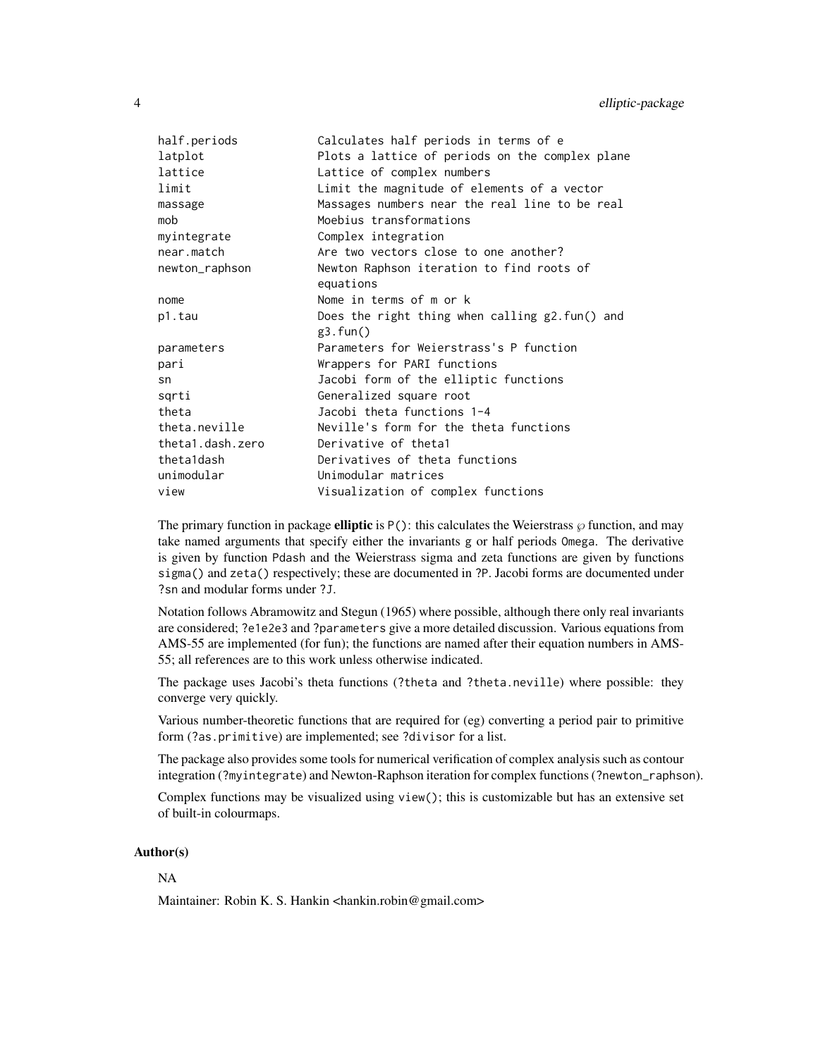```
half.periods          Calculates half periods in terms of e
latplot               Plots a lattice of periods on the complex plane
lattice               Lattice of complex numbers
limit                 Limit the magnitude of elements of a vector
massage               Massages numbers near the real line to be real
mob                   Moebius transformations
myintegrate           Complex integration
near.match            Are two vectors close to one another?
newton_raphson        Newton Raphson iteration to find roots of
                      equations
nome                  Nome in terms of m or k
p1.tau                Does the right thing when calling g2.fun() and
                      g3.fun()
parameters            Parameters for Weierstrass's P function
pari                  Wrappers for PARI functions
sn                    Jacobi form of the elliptic functions
sqrti                 Generalized square root
theta                 Jacobi theta functions 1-4
theta.neville         Neville's form for the theta functions
theta1.dash.zero      Derivative of theta1
theta1dash            Derivatives of theta functions
unimodular            Unimodular matrices
view                  Visualization of complex functions
```

The primary function in package **elliptic** is `P()`: this calculates the Weierstrass $\wp$ function, and may take named arguments that specify either the invariants `g` or half periods `Omega`. The derivative is given by function `Pdash` and the Weierstrass sigma and zeta functions are given by functions `sigma()` and `zeta()` respectively; these are documented in `?P`. Jacobi forms are documented under `?sn` and modular forms under `?J`.

Notation follows Abramowitz and Stegun (1965) where possible, although there only real invariants are considered; `?e1e2e3` and `?parameters` give a more detailed discussion. Various equations from AMS-55 are implemented (for fun); the functions are named after their equation numbers in AMS-55; all references are to this work unless otherwise indicated.

The package uses Jacobi's theta functions (`?theta` and `?theta.neville`) where possible: they converge very quickly.

Various number-theoretic functions that are required for (eg) converting a period pair to primitive form (`?as.primitive`) are implemented; see `?divisor` for a list.

The package also provides some tools for numerical verification of complex analysis such as contour integration (`?myintegrate`) and Newton-Raphson iteration for complex functions (`?newton_raphson`).

Complex functions may be visualized using `view()`; this is customizable but has an extensive set of built-in colourmaps.

## Author(s)

NA

Maintainer: Robin K. S. Hankin <hankin.robin@gmail.com>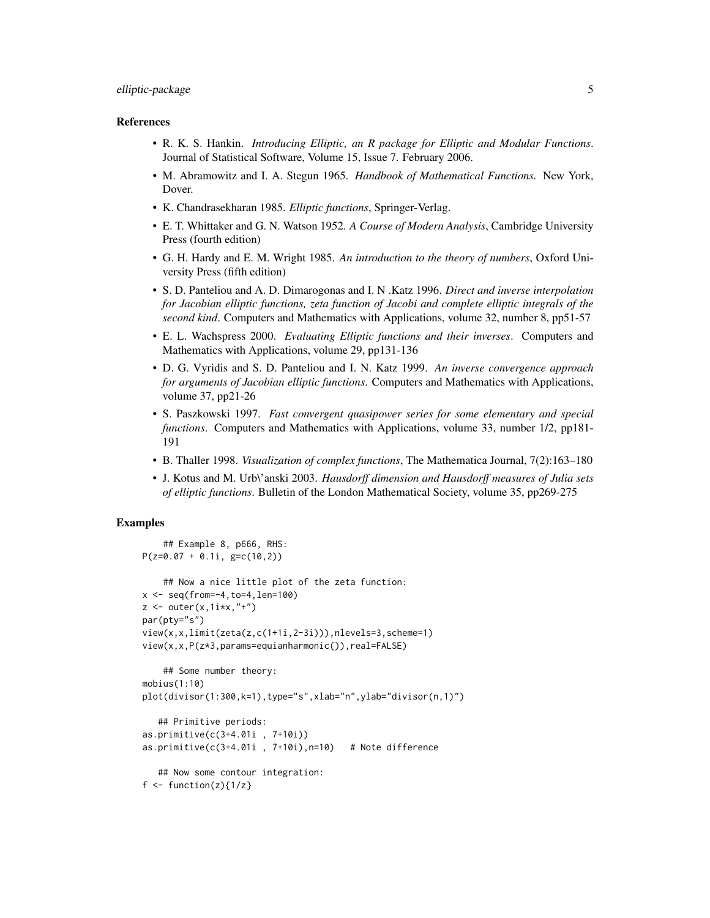### References

- R. K. S. Hankin. *Introducing Elliptic, an R package for Elliptic and Modular Functions*. Journal of Statistical Software, Volume 15, Issue 7. February 2006.
- M. Abramowitz and I. A. Stegun 1965. *Handbook of Mathematical Functions.* New York, Dover.
- K. Chandrasekharan 1985. *Elliptic functions*, Springer-Verlag.
- E. T. Whittaker and G. N. Watson 1952. *A Course of Modern Analysis*, Cambridge University Press (fourth edition)
- G. H. Hardy and E. M. Wright 1985. *An introduction to the theory of numbers*, Oxford University Press (fifth edition)
- S. D. Panteliou and A. D. Dimarogonas and I. N .Katz 1996. *Direct and inverse interpolation for Jacobian elliptic functions, zeta function of Jacobi and complete elliptic integrals of the second kind*. Computers and Mathematics with Applications, volume 32, number 8, pp51-57
- E. L. Wachspress 2000. *Evaluating Elliptic functions and their inverses*. Computers and Mathematics with Applications, volume 29, pp131-136
- D. G. Vyridis and S. D. Panteliou and I. N. Katz 1999. *An inverse convergence approach for arguments of Jacobian elliptic functions*. Computers and Mathematics with Applications, volume 37, pp21-26
- S. Paszkowski 1997. *Fast convergent quasipower series for some elementary and special functions*. Computers and Mathematics with Applications, volume 33, number 1/2, pp181-191
- B. Thaller 1998. *Visualization of complex functions*, The Mathematica Journal, 7(2):163–180
- J. Kotus and M. Urb\'anski 2003. *Hausdorff dimension and Hausdorff measures of Julia sets of elliptic functions*. Bulletin of the London Mathematical Society, volume 35, pp269-275

### Examples

```
    ## Example 8, p666, RHS:
P(z=0.07 + 0.1i, g=c(10,2))

    ## Now a nice little plot of the zeta function:
x <- seq(from=-4,to=4,len=100)
z <- outer(x,1i*x,"+")
par(pty="s")
view(x,x,limit(zeta(z,c(1+1i,2-3i))),nlevels=3,scheme=1)
view(x,x,P(z*3,params=equianharmonic()),real=FALSE)

    ## Some number theory:
mobius(1:10)
plot(divisor(1:300,k=1),type="s",xlab="n",ylab="divisor(n,1)")

   ## Primitive periods:
as.primitive(c(3+4.01i , 7+10i))
as.primitive(c(3+4.01i , 7+10i),n=10)   # Note difference

   ## Now some contour integration:
f <- function(z){1/z}
```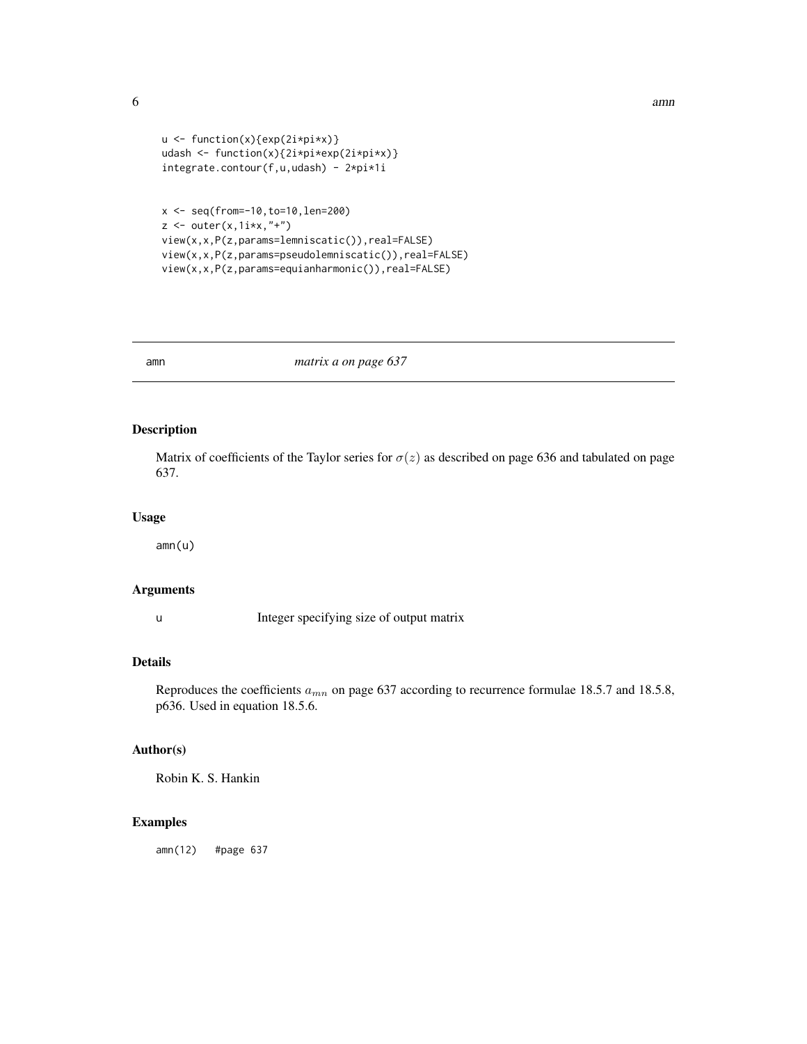```
u <- function(x){exp(2i*pi*x)}
udash <- function(x){2i*pi*exp(2i*pi*x)}
integrate.contour(f,u,udash) - 2*pi*1i


x <- seq(from=-10,to=10,len=200)
z <- outer(x,1i*x,"+")
view(x,x,P(z,params=lemniscatic()),real=FALSE)
view(x,x,P(z,params=pseudolemniscatic()),real=FALSE)
view(x,x,P(z,params=equianharmonic()),real=FALSE)
```

---

amn — *matrix a on page 637*

---

### Description

Matrix of coefficients of the Taylor series for $\sigma(z)$ as described on page 636 and tabulated on page 637.

### Usage

```
amn(u)
```

### Arguments

| | |
|---|---|
| u | Integer specifying size of output matrix |

### Details

Reproduces the coefficients $a_{mn}$ on page 637 according to recurrence formulae 18.5.7 and 18.5.8, p636. Used in equation 18.5.6.

### Author(s)

Robin K. S. Hankin

### Examples

```
amn(12)   #page 637
```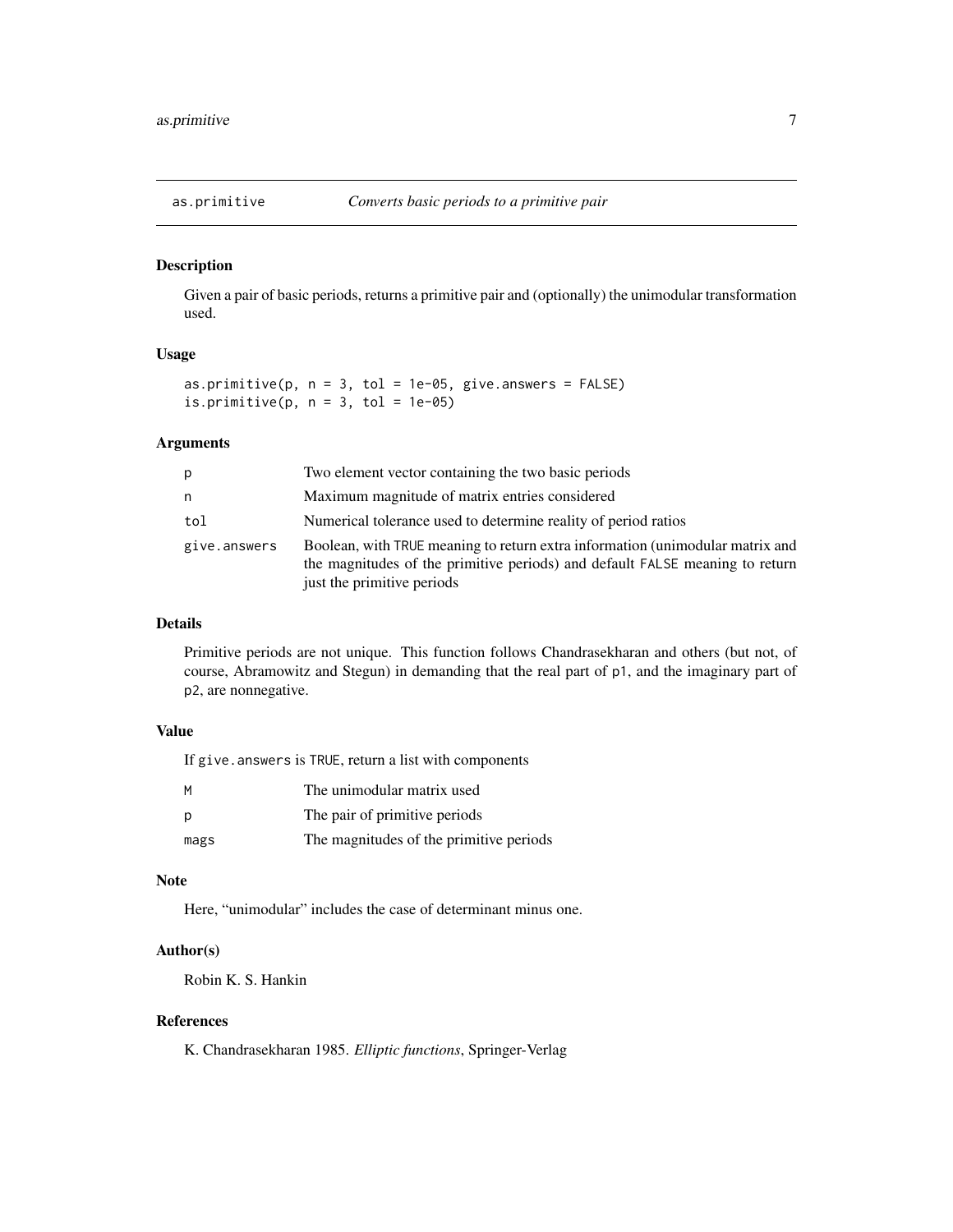## as.primitive *Converts basic periods to a primitive pair*

### Description

Given a pair of basic periods, returns a primitive pair and (optionally) the unimodular transformation used.

### Usage

```
as.primitive(p, n = 3, tol = 1e-05, give.answers = FALSE)
is.primitive(p, n = 3, tol = 1e-05)
```

### Arguments

| | |
|---|---|
| p | Two element vector containing the two basic periods |
| n | Maximum magnitude of matrix entries considered |
| tol | Numerical tolerance used to determine reality of period ratios |
| give.answers | Boolean, with TRUE meaning to return extra information (unimodular matrix and the magnitudes of the primitive periods) and default FALSE meaning to return just the primitive periods |

### Details

Primitive periods are not unique. This function follows Chandrasekharan and others (but not, of course, Abramowitz and Stegun) in demanding that the real part of p1, and the imaginary part of p2, are nonnegative.

### Value

If give.answers is TRUE, return a list with components

| | |
|---|---|
| M | The unimodular matrix used |
| p | The pair of primitive periods |
| mags | The magnitudes of the primitive periods |

### Note

Here, "unimodular" includes the case of determinant minus one.

### Author(s)

Robin K. S. Hankin

### References

K. Chandrasekharan 1985. *Elliptic functions*, Springer-Verlag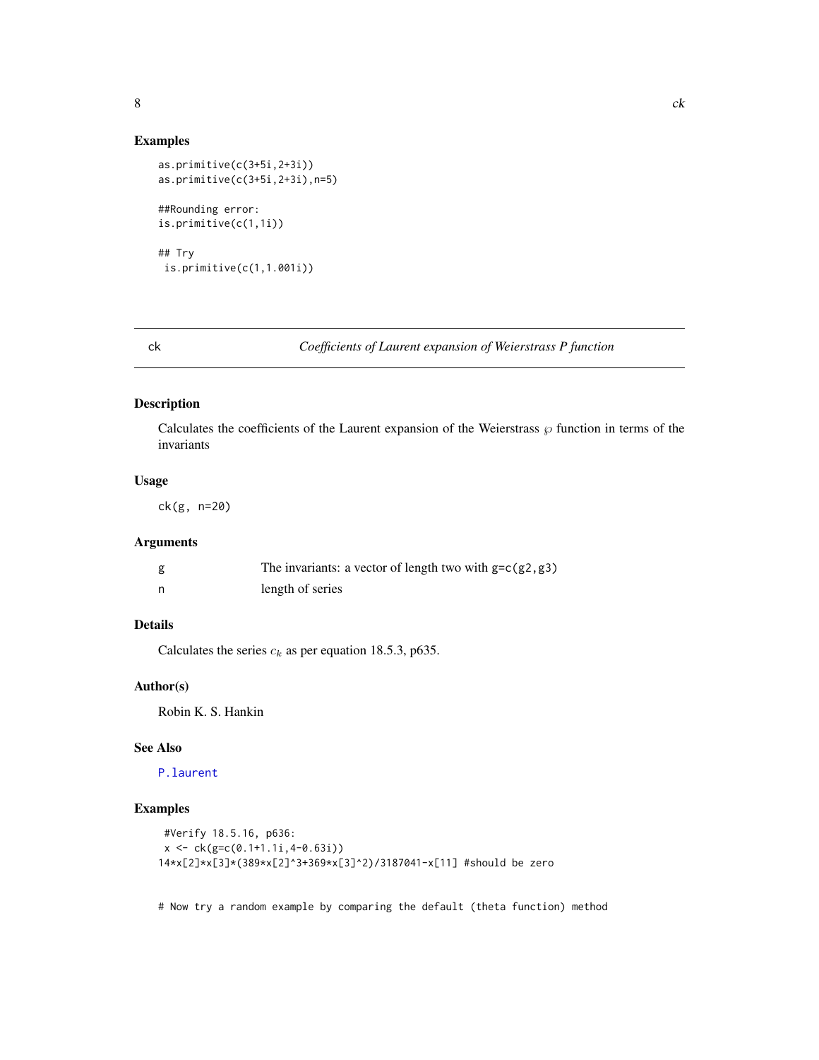## Examples

```
as.primitive(c(3+5i,2+3i))
as.primitive(c(3+5i,2+3i),n=5)

##Rounding error:
is.primitive(c(1,1i))

## Try
 is.primitive(c(1,1.001i))
```

---

ck    *Coefficients of Laurent expansion of Weierstrass P function*

---

## Description

Calculates the coefficients of the Laurent expansion of the Weierstrass $\wp$ function in terms of the invariants

## Usage

```
ck(g, n=20)
```

## Arguments

| | |
|---|---|
| g | The invariants: a vector of length two with g=c(g2,g3) |
| n | length of series |

## Details

Calculates the series $c_k$ as per equation 18.5.3, p635.

## Author(s)

Robin K. S. Hankin

## See Also

P.laurent

## Examples

```
 #Verify 18.5.16, p636:
 x <- ck(g=c(0.1+1.1i,4-0.63i))
14*x[2]*x[3]*(389*x[2]^3+369*x[3]^2)/3187041-x[11] #should be zero


# Now try a random example by comparing the default (theta function) method
```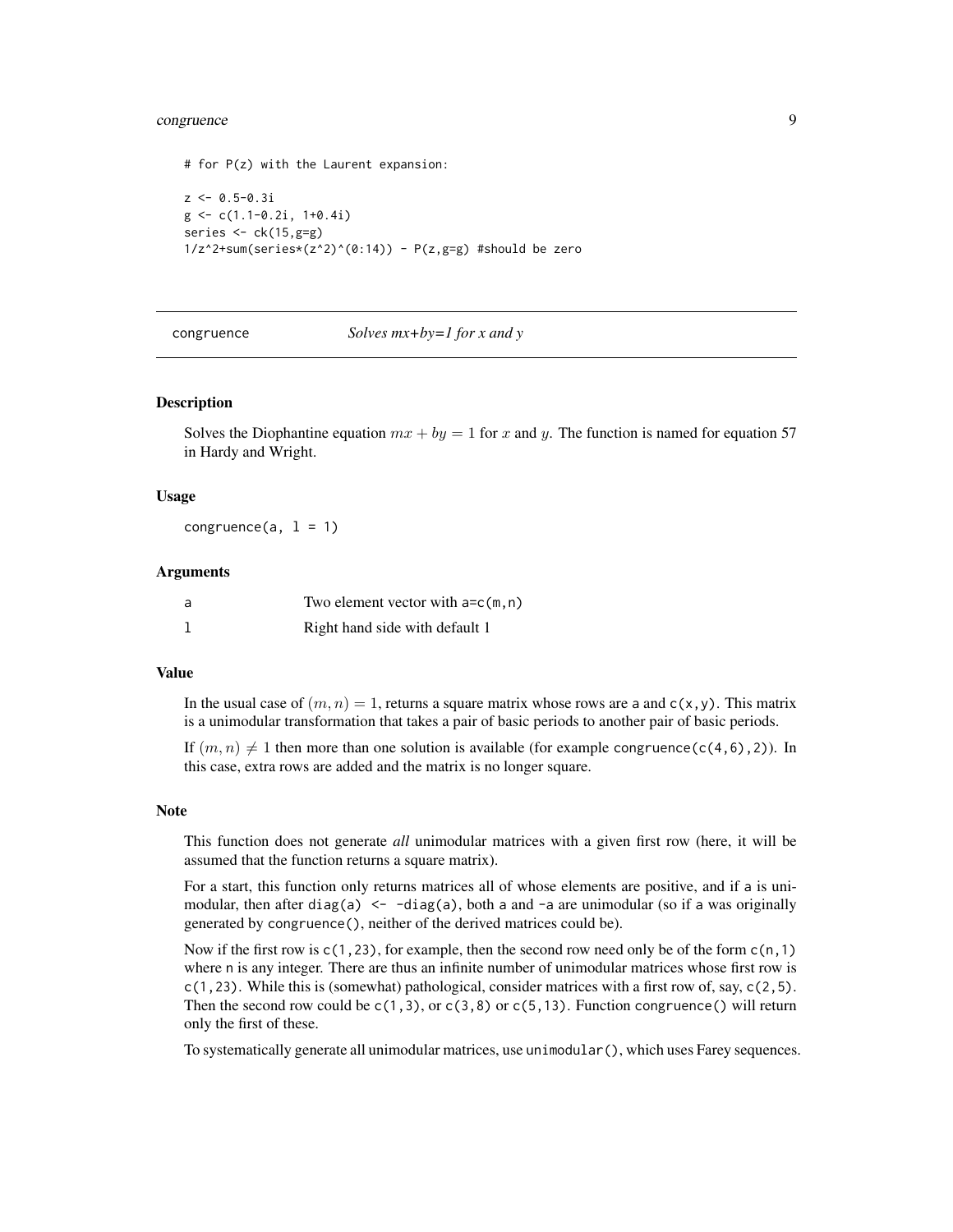```
# for P(z) with the Laurent expansion:

z <- 0.5-0.3i
g <- c(1.1-0.2i, 1+0.4i)
series <- ck(15,g=g)
1/z^2+sum(series*(z^2)^(0:14)) - P(z,g=g) #should be zero
```

---

congruence &nbsp;&nbsp;&nbsp;&nbsp;&nbsp;&nbsp; *Solves mx+by=1 for x and y*

---

### Description

Solves the Diophantine equation $mx + by = 1$ for $x$ and $y$. The function is named for equation 57 in Hardy and Wright.

### Usage

```
congruence(a, l = 1)
```

### Arguments

| | |
|---|---|
| a | Two element vector with a=c(m,n) |
| l | Right hand side with default 1 |

### Value

In the usual case of $(m, n) = 1$, returns a square matrix whose rows are a and c(x,y). This matrix is a unimodular transformation that takes a pair of basic periods to another pair of basic periods.

If $(m, n) \neq 1$ then more than one solution is available (for example congruence(c(4,6),2)). In this case, extra rows are added and the matrix is no longer square.

### Note

This function does not generate *all* unimodular matrices with a given first row (here, it will be assumed that the function returns a square matrix).

For a start, this function only returns matrices all of whose elements are positive, and if a is unimodular, then after diag(a) <- -diag(a), both a and -a are unimodular (so if a was originally generated by congruence(), neither of the derived matrices could be).

Now if the first row is c(1,23), for example, then the second row need only be of the form c(n,1) where n is any integer. There are thus an infinite number of unimodular matrices whose first row is c(1,23). While this is (somewhat) pathological, consider matrices with a first row of, say, c(2,5). Then the second row could be c(1,3), or c(3,8) or c(5,13). Function congruence() will return only the first of these.

To systematically generate all unimodular matrices, use unimodular(), which uses Farey sequences.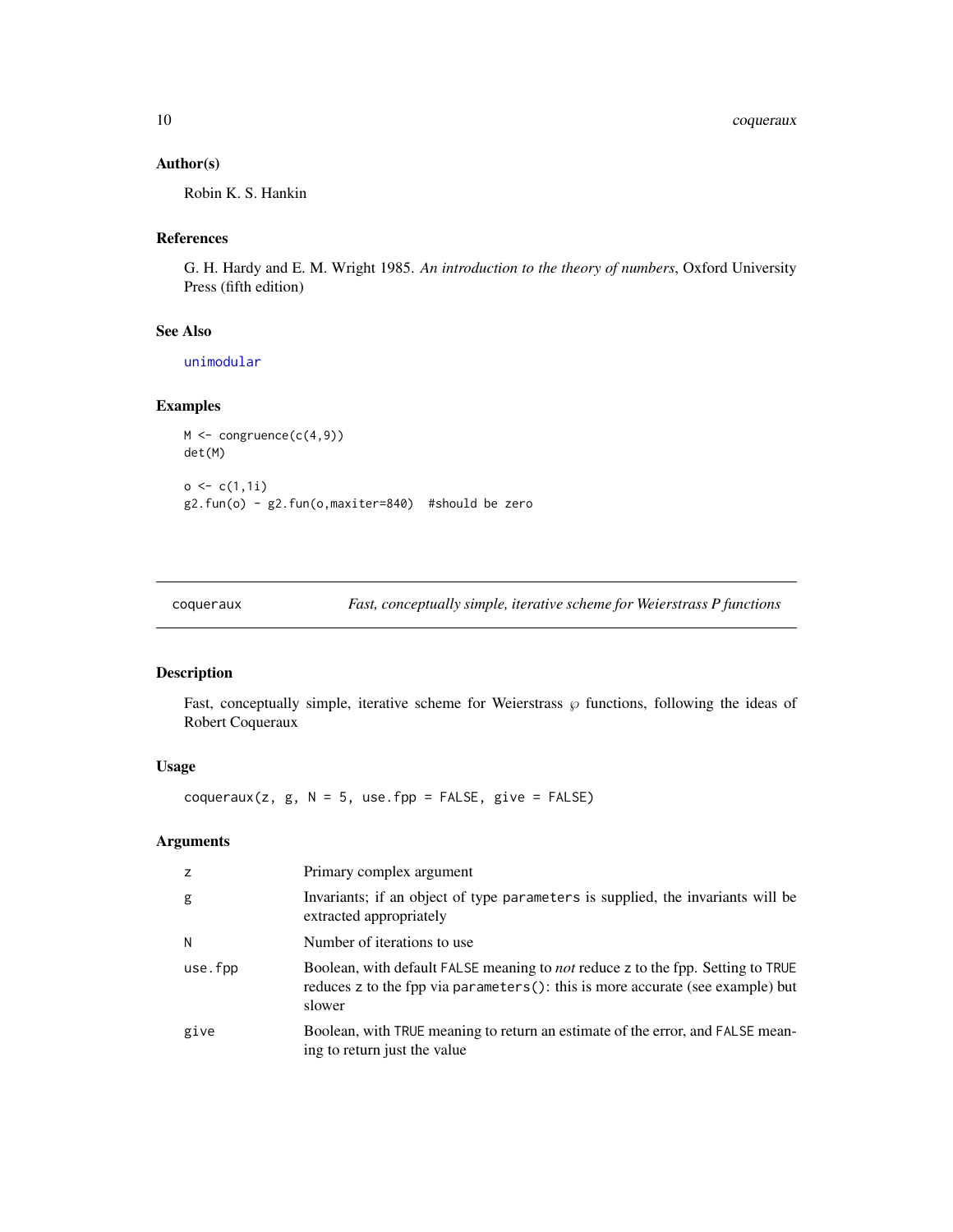### Author(s)

Robin K. S. Hankin

### References

G. H. Hardy and E. M. Wright 1985. *An introduction to the theory of numbers*, Oxford University Press (fifth edition)

### See Also

unimodular

### Examples

```
M <- congruence(c(4,9))
det(M)

o <- c(1,1i)
g2.fun(o) - g2.fun(o,maxiter=840)  #should be zero
```

---

## coqueraux — *Fast, conceptually simple, iterative scheme for Weierstrass P functions*

### Description

Fast, conceptually simple, iterative scheme for Weierstrass $\wp$ functions, following the ideas of Robert Coqueraux

### Usage

```
coqueraux(z, g, N = 5, use.fpp = FALSE, give = FALSE)
```

### Arguments

| | |
|---|---|
| `z` | Primary complex argument |
| `g` | Invariants; if an object of type `parameters` is supplied, the invariants will be extracted appropriately |
| `N` | Number of iterations to use |
| `use.fpp` | Boolean, with default `FALSE` meaning to *not* reduce `z` to the fpp. Setting to `TRUE` reduces `z` to the fpp via `parameters()`: this is more accurate (see example) but slower |
| `give` | Boolean, with `TRUE` meaning to return an estimate of the error, and `FALSE` meaning to return just the value |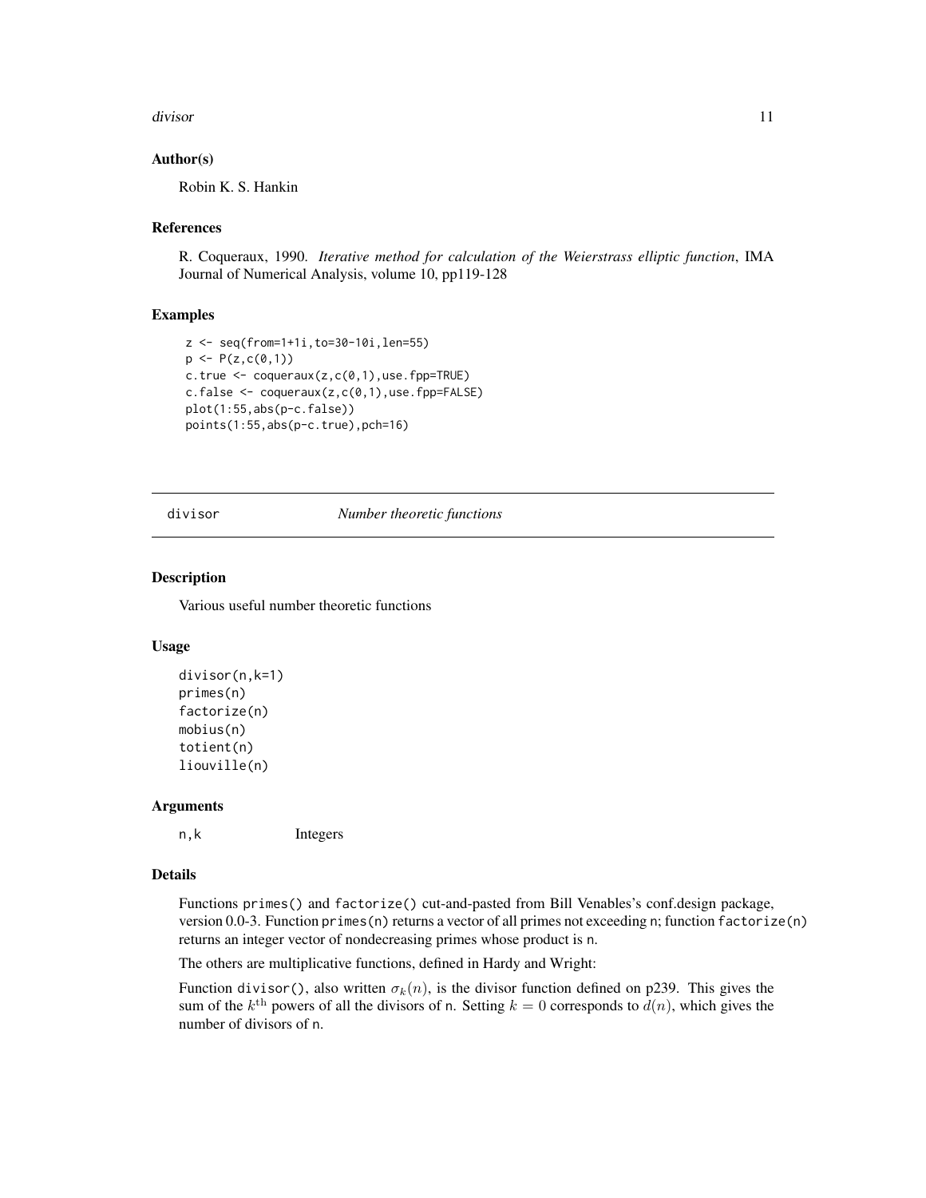### Author(s)

Robin K. S. Hankin

### References

R. Coqueraux, 1990. *Iterative method for calculation of the Weierstrass elliptic function*, IMA Journal of Numerical Analysis, volume 10, pp119-128

### Examples

```
z <- seq(from=1+1i,to=30-10i,len=55)
p <- P(z,c(0,1))
c.true <- coqueraux(z,c(0,1),use.fpp=TRUE)
c.false <- coqueraux(z,c(0,1),use.fpp=FALSE)
plot(1:55,abs(p-c.false))
points(1:55,abs(p-c.true),pch=16)
```

---

## divisor *Number theoretic functions*

---

### Description

Various useful number theoretic functions

### Usage

```
divisor(n,k=1)
primes(n)
factorize(n)
mobius(n)
totient(n)
liouville(n)
```

### Arguments

| | |
|---|---|
| n,k | Integers |

### Details

Functions `primes()` and `factorize()` cut-and-pasted from Bill Venables's conf.design package, version 0.0-3. Function `primes(n)` returns a vector of all primes not exceeding `n`; function `factorize(n)` returns an integer vector of nondecreasing primes whose product is `n`.

The others are multiplicative functions, defined in Hardy and Wright:

Function `divisor()`, also written $\sigma_k(n)$, is the divisor function defined on p239. This gives the sum of the $k^{\mathrm{th}}$ powers of all the divisors of `n`. Setting $k = 0$ corresponds to $d(n)$, which gives the number of divisors of `n`.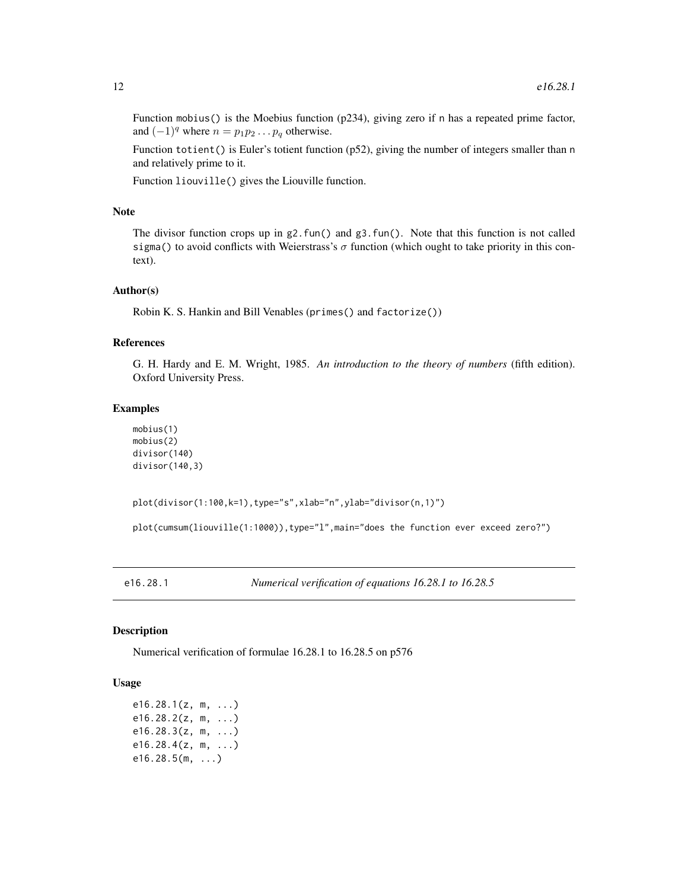Function mobius() is the Moebius function (p234), giving zero if n has a repeated prime factor, and $(-1)^q$ where $n = p_1 p_2 \dots p_q$ otherwise.

Function totient() is Euler's totient function (p52), giving the number of integers smaller than n and relatively prime to it.

Function liouville() gives the Liouville function.

### Note

The divisor function crops up in g2.fun() and g3.fun(). Note that this function is not called sigma() to avoid conflicts with Weierstrass's $\sigma$ function (which ought to take priority in this context).

### Author(s)

Robin K. S. Hankin and Bill Venables (primes() and factorize())

### References

G. H. Hardy and E. M. Wright, 1985. *An introduction to the theory of numbers* (fifth edition). Oxford University Press.

### Examples

```
mobius(1)
mobius(2)
divisor(140)
divisor(140,3)


plot(divisor(1:100,k=1),type="s",xlab="n",ylab="divisor(n,1)")

plot(cumsum(liouville(1:1000)),type="l",main="does the function ever exceed zero?")
```

---

## e16.28.1 — *Numerical verification of equations 16.28.1 to 16.28.5*

### Description

Numerical verification of formulae 16.28.1 to 16.28.5 on p576

### Usage

```
e16.28.1(z, m, ...)
e16.28.2(z, m, ...)
e16.28.3(z, m, ...)
e16.28.4(z, m, ...)
e16.28.5(m, ...)
```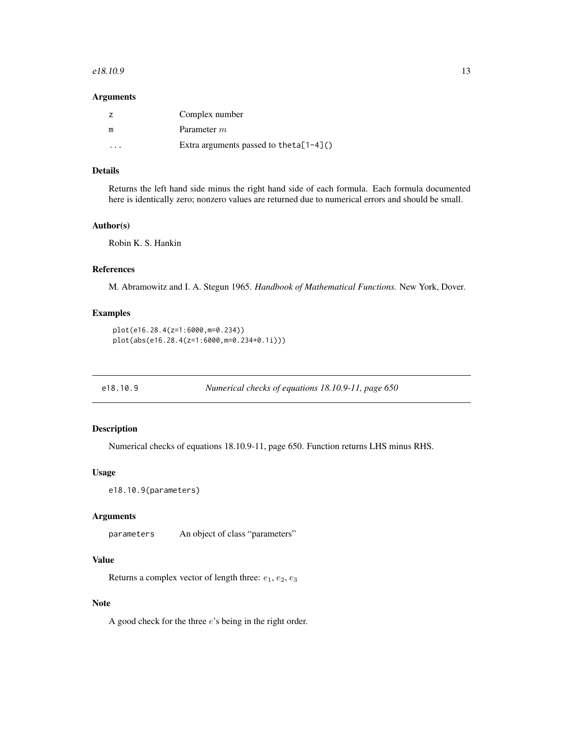### Arguments

| | |
|---|---|
| z | Complex number |
| m | Parameter $m$ |
| ... | Extra arguments passed to theta[1-4]() |

### Details

Returns the left hand side minus the right hand side of each formula. Each formula documented here is identically zero; nonzero values are returned due to numerical errors and should be small.

### Author(s)

Robin K. S. Hankin

### References

M. Abramowitz and I. A. Stegun 1965. *Handbook of Mathematical Functions.* New York, Dover.

### Examples

```
plot(e16.28.4(z=1:6000,m=0.234))
plot(abs(e16.28.4(z=1:6000,m=0.234+0.1i)))
```

---

## e18.10.9 — *Numerical checks of equations 18.10.9-11, page 650*

---

### Description

Numerical checks of equations 18.10.9-11, page 650. Function returns LHS minus RHS.

### Usage

```
e18.10.9(parameters)
```

### Arguments

| | |
|---|---|
| parameters | An object of class "parameters" |

### Value

Returns a complex vector of length three: $e_1$, $e_2$, $e_3$

### Note

A good check for the three $e$'s being in the right order.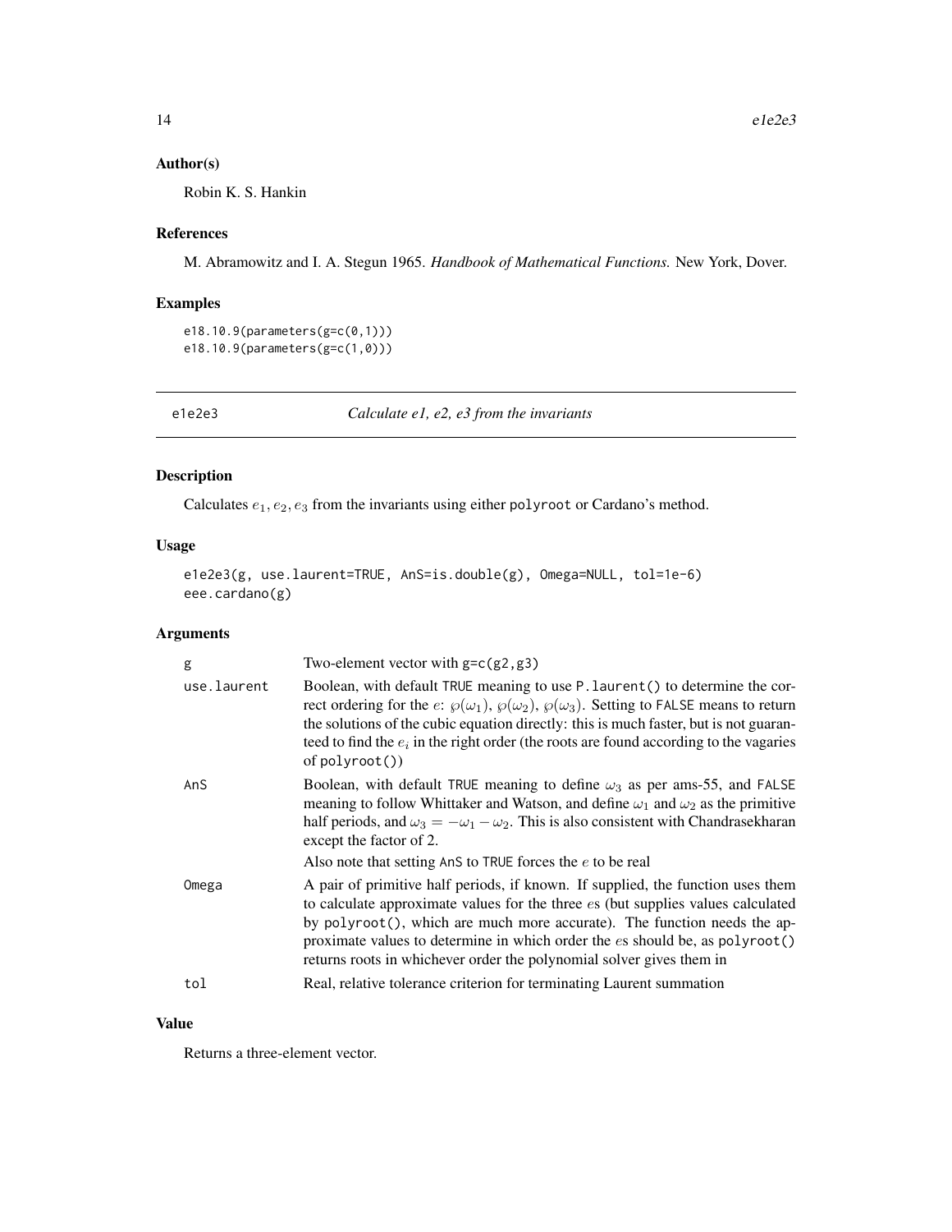### Author(s)

Robin K. S. Hankin

### References

M. Abramowitz and I. A. Stegun 1965. *Handbook of Mathematical Functions.* New York, Dover.

### Examples

```
e18.10.9(parameters(g=c(0,1)))
e18.10.9(parameters(g=c(1,0)))
```

---

## e1e2e3 *Calculate e1, e2, e3 from the invariants*

### Description

Calculates $e_1, e_2, e_3$ from the invariants using either polyroot or Cardano's method.

### Usage

```
e1e2e3(g, use.laurent=TRUE, AnS=is.double(g), Omega=NULL, tol=1e-6)
eee.cardano(g)
```

### Arguments

| | |
|---|---|
| g | Two-element vector with g=c(g2,g3) |
| use.laurent | Boolean, with default TRUE meaning to use P.laurent() to determine the correct ordering for the $e$: $\wp(\omega_1)$, $\wp(\omega_2)$, $\wp(\omega_3)$. Setting to FALSE means to return the solutions of the cubic equation directly: this is much faster, but is not guaranteed to find the $e_i$ in the right order (the roots are found according to the vagaries of polyroot()) |
| AnS | Boolean, with default TRUE meaning to define $\omega_3$ as per ams-55, and FALSE meaning to follow Whittaker and Watson, and define $\omega_1$ and $\omega_2$ as the primitive half periods, and $\omega_3 = -\omega_1 - \omega_2$. This is also consistent with Chandrasekharan except the factor of 2. Also note that setting AnS to TRUE forces the $e$ to be real |
| Omega | A pair of primitive half periods, if known. If supplied, the function uses them to calculate approximate values for the three $e$s (but supplies values calculated by polyroot(), which are much more accurate). The function needs the approximate values to determine in which order the $e$s should be, as polyroot() returns roots in whichever order the polynomial solver gives them in |
| tol | Real, relative tolerance criterion for terminating Laurent summation |

### Value

Returns a three-element vector.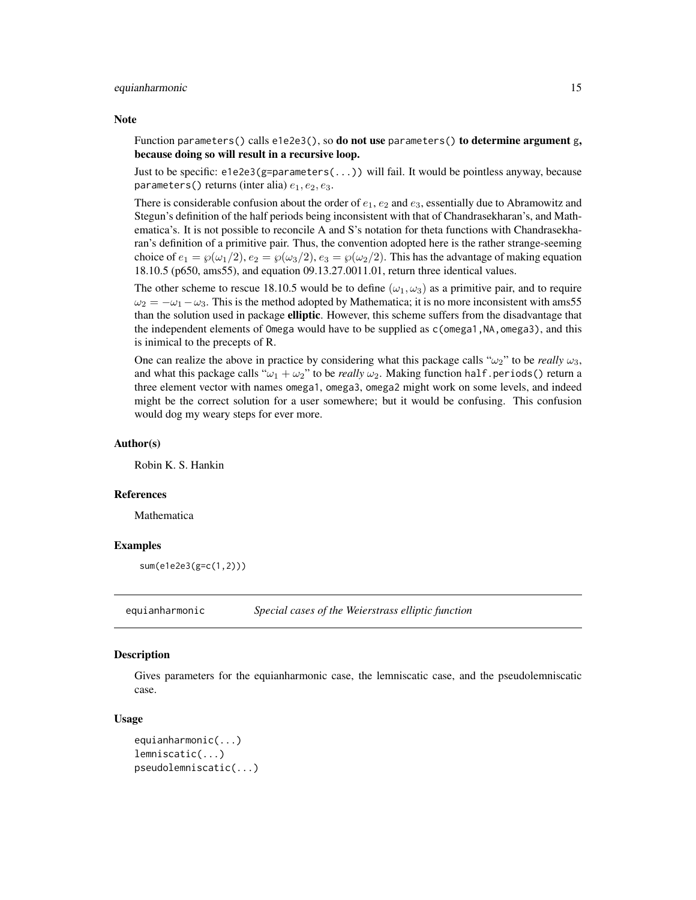### Note

Function `parameters()` calls `e1e2e3()`, so **do not use** `parameters()` **to determine argument** `g`**, because doing so will result in a recursive loop.**

Just to be specific: `e1e2e3(g=parameters(...))` will fail. It would be pointless anyway, because `parameters()` returns (inter alia) $e_1, e_2, e_3$.

There is considerable confusion about the order of $e_1$, $e_2$ and $e_3$, essentially due to Abramowitz and Stegun's definition of the half periods being inconsistent with that of Chandrasekharan's, and Mathematica's. It is not possible to reconcile A and S's notation for theta functions with Chandrasekharan's definition of a primitive pair. Thus, the convention adopted here is the rather strange-seeming choice of $e_1 = \wp(\omega_1/2)$, $e_2 = \wp(\omega_3/2)$, $e_3 = \wp(\omega_2/2)$. This has the advantage of making equation 18.10.5 (p650, ams55), and equation 09.13.27.0011.01, return three identical values.

The other scheme to rescue 18.10.5 would be to define $(\omega_1, \omega_3)$ as a primitive pair, and to require $\omega_2 = -\omega_1 - \omega_3$. This is the method adopted by Mathematica; it is no more inconsistent with ams55 than the solution used in package **elliptic**. However, this scheme suffers from the disadvantage that the independent elements of `Omega` would have to be supplied as `c(omega1,NA,omega3)`, and this is inimical to the precepts of R.

One can realize the above in practice by considering what this package calls "$\omega_2$" to be *really* $\omega_3$, and what this package calls "$\omega_1 + \omega_2$" to be *really* $\omega_2$. Making function `half.periods()` return a three element vector with names `omega1`, `omega3`, `omega2` might work on some levels, and indeed might be the correct solution for a user somewhere; but it would be confusing. This confusion would dog my weary steps for ever more.

### Author(s)

Robin K. S. Hankin

### References

Mathematica

### Examples

```
sum(e1e2e3(g=c(1,2)))
```

---

## equianharmonic — *Special cases of the Weierstrass elliptic function*

### Description

Gives parameters for the equianharmonic case, the lemniscatic case, and the pseudolemniscatic case.

### Usage

```
equianharmonic(...)
lemniscatic(...)
pseudolemniscatic(...)
```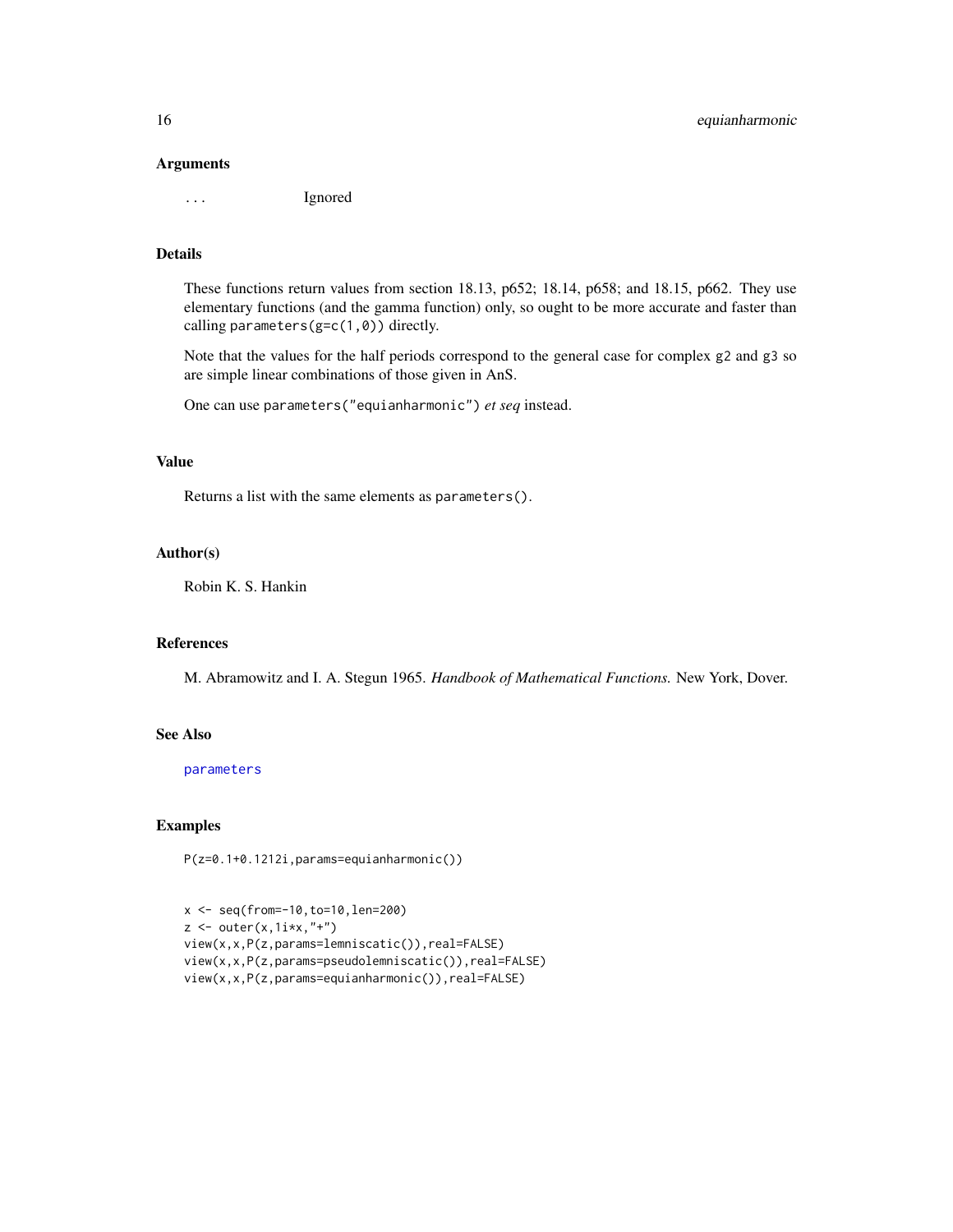## Arguments

`...` Ignored

## Details

These functions return values from section 18.13, p652; 18.14, p658; and 18.15, p662. They use elementary functions (and the gamma function) only, so ought to be more accurate and faster than calling `parameters(g=c(1,0))` directly.

Note that the values for the half periods correspond to the general case for complex `g2` and `g3` so are simple linear combinations of those given in AnS.

One can use `parameters("equianharmonic")` *et seq* instead.

## Value

Returns a list with the same elements as `parameters()`.

## Author(s)

Robin K. S. Hankin

## References

M. Abramowitz and I. A. Stegun 1965. *Handbook of Mathematical Functions.* New York, Dover.

## See Also

parameters

## Examples

```
P(z=0.1+0.1212i,params=equianharmonic())


x <- seq(from=-10,to=10,len=200)
z <- outer(x,1i*x,"+")
view(x,x,P(z,params=lemniscatic()),real=FALSE)
view(x,x,P(z,params=pseudolemniscatic()),real=FALSE)
view(x,x,P(z,params=equianharmonic()),real=FALSE)
```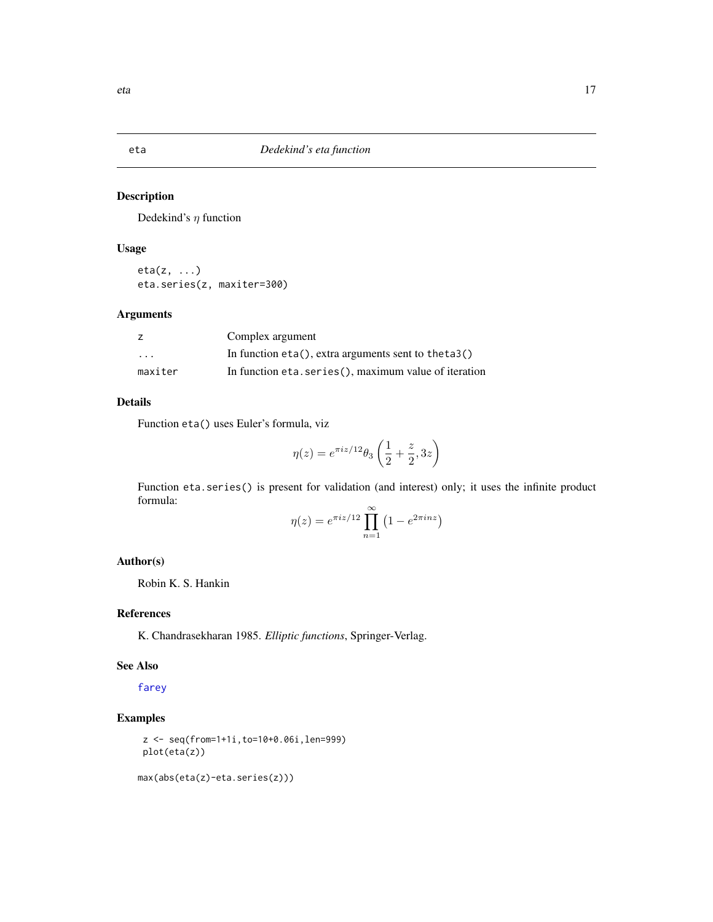# eta — *Dedekind's eta function*

## Description

Dedekind's $\eta$ function

## Usage

```
eta(z, ...)
eta.series(z, maxiter=300)
```

## Arguments

| | |
|---|---|
| `z` | Complex argument |
| `...` | In function `eta()`, extra arguments sent to `theta3()` |
| `maxiter` | In function `eta.series()`, maximum value of iteration |

## Details

Function `eta()` uses Euler's formula, viz

$$\eta(z) = e^{\pi iz/12}\theta_3\left(\frac{1}{2}+\frac{z}{2}, 3z\right)$$

Function `eta.series()` is present for validation (and interest) only; it uses the infinite product formula:

$$\eta(z) = e^{\pi iz/12}\prod_{n=1}^{\infty}\left(1-e^{2\pi inz}\right)$$

## Author(s)

Robin K. S. Hankin

## References

K. Chandrasekharan 1985. *Elliptic functions*, Springer-Verlag.

## See Also

farey

## Examples

```
 z <- seq(from=1+1i,to=10+0.06i,len=999)
 plot(eta(z))

max(abs(eta(z)-eta.series(z)))
```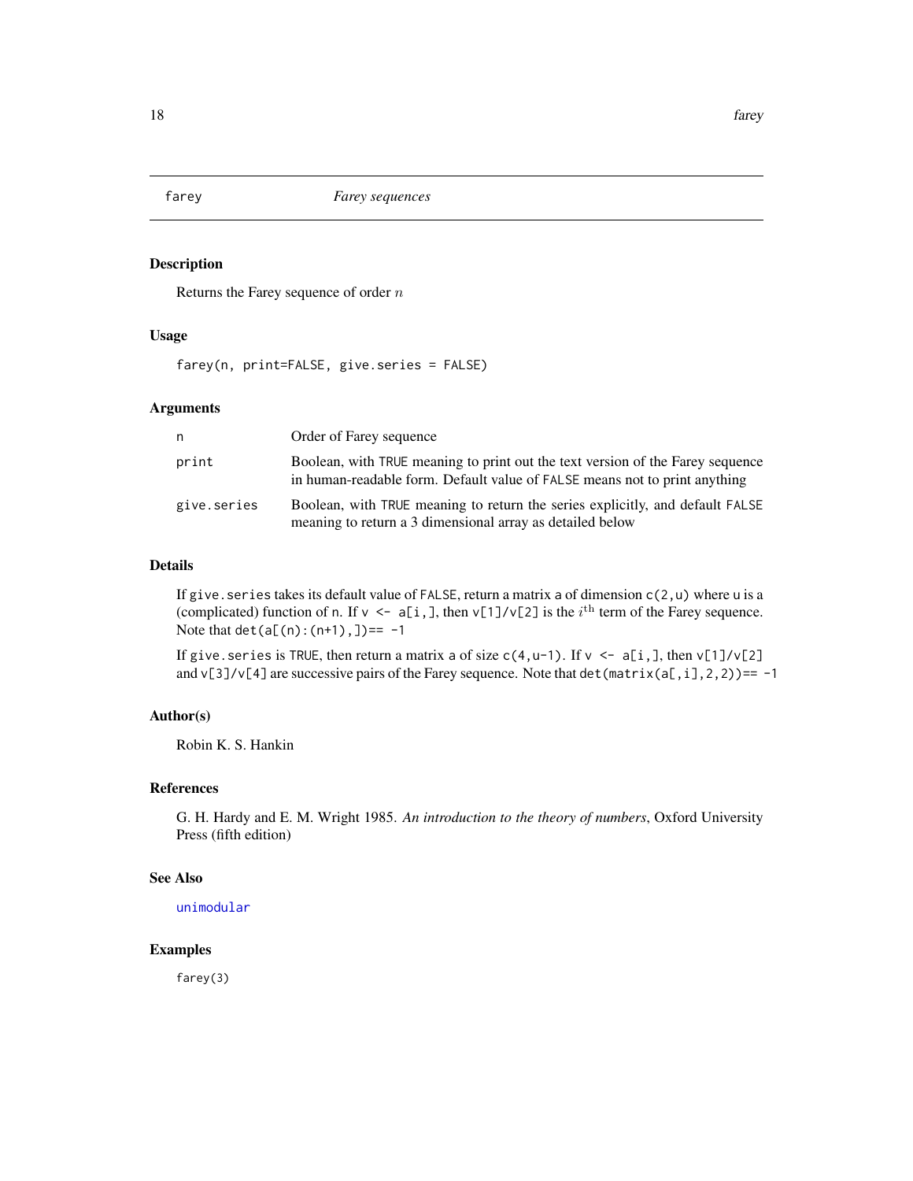farey *Farey sequences*

## Description

Returns the Farey sequence of order $n$

## Usage

```
farey(n, print=FALSE, give.series = FALSE)
```

## Arguments

| | |
|---|---|
| `n` | Order of Farey sequence |
| `print` | Boolean, with `TRUE` meaning to print out the text version of the Farey sequence in human-readable form. Default value of `FALSE` means not to print anything |
| `give.series` | Boolean, with `TRUE` meaning to return the series explicitly, and default `FALSE` meaning to return a 3 dimensional array as detailed below |

## Details

If `give.series` takes its default value of `FALSE`, return a matrix `a` of dimension `c(2,u)` where `u` is a (complicated) function of `n`. If `v <- a[i,]`, then `v[1]/v[2]` is the $i^{\mathrm{th}}$ term of the Farey sequence. Note that `det(a[(n):(n+1),])== -1`

If `give.series` is `TRUE`, then return a matrix `a` of size `c(4,u-1)`. If `v <- a[i,]`, then `v[1]/v[2]` and `v[3]/v[4]` are successive pairs of the Farey sequence. Note that `det(matrix(a[,i],2,2))== -1`

## Author(s)

Robin K. S. Hankin

## References

G. H. Hardy and E. M. Wright 1985. *An introduction to the theory of numbers*, Oxford University Press (fifth edition)

## See Also

`unimodular`

## Examples

```
farey(3)
```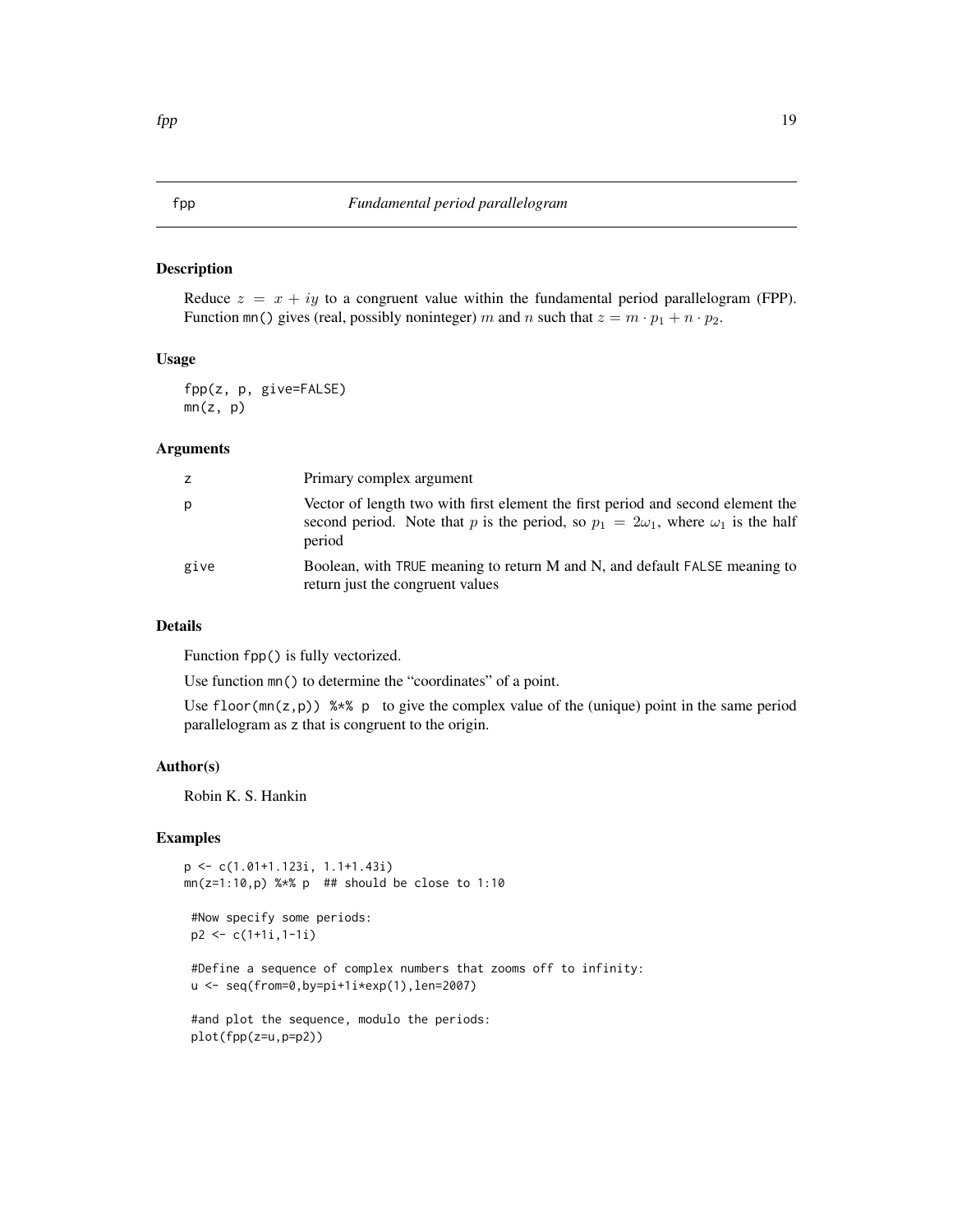# fpp — *Fundamental period parallelogram*

## Description

Reduce $z = x + iy$ to a congruent value within the fundamental period parallelogram (FPP). Function `mn()` gives (real, possibly noninteger) $m$ and $n$ such that $z = m \cdot p_1 + n \cdot p_2$.

## Usage

```
fpp(z, p, give=FALSE)
mn(z, p)
```

## Arguments

| | |
|---|---|
| `z` | Primary complex argument |
| `p` | Vector of length two with first element the first period and second element the second period. Note that $p$ is the period, so $p_1 = 2\omega_1$, where $\omega_1$ is the half period |
| `give` | Boolean, with `TRUE` meaning to return M and N, and default `FALSE` meaning to return just the congruent values |

## Details

Function `fpp()` is fully vectorized.

Use function `mn()` to determine the "coordinates" of a point.

Use `floor(mn(z,p)) %*% p` to give the complex value of the (unique) point in the same period parallelogram as `z` that is congruent to the origin.

## Author(s)

Robin K. S. Hankin

## Examples

```
p <- c(1.01+1.123i, 1.1+1.43i)
mn(z=1:10,p) %*% p  ## should be close to 1:10

 #Now specify some periods:
 p2 <- c(1+1i,1-1i)

 #Define a sequence of complex numbers that zooms off to infinity:
 u <- seq(from=0,by=pi+1i*exp(1),len=2007)

 #and plot the sequence, modulo the periods:
 plot(fpp(z=u,p=p2))
```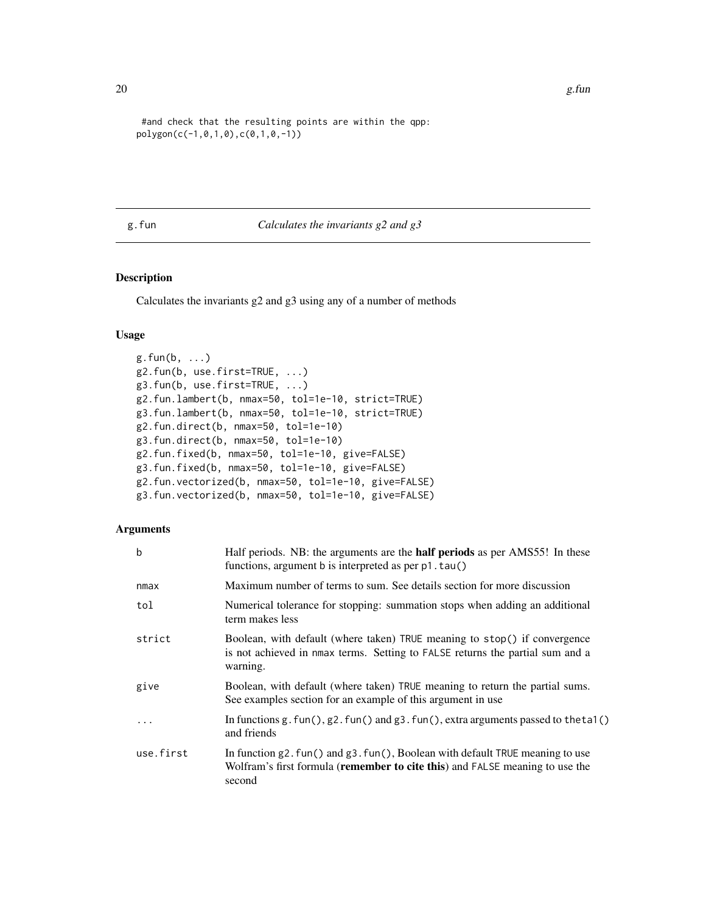```
 #and check that the resulting points are within the qpp:
polygon(c(-1,0,1,0),c(0,1,0,-1))
```

## g.fun — *Calculates the invariants g2 and g3*

### Description

Calculates the invariants g2 and g3 using any of a number of methods

### Usage

```
g.fun(b, ...)
g2.fun(b, use.first=TRUE, ...)
g3.fun(b, use.first=TRUE, ...)
g2.fun.lambert(b, nmax=50, tol=1e-10, strict=TRUE)
g3.fun.lambert(b, nmax=50, tol=1e-10, strict=TRUE)
g2.fun.direct(b, nmax=50, tol=1e-10)
g3.fun.direct(b, nmax=50, tol=1e-10)
g2.fun.fixed(b, nmax=50, tol=1e-10, give=FALSE)
g3.fun.fixed(b, nmax=50, tol=1e-10, give=FALSE)
g2.fun.vectorized(b, nmax=50, tol=1e-10, give=FALSE)
g3.fun.vectorized(b, nmax=50, tol=1e-10, give=FALSE)
```

### Arguments

| | |
|---|---|
| `b` | Half periods. NB: the arguments are the **half periods** as per AMS55! In these functions, argument `b` is interpreted as per `p1.tau()` |
| `nmax` | Maximum number of terms to sum. See details section for more discussion |
| `tol` | Numerical tolerance for stopping: summation stops when adding an additional term makes less |
| `strict` | Boolean, with default (where taken) `TRUE` meaning to `stop()` if convergence is not achieved in `nmax` terms. Setting to `FALSE` returns the partial sum and a warning. |
| `give` | Boolean, with default (where taken) `TRUE` meaning to return the partial sums. See examples section for an example of this argument in use |
| `...` | In functions `g.fun()`, `g2.fun()` and `g3.fun()`, extra arguments passed to `theta1()` and friends |
| `use.first` | In function `g2.fun()` and `g3.fun()`, Boolean with default `TRUE` meaning to use Wolfram's first formula (**remember to cite this**) and `FALSE` meaning to use the second |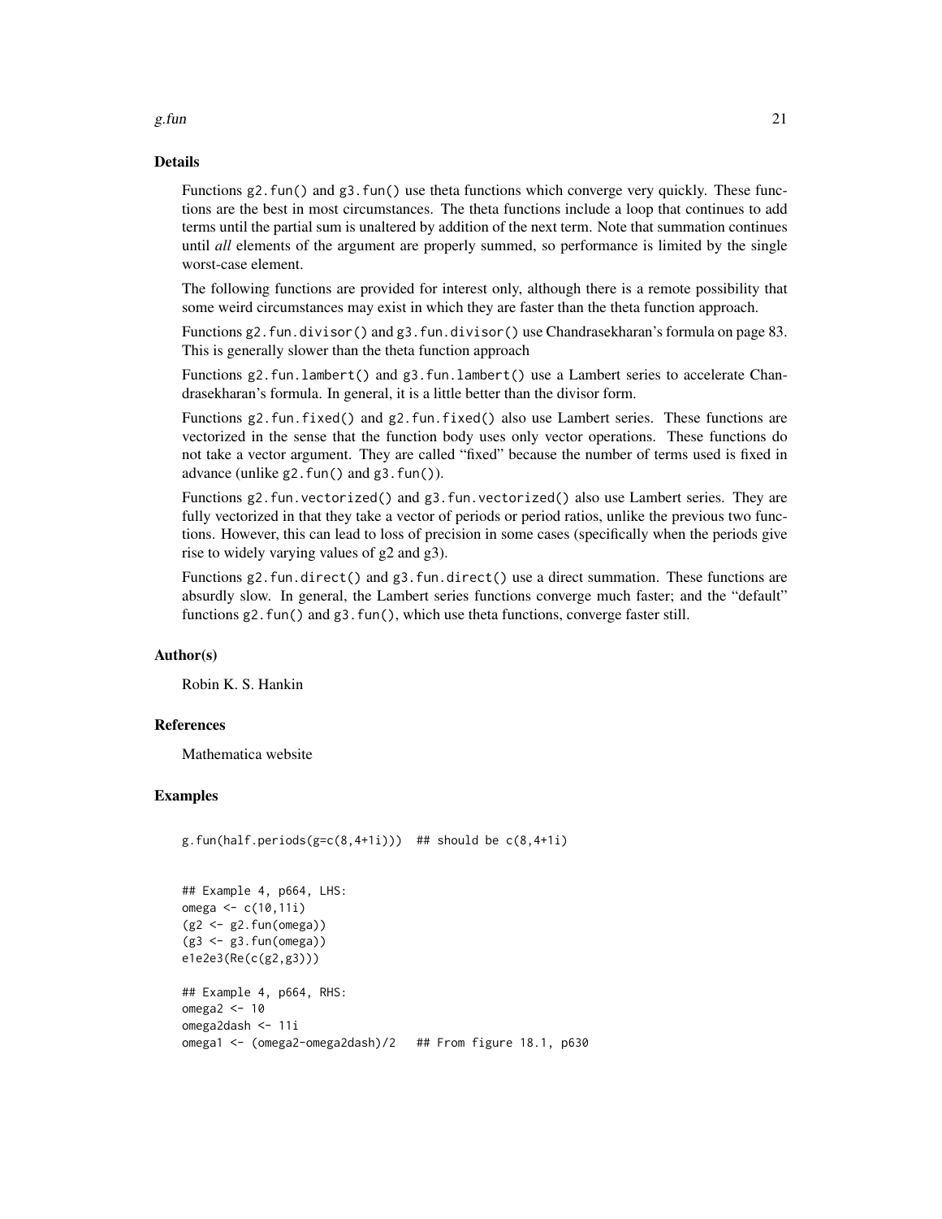## Details

Functions `g2.fun()` and `g3.fun()` use theta functions which converge very quickly. These functions are the best in most circumstances. The theta functions include a loop that continues to add terms until the partial sum is unaltered by addition of the next term. Note that summation continues until *all* elements of the argument are properly summed, so performance is limited by the single worst-case element.

The following functions are provided for interest only, although there is a remote possibility that some weird circumstances may exist in which they are faster than the theta function approach.

Functions `g2.fun.divisor()` and `g3.fun.divisor()` use Chandrasekharan's formula on page 83. This is generally slower than the theta function approach

Functions `g2.fun.lambert()` and `g3.fun.lambert()` use a Lambert series to accelerate Chandrasekharan's formula. In general, it is a little better than the divisor form.

Functions `g2.fun.fixed()` and `g2.fun.fixed()` also use Lambert series. These functions are vectorized in the sense that the function body uses only vector operations. These functions do not take a vector argument. They are called "fixed" because the number of terms used is fixed in advance (unlike `g2.fun()` and `g3.fun()`).

Functions `g2.fun.vectorized()` and `g3.fun.vectorized()` also use Lambert series. They are fully vectorized in that they take a vector of periods or period ratios, unlike the previous two functions. However, this can lead to loss of precision in some cases (specifically when the periods give rise to widely varying values of g2 and g3).

Functions `g2.fun.direct()` and `g3.fun.direct()` use a direct summation. These functions are absurdly slow. In general, the Lambert series functions converge much faster; and the "default" functions `g2.fun()` and `g3.fun()`, which use theta functions, converge faster still.

## Author(s)

Robin K. S. Hankin

## References

Mathematica website

## Examples

```
g.fun(half.periods(g=c(8,4+1i)))  ## should be c(8,4+1i)


## Example 4, p664, LHS:
omega <- c(10,11i)
(g2 <- g2.fun(omega))
(g3 <- g3.fun(omega))
e1e2e3(Re(c(g2,g3)))

## Example 4, p664, RHS:
omega2 <- 10
omega2dash <- 11i
omega1 <- (omega2-omega2dash)/2   ## From figure 18.1, p630
```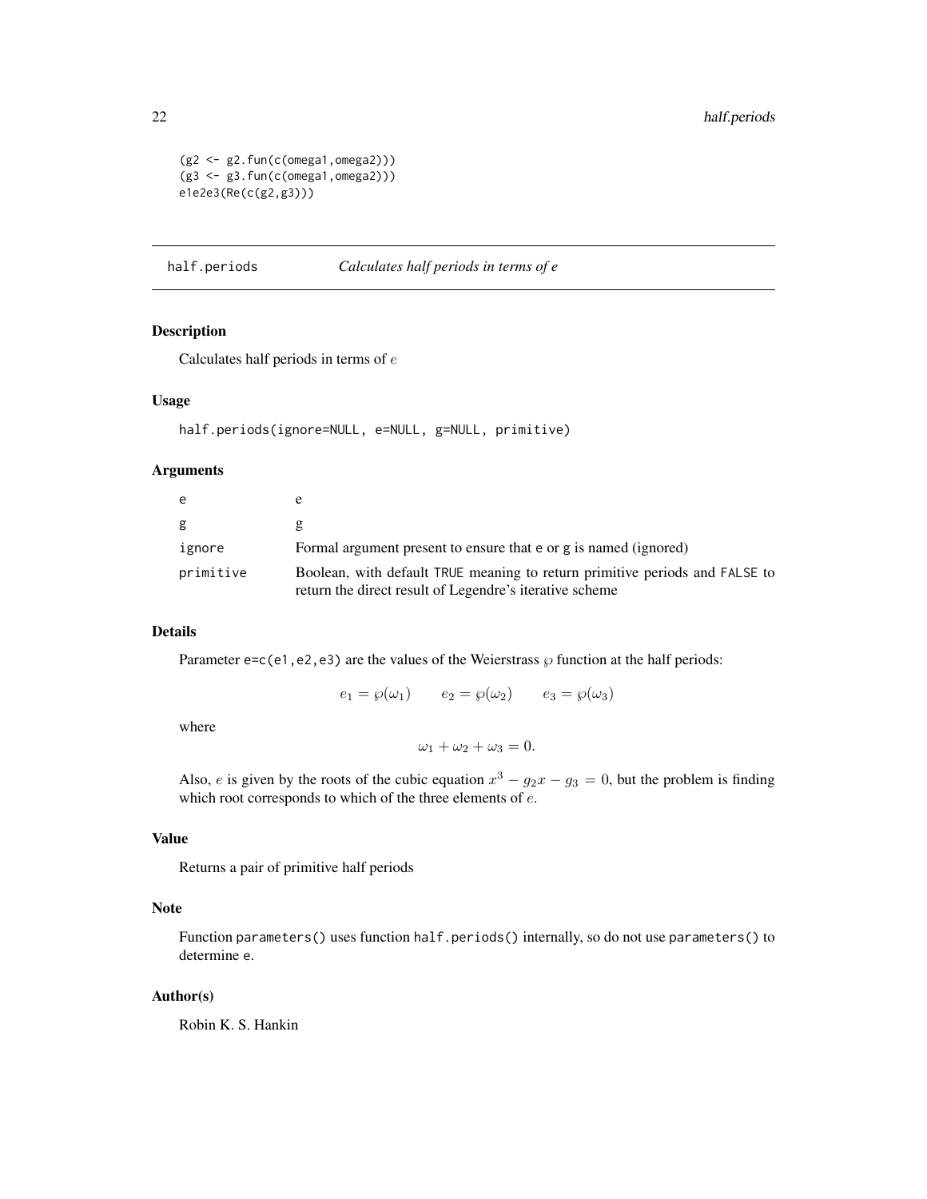```
(g2 <- g2.fun(c(omega1,omega2)))
(g3 <- g3.fun(c(omega1,omega2)))
e1e2e3(Re(c(g2,g3)))
```

---

## half.periods *Calculates half periods in terms of e*

### Description

Calculates half periods in terms of $e$

### Usage

```
half.periods(ignore=NULL, e=NULL, g=NULL, primitive)
```

### Arguments

| | |
|---|---|
| `e` | e |
| `g` | g |
| `ignore` | Formal argument present to ensure that e or g is named (ignored) |
| `primitive` | Boolean, with default TRUE meaning to return primitive periods and FALSE to return the direct result of Legendre's iterative scheme |

### Details

Parameter `e=c(e1,e2,e3)` are the values of the Weierstrass $\wp$ function at the half periods:

$$e_1 = \wp(\omega_1) \qquad e_2 = \wp(\omega_2) \qquad e_3 = \wp(\omega_3)$$

where

$$\omega_1 + \omega_2 + \omega_3 = 0.$$

Also, $e$ is given by the roots of the cubic equation $x^3 - g_2 x - g_3 = 0$, but the problem is finding which root corresponds to which of the three elements of $e$.

### Value

Returns a pair of primitive half periods

### Note

Function `parameters()` uses function `half.periods()` internally, so do not use `parameters()` to determine `e`.

### Author(s)

Robin K. S. Hankin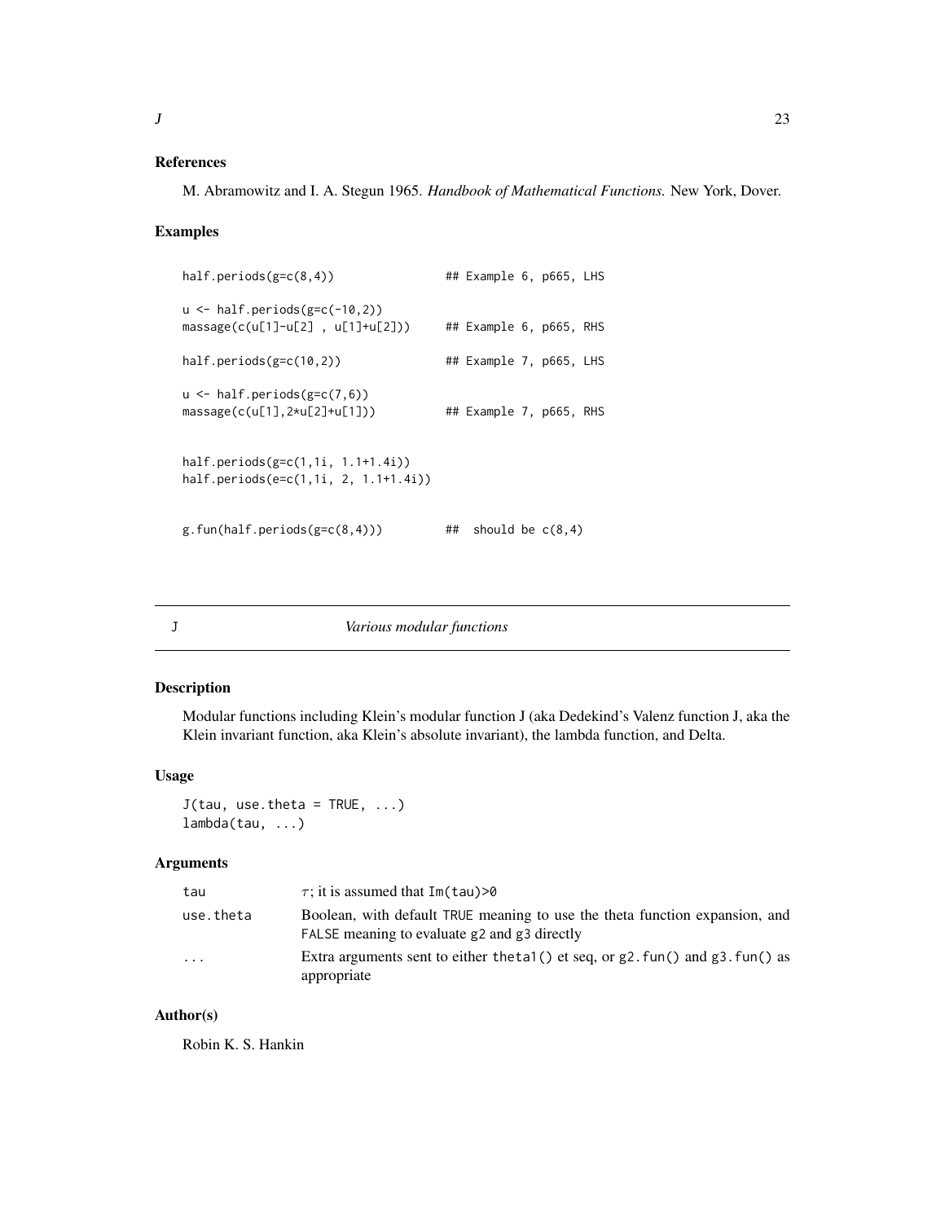## References

M. Abramowitz and I. A. Stegun 1965. *Handbook of Mathematical Functions.* New York, Dover.

## Examples

```
half.periods(g=c(8,4))               ## Example 6, p665, LHS

u <- half.periods(g=c(-10,2))
massage(c(u[1]-u[2] , u[1]+u[2]))    ## Example 6, p665, RHS

half.periods(g=c(10,2))              ## Example 7, p665, LHS

u <- half.periods(g=c(7,6))
massage(c(u[1],2*u[2]+u[1]))         ## Example 7, p665, RHS


half.periods(g=c(1,1i, 1.1+1.4i))
half.periods(e=c(1,1i, 2, 1.1+1.4i))


g.fun(half.periods(g=c(8,4)))        ##  should be c(8,4)
```

---

# J — *Various modular functions*

## Description

Modular functions including Klein's modular function J (aka Dedekind's Valenz function J, aka the Klein invariant function, aka Klein's absolute invariant), the lambda function, and Delta.

## Usage

```
J(tau, use.theta = TRUE, ...)
lambda(tau, ...)
```

## Arguments

| | |
|---|---|
| tau | $\tau$; it is assumed that `Im(tau)>0` |
| use.theta | Boolean, with default `TRUE` meaning to use the theta function expansion, and `FALSE` meaning to evaluate `g2` and `g3` directly |
| ... | Extra arguments sent to either `theta1()` et seq, or `g2.fun()` and `g3.fun()` as appropriate |

## Author(s)

Robin K. S. Hankin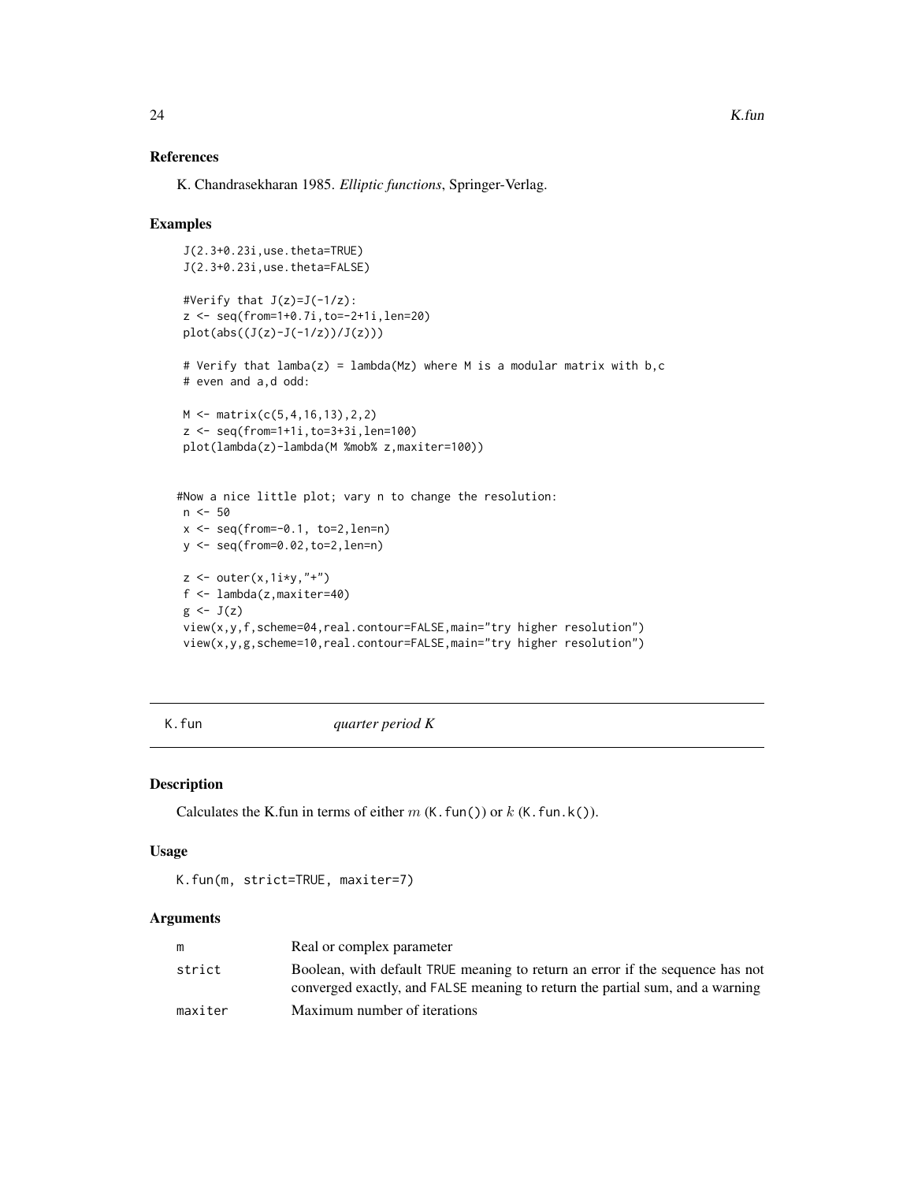## References

K. Chandrasekharan 1985. *Elliptic functions*, Springer-Verlag.

## Examples

```
J(2.3+0.23i,use.theta=TRUE)
J(2.3+0.23i,use.theta=FALSE)

#Verify that J(z)=J(-1/z):
z <- seq(from=1+0.7i,to=-2+1i,len=20)
plot(abs((J(z)-J(-1/z))/J(z)))

# Verify that lamba(z) = lambda(Mz) where M is a modular matrix with b,c
# even and a,d odd:

M <- matrix(c(5,4,16,13),2,2)
z <- seq(from=1+1i,to=3+3i,len=100)
plot(lambda(z)-lambda(M %mob% z,maxiter=100))


#Now a nice little plot; vary n to change the resolution:
n <- 50
x <- seq(from=-0.1, to=2,len=n)
y <- seq(from=0.02,to=2,len=n)

z <- outer(x,1i*y,"+")
f <- lambda(z,maxiter=40)
g <- J(z)
view(x,y,f,scheme=04,real.contour=FALSE,main="try higher resolution")
view(x,y,g,scheme=10,real.contour=FALSE,main="try higher resolution")
```

---

# K.fun *quarter period K*

## Description

Calculates the K.fun in terms of either $m$ (K.fun()) or $k$ (K.fun.k()).

## Usage

```
K.fun(m, strict=TRUE, maxiter=7)
```

## Arguments

| | |
|---|---|
| m | Real or complex parameter |
| strict | Boolean, with default TRUE meaning to return an error if the sequence has not converged exactly, and FALSE meaning to return the partial sum, and a warning |
| maxiter | Maximum number of iterations |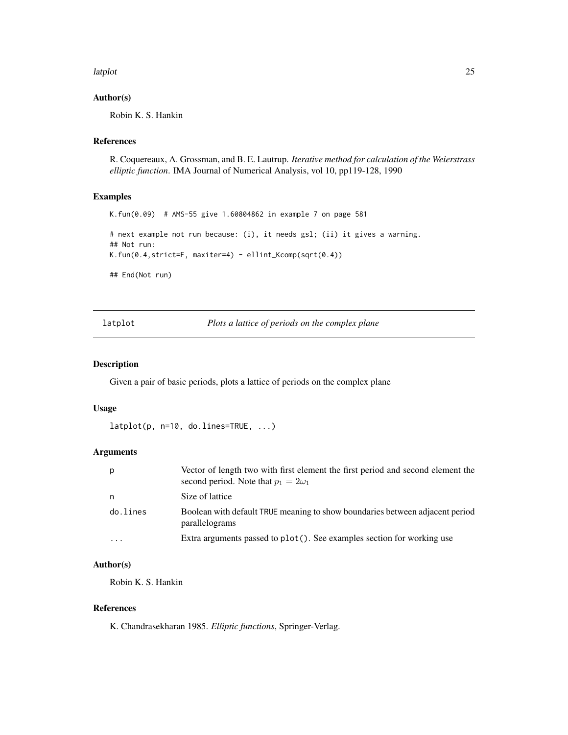### Author(s)

Robin K. S. Hankin

### References

R. Coquereaux, A. Grossman, and B. E. Lautrup. *Iterative method for calculation of the Weierstrass elliptic function*. IMA Journal of Numerical Analysis, vol 10, pp119-128, 1990

### Examples

```
K.fun(0.09)  # AMS-55 give 1.60804862 in example 7 on page 581

# next example not run because: (i), it needs gsl; (ii) it gives a warning.
## Not run:
K.fun(0.4,strict=F, maxiter=4) - ellint_Kcomp(sqrt(0.4))

## End(Not run)
```

---

## latplot — *Plots a lattice of periods on the complex plane*

### Description

Given a pair of basic periods, plots a lattice of periods on the complex plane

### Usage

```
latplot(p, n=10, do.lines=TRUE, ...)
```

### Arguments

| | |
|---|---|
| p | Vector of length two with first element the first period and second element the second period. Note that $p_1 = 2\omega_1$ |
| n | Size of lattice |
| do.lines | Boolean with default TRUE meaning to show boundaries between adjacent period parallelograms |
| ... | Extra arguments passed to plot(). See examples section for working use |

### Author(s)

Robin K. S. Hankin

### References

K. Chandrasekharan 1985. *Elliptic functions*, Springer-Verlag.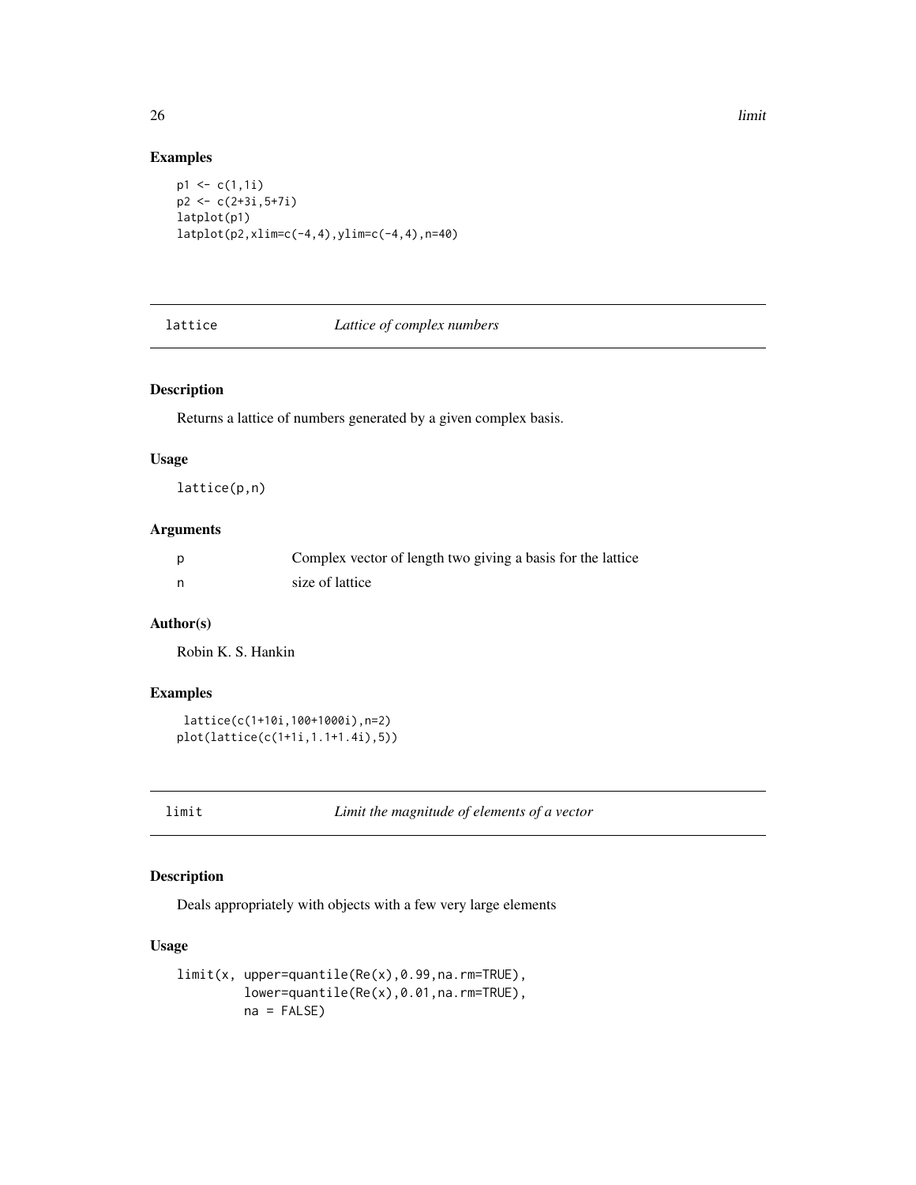## Examples

```
p1 <- c(1,1i)
p2 <- c(2+3i,5+7i)
latplot(p1)
latplot(p2,xlim=c(-4,4),ylim=c(-4,4),n=40)
```

---

## lattice — *Lattice of complex numbers*

### Description

Returns a lattice of numbers generated by a given complex basis.

### Usage

```
lattice(p,n)
```

### Arguments

| | |
|---|---|
| p | Complex vector of length two giving a basis for the lattice |
| n | size of lattice |

### Author(s)

Robin K. S. Hankin

### Examples

```
 lattice(c(1+10i,100+1000i),n=2)
plot(lattice(c(1+1i,1.1+1.4i),5))
```

---

## limit — *Limit the magnitude of elements of a vector*

### Description

Deals appropriately with objects with a few very large elements

### Usage

```
limit(x, upper=quantile(Re(x),0.99,na.rm=TRUE),
         lower=quantile(Re(x),0.01,na.rm=TRUE),
         na = FALSE)
```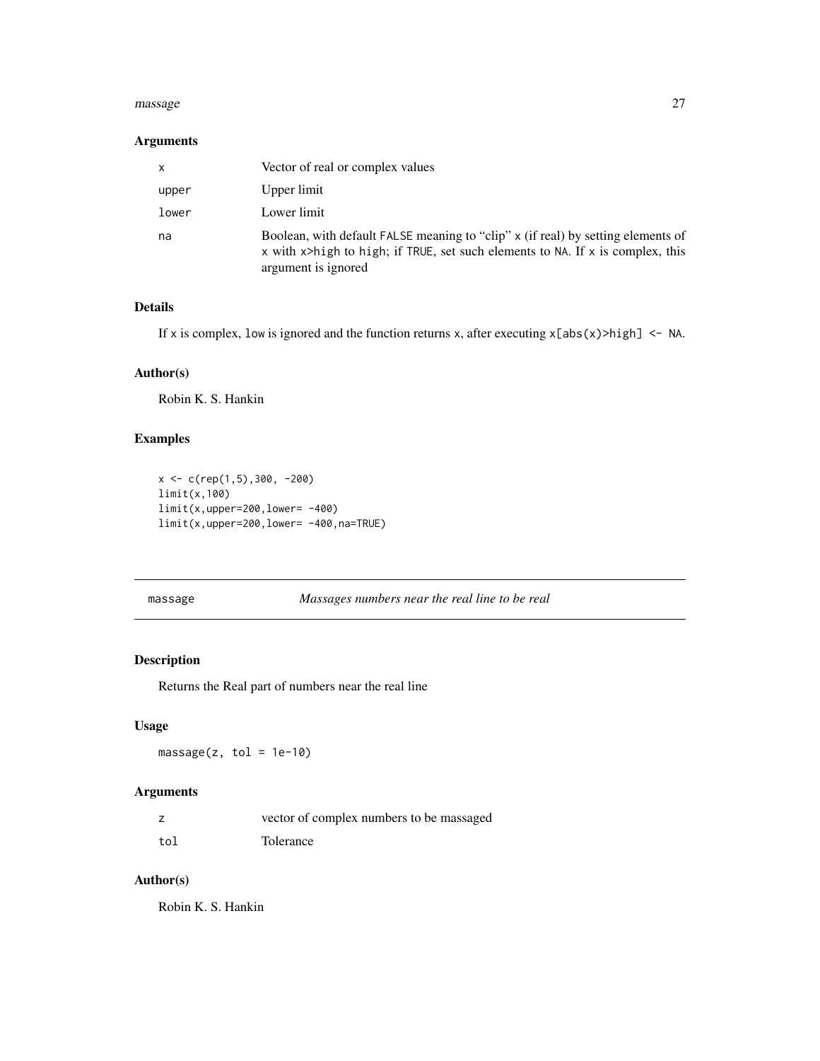### Arguments

| | |
|---|---|
| x | Vector of real or complex values |
| upper | Upper limit |
| lower | Lower limit |
| na | Boolean, with default FALSE meaning to "clip" x (if real) by setting elements of x with x>high to high; if TRUE, set such elements to NA. If x is complex, this argument is ignored |

### Details

If x is complex, low is ignored and the function returns x, after executing x[abs(x)>high] <- NA.

### Author(s)

Robin K. S. Hankin

### Examples

```
x <- c(rep(1,5),300, -200)
limit(x,100)
limit(x,upper=200,lower= -400)
limit(x,upper=200,lower= -400,na=TRUE)
```

---

## massage — *Massages numbers near the real line to be real*

### Description

Returns the Real part of numbers near the real line

### Usage

```
massage(z, tol = 1e-10)
```

### Arguments

| | |
|---|---|
| z | vector of complex numbers to be massaged |
| tol | Tolerance |

### Author(s)

Robin K. S. Hankin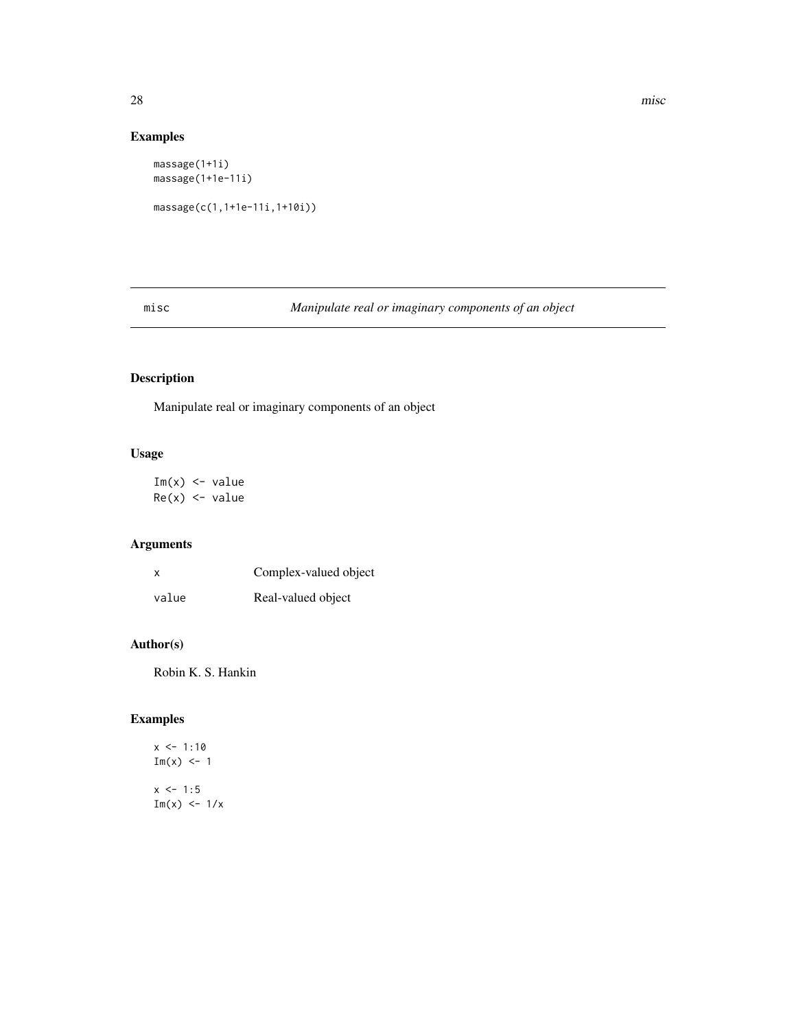## Examples

```
massage(1+1i)
massage(1+1e-11i)

massage(c(1,1+1e-11i,1+10i))
```

---

misc *Manipulate real or imaginary components of an object*

---

## Description

Manipulate real or imaginary components of an object

## Usage

```
Im(x) <- value
Re(x) <- value
```

## Arguments

| | |
|---|---|
| x | Complex-valued object |
| value | Real-valued object |

## Author(s)

Robin K. S. Hankin

## Examples

```
x <- 1:10
Im(x) <- 1

x <- 1:5
Im(x) <- 1/x
```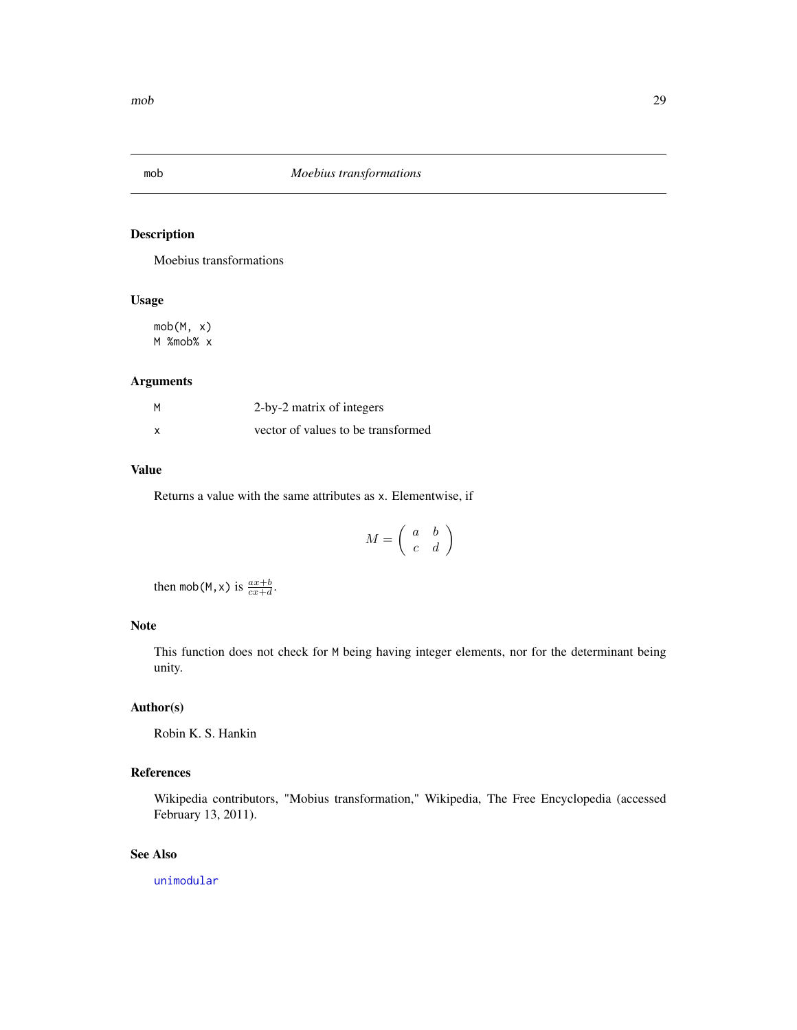# mob — *Moebius transformations*

## Description

Moebius transformations

## Usage

```
mob(M, x)
M %mob% x
```

## Arguments

| | |
|---|---|
| M | 2-by-2 matrix of integers |
| x | vector of values to be transformed |

## Value

Returns a value with the same attributes as x. Elementwise, if

$$M = \begin{pmatrix} a & b \\ c & d \end{pmatrix}$$

then mob(M,x) is $\frac{ax+b}{cx+d}$.

## Note

This function does not check for M being having integer elements, nor for the determinant being unity.

## Author(s)

Robin K. S. Hankin

## References

Wikipedia contributors, "Mobius transformation," Wikipedia, The Free Encyclopedia (accessed February 13, 2011).

## See Also

unimodular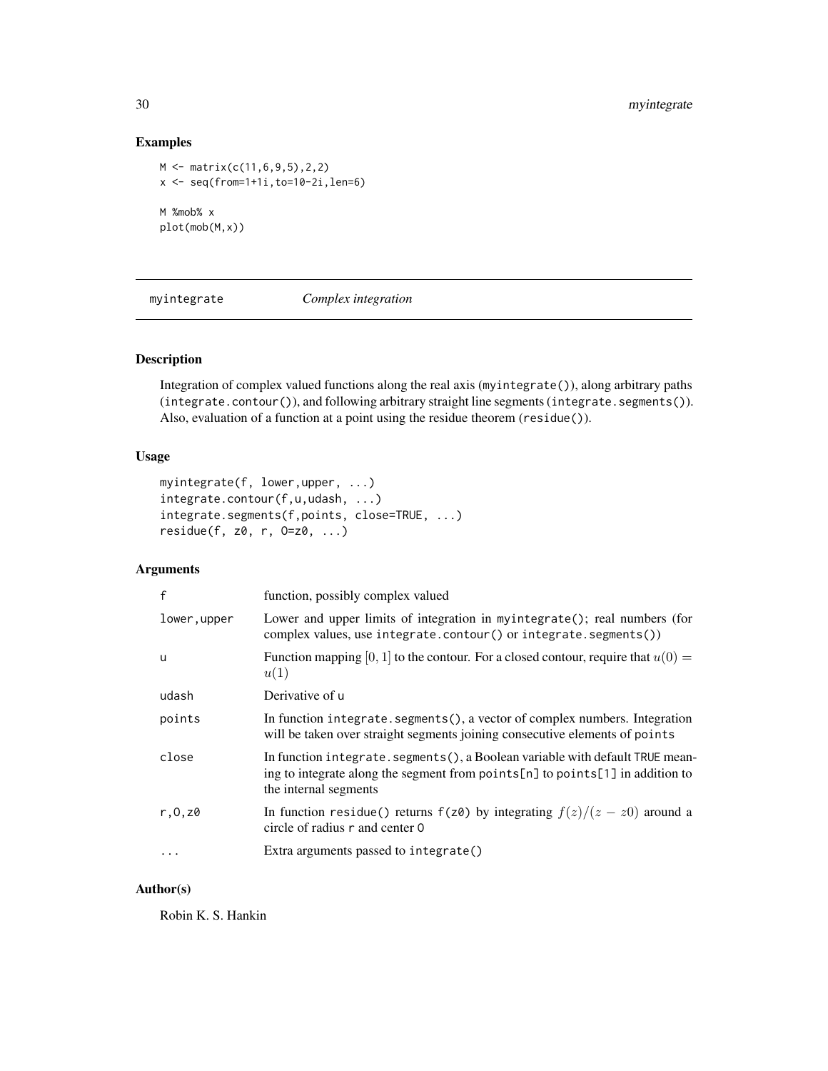## Examples

```
M <- matrix(c(11,6,9,5),2,2)
x <- seq(from=1+1i,to=10-2i,len=6)

M %mob% x
plot(mob(M,x))
```

---

# myintegrate *Complex integration*

---

## Description

Integration of complex valued functions along the real axis (`myintegrate()`), along arbitrary paths (`integrate.contour()`), and following arbitrary straight line segments (`integrate.segments()`). Also, evaluation of a function at a point using the residue theorem (`residue()`).

## Usage

```
myintegrate(f, lower,upper, ...)
integrate.contour(f,u,udash, ...)
integrate.segments(f,points, close=TRUE, ...)
residue(f, z0, r, O=z0, ...)
```

## Arguments

| | |
|---|---|
| `f` | function, possibly complex valued |
| `lower,upper` | Lower and upper limits of integration in `myintegrate()`; real numbers (for complex values, use `integrate.contour()` or `integrate.segments()`) |
| `u` | Function mapping $[0,1]$ to the contour. For a closed contour, require that $u(0) = u(1)$ |
| `udash` | Derivative of `u` |
| `points` | In function `integrate.segments()`, a vector of complex numbers. Integration will be taken over straight segments joining consecutive elements of `points` |
| `close` | In function `integrate.segments()`, a Boolean variable with default `TRUE` meaning to integrate along the segment from `points[n]` to `points[1]` in addition to the internal segments |
| `r,O,z0` | In function `residue()` returns `f(z0)` by integrating $f(z)/(z - z0)$ around a circle of radius `r` and center `O` |
| `...` | Extra arguments passed to `integrate()` |

## Author(s)

Robin K. S. Hankin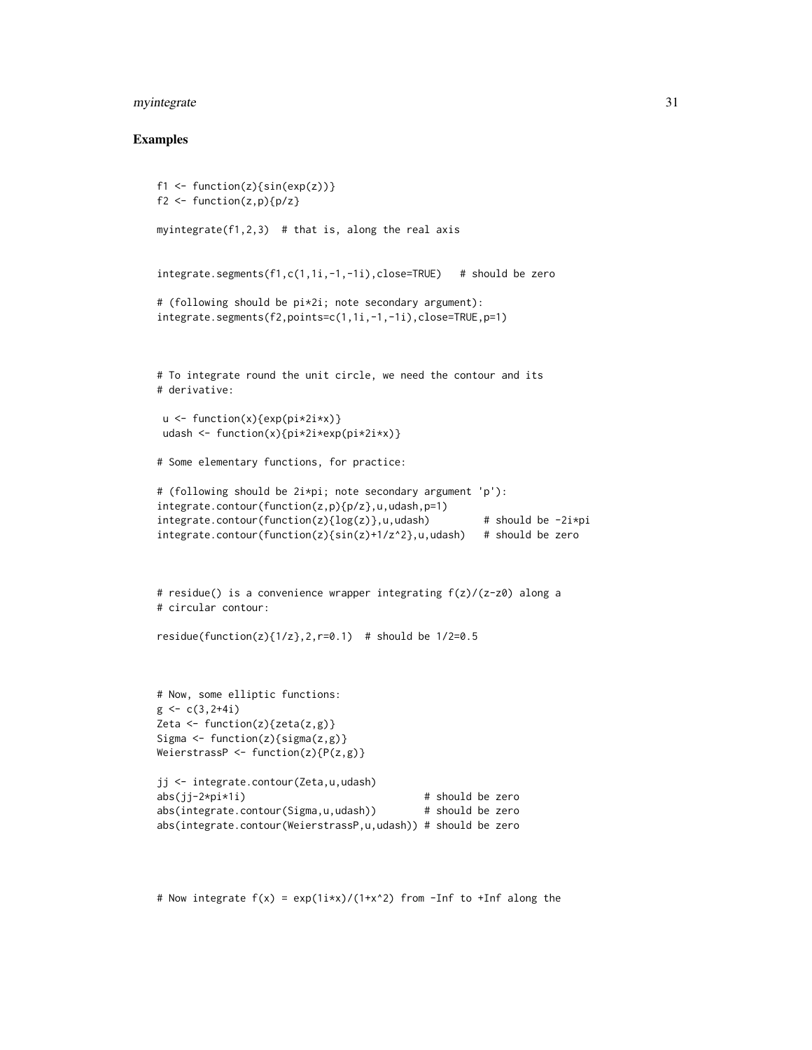## Examples

```
f1 <- function(z){sin(exp(z))}
f2 <- function(z,p){p/z}

myintegrate(f1,2,3)  # that is, along the real axis


integrate.segments(f1,c(1,1i,-1,-1i),close=TRUE)   # should be zero

# (following should be pi*2i; note secondary argument):
integrate.segments(f2,points=c(1,1i,-1,-1i),close=TRUE,p=1)



# To integrate round the unit circle, we need the contour and its
# derivative:

 u <- function(x){exp(pi*2i*x)}
 udash <- function(x){pi*2i*exp(pi*2i*x)}

# Some elementary functions, for practice:

# (following should be 2i*pi; note secondary argument 'p'):
integrate.contour(function(z,p){p/z},u,udash,p=1)
integrate.contour(function(z){log(z)},u,udash)         # should be -2i*pi
integrate.contour(function(z){sin(z)+1/z^2},u,udash)   # should be zero



# residue() is a convenience wrapper integrating f(z)/(z-z0) along a
# circular contour:

residue(function(z){1/z},2,r=0.1)  # should be 1/2=0.5



# Now, some elliptic functions:
g <- c(3,2+4i)
Zeta <- function(z){zeta(z,g)}
Sigma <- function(z){sigma(z,g)}
WeierstrassP <- function(z){P(z,g)}

jj <- integrate.contour(Zeta,u,udash)
abs(jj-2*pi*1i)                              # should be zero
abs(integrate.contour(Sigma,u,udash))        # should be zero
abs(integrate.contour(WeierstrassP,u,udash)) # should be zero



# Now integrate f(x) = exp(1i*x)/(1+x^2) from -Inf to +Inf along the
```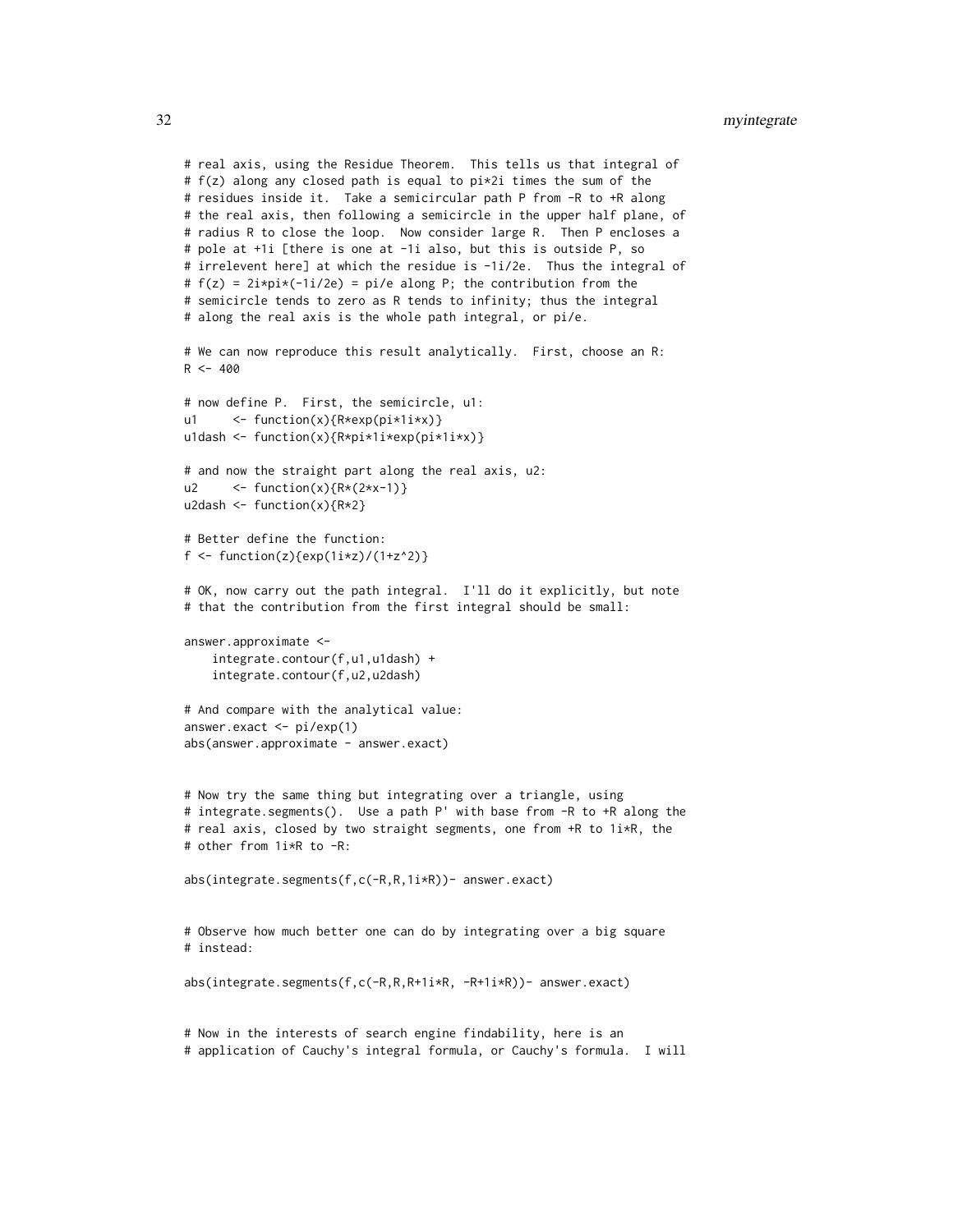```
# real axis, using the Residue Theorem.  This tells us that integral of
# f(z) along any closed path is equal to pi*2i times the sum of the
# residues inside it.  Take a semicircular path P from -R to +R along
# the real axis, then following a semicircle in the upper half plane, of
# radius R to close the loop.  Now consider large R.  Then P encloses a
# pole at +1i [there is one at -1i also, but this is outside P, so
# irrelevent here] at which the residue is -1i/2e.  Thus the integral of
# f(z) = 2i*pi*(-1i/2e) = pi/e along P; the contribution from the
# semicircle tends to zero as R tends to infinity; thus the integral
# along the real axis is the whole path integral, or pi/e.

# We can now reproduce this result analytically.  First, choose an R:
R <- 400

# now define P.  First, the semicircle, u1:
u1     <- function(x){R*exp(pi*1i*x)}
u1dash <- function(x){R*pi*1i*exp(pi*1i*x)}

# and now the straight part along the real axis, u2:
u2     <- function(x){R*(2*x-1)}
u2dash <- function(x){R*2}

# Better define the function:
f <- function(z){exp(1i*z)/(1+z^2)}

# OK, now carry out the path integral.  I'll do it explicitly, but note
# that the contribution from the first integral should be small:

answer.approximate <-
    integrate.contour(f,u1,u1dash) +
    integrate.contour(f,u2,u2dash)

# And compare with the analytical value:
answer.exact <- pi/exp(1)
abs(answer.approximate - answer.exact)


# Now try the same thing but integrating over a triangle, using
# integrate.segments().  Use a path P' with base from -R to +R along the
# real axis, closed by two straight segments, one from +R to 1i*R, the
# other from 1i*R to -R:

abs(integrate.segments(f,c(-R,R,1i*R))- answer.exact)


# Observe how much better one can do by integrating over a big square
# instead:

abs(integrate.segments(f,c(-R,R,R+1i*R, -R+1i*R))- answer.exact)


# Now in the interests of search engine findability, here is an
# application of Cauchy's integral formula, or Cauchy's formula.  I will
```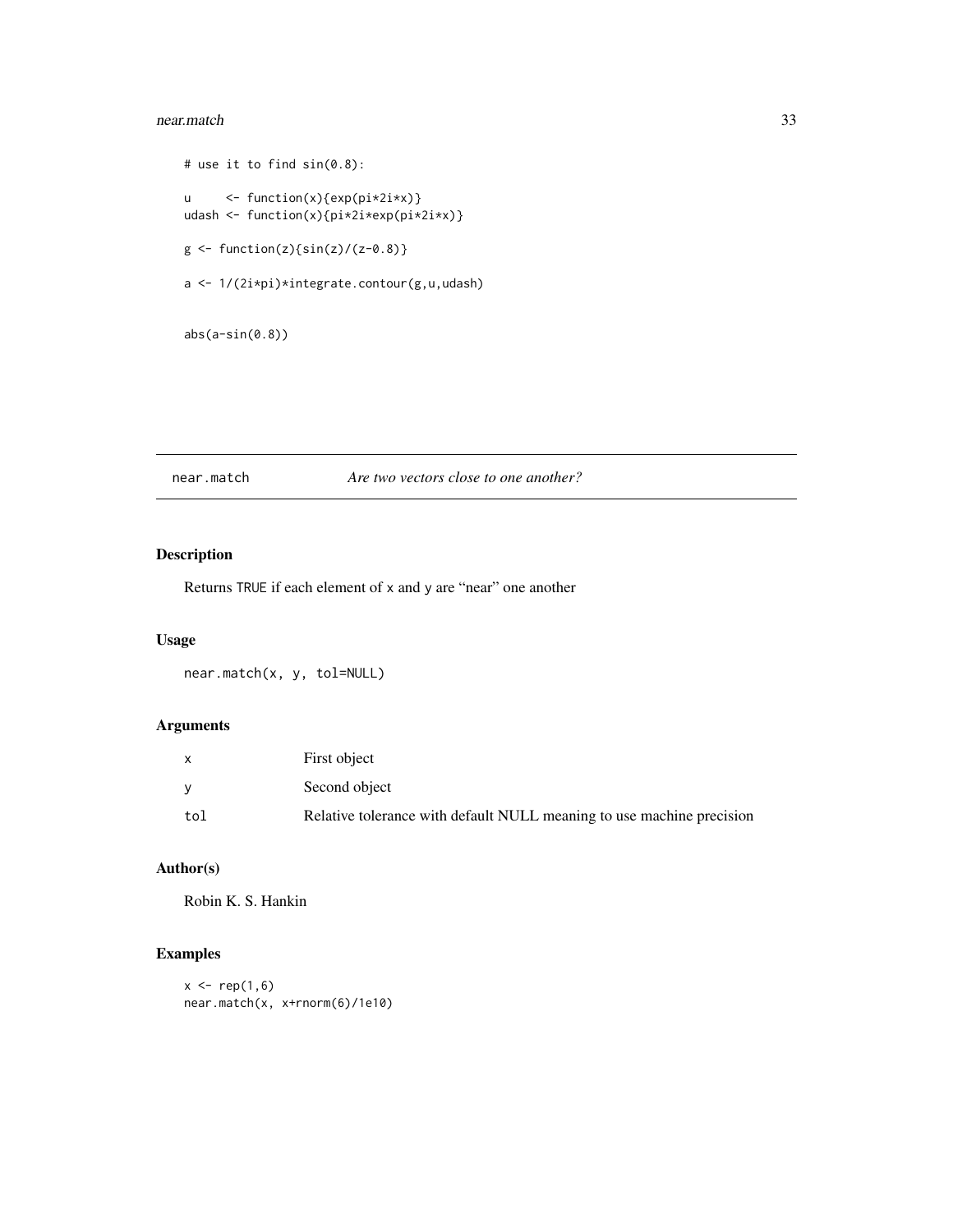```
# use it to find sin(0.8):

u     <- function(x){exp(pi*2i*x)}
udash <- function(x){pi*2i*exp(pi*2i*x)}

g <- function(z){sin(z)/(z-0.8)}

a <- 1/(2i*pi)*integrate.contour(g,u,udash)


abs(a-sin(0.8))
```

## near.match — *Are two vectors close to one another?*

### Description

Returns `TRUE` if each element of `x` and `y` are "near" one another

### Usage

```
near.match(x, y, tol=NULL)
```

### Arguments

| | |
|---|---|
| `x` | First object |
| `y` | Second object |
| `tol` | Relative tolerance with default NULL meaning to use machine precision |

### Author(s)

Robin K. S. Hankin

### Examples

```
x <- rep(1,6)
near.match(x, x+rnorm(6)/1e10)
```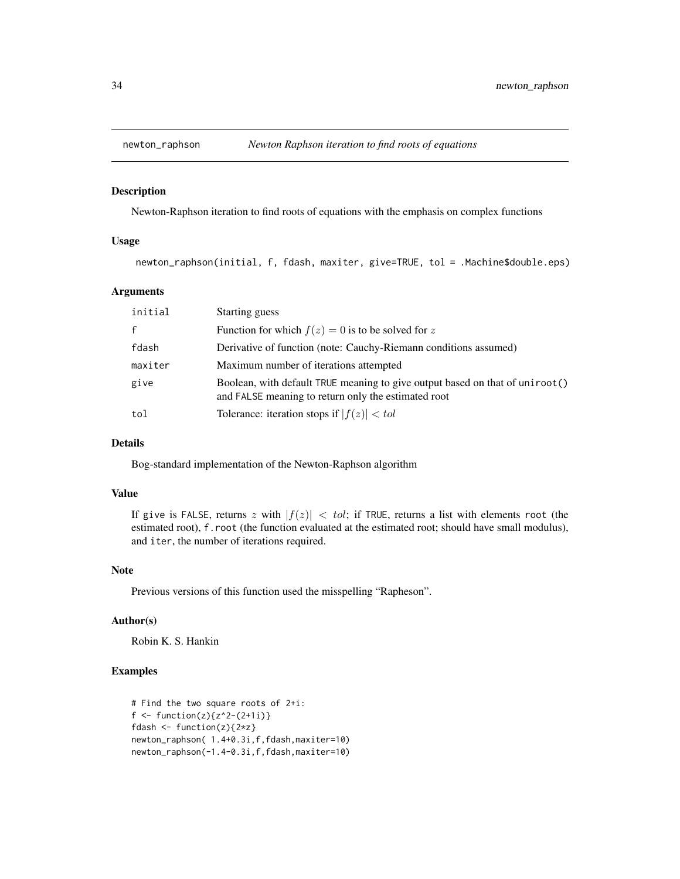# newton_raphson — *Newton Raphson iteration to find roots of equations*

## Description

Newton-Raphson iteration to find roots of equations with the emphasis on complex functions

## Usage

```
newton_raphson(initial, f, fdash, maxiter, give=TRUE, tol = .Machine$double.eps)
```

## Arguments

| | |
|---|---|
| `initial` | Starting guess |
| `f` | Function for which $f(z) = 0$ is to be solved for $z$ |
| `fdash` | Derivative of function (note: Cauchy-Riemann conditions assumed) |
| `maxiter` | Maximum number of iterations attempted |
| `give` | Boolean, with default `TRUE` meaning to give output based on that of `uniroot()` and `FALSE` meaning to return only the estimated root |
| `tol` | Tolerance: iteration stops if $\|f(z)\| < tol$ |

## Details

Bog-standard implementation of the Newton-Raphson algorithm

## Value

If `give` is `FALSE`, returns $z$ with $|f(z)| < tol$; if `TRUE`, returns a list with elements `root` (the estimated root), `f.root` (the function evaluated at the estimated root; should have small modulus), and `iter`, the number of iterations required.

## Note

Previous versions of this function used the misspelling "Rapheson".

## Author(s)

Robin K. S. Hankin

## Examples

```
# Find the two square roots of 2+i:
f <- function(z){z^2-(2+1i)}
fdash <- function(z){2*z}
newton_raphson( 1.4+0.3i,f,fdash,maxiter=10)
newton_raphson(-1.4-0.3i,f,fdash,maxiter=10)
```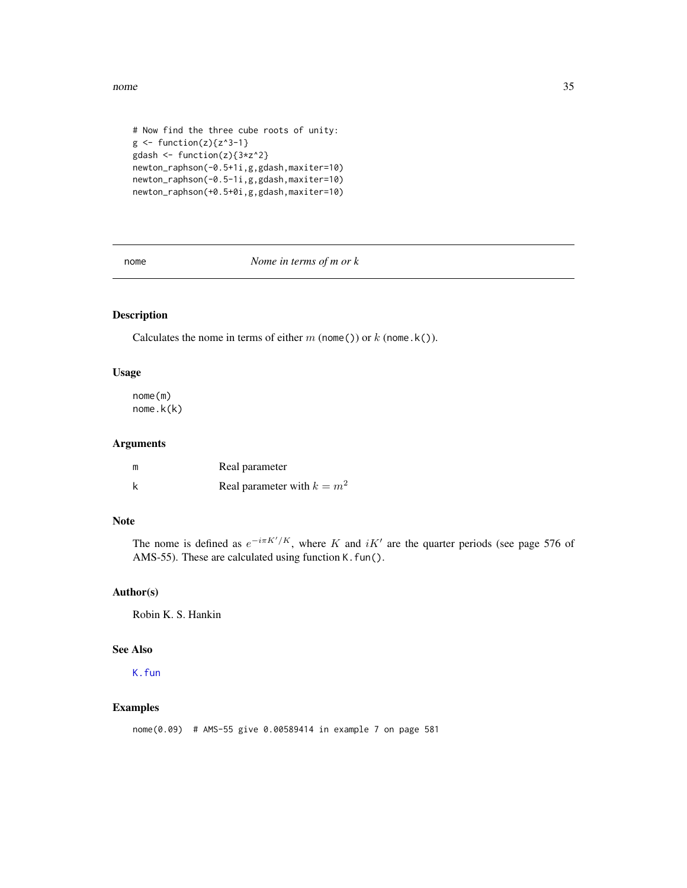```
# Now find the three cube roots of unity:
g <- function(z){z^3-1}
gdash <- function(z){3*z^2}
newton_raphson(-0.5+1i,g,gdash,maxiter=10)
newton_raphson(-0.5-1i,g,gdash,maxiter=10)
newton_raphson(+0.5+0i,g,gdash,maxiter=10)
```

---

# nome — *Nome in terms of m or k*

## Description

Calculates the nome in terms of either $m$ (`nome()`) or $k$ (`nome.k()`).

## Usage

```
nome(m)
nome.k(k)
```

## Arguments

| | |
|---|---|
| m | Real parameter |
| k | Real parameter with $k = m^2$ |

## Note

The nome is defined as $e^{-i\pi K'/K}$, where $K$ and $iK'$ are the quarter periods (see page 576 of AMS-55). These are calculated using function `K.fun()`.

## Author(s)

Robin K. S. Hankin

## See Also

`K.fun`

## Examples

```
nome(0.09)  # AMS-55 give 0.00589414 in example 7 on page 581
```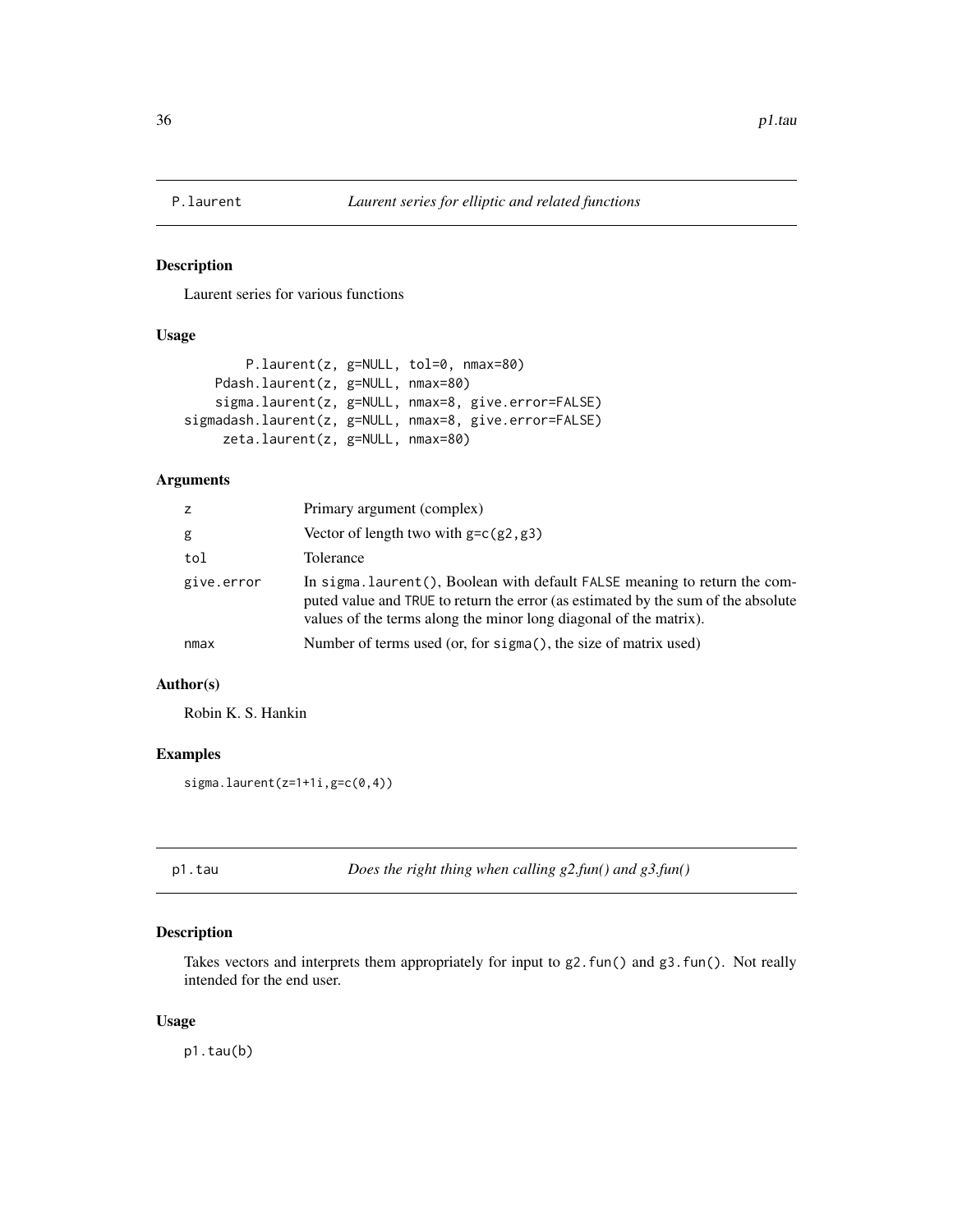## P.laurent — *Laurent series for elliptic and related functions*

### Description

Laurent series for various functions

### Usage

```
        P.laurent(z, g=NULL, tol=0, nmax=80)
    Pdash.laurent(z, g=NULL, nmax=80)
    sigma.laurent(z, g=NULL, nmax=8, give.error=FALSE)
sigmadash.laurent(z, g=NULL, nmax=8, give.error=FALSE)
     zeta.laurent(z, g=NULL, nmax=80)
```

### Arguments

| | |
|---|---|
| `z` | Primary argument (complex) |
| `g` | Vector of length two with `g=c(g2,g3)` |
| `tol` | Tolerance |
| `give.error` | In `sigma.laurent()`, Boolean with default `FALSE` meaning to return the computed value and `TRUE` to return the error (as estimated by the sum of the absolute values of the terms along the minor long diagonal of the matrix). |
| `nmax` | Number of terms used (or, for `sigma()`, the size of matrix used) |

### Author(s)

Robin K. S. Hankin

### Examples

```
sigma.laurent(z=1+1i,g=c(0,4))
```

## p1.tau — *Does the right thing when calling g2.fun() and g3.fun()*

### Description

Takes vectors and interprets them appropriately for input to `g2.fun()` and `g3.fun()`. Not really intended for the end user.

### Usage

```
p1.tau(b)
```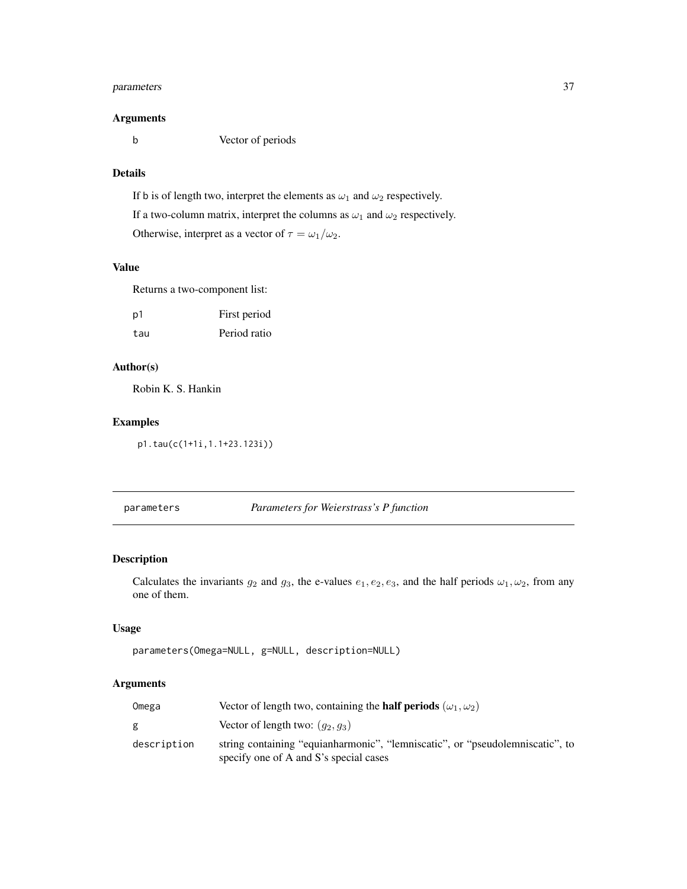### Arguments

| | |
|---|---|
| `b` | Vector of periods |

### Details

If `b` is of length two, interpret the elements as $\omega_1$ and $\omega_2$ respectively.

If a two-column matrix, interpret the columns as $\omega_1$ and $\omega_2$ respectively.

Otherwise, interpret as a vector of $\tau = \omega_1/\omega_2$.

### Value

Returns a two-component list:

| | |
|---|---|
| `p1` | First period |
| `tau` | Period ratio |

### Author(s)

Robin K. S. Hankin

### Examples

```
p1.tau(c(1+1i,1.1+23.123i))
```

---

## parameters — *Parameters for Weierstrass's P function*

---

### Description

Calculates the invariants $g_2$ and $g_3$, the e-values $e_1, e_2, e_3$, and the half periods $\omega_1, \omega_2$, from any one of them.

### Usage

```
parameters(Omega=NULL, g=NULL, description=NULL)
```

### Arguments

| | |
|---|---|
| `Omega` | Vector of length two, containing the **half periods** $(\omega_1, \omega_2)$ |
| `g` | Vector of length two: $(g_2, g_3)$ |
| `description` | string containing "equianharmonic", "lemniscatic", or "pseudolemniscatic", to specify one of A and S's special cases |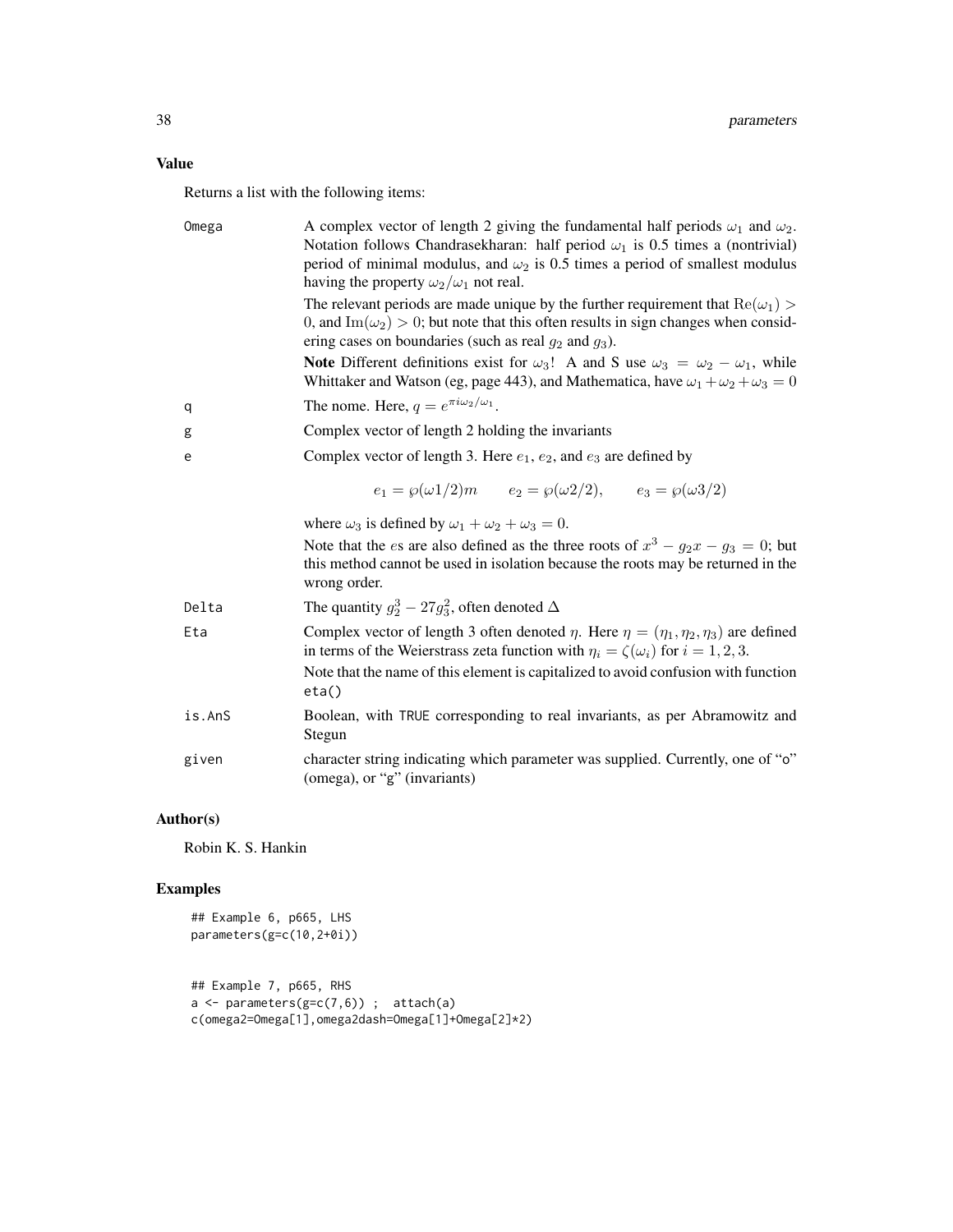### Value

Returns a list with the following items:

- **Omega**: A complex vector of length 2 giving the fundamental half periods $\omega_1$ and $\omega_2$. Notation follows Chandrasekharan: half period $\omega_1$ is 0.5 times a (nontrivial) period of minimal modulus, and $\omega_2$ is 0.5 times a period of smallest modulus having the property $\omega_2/\omega_1$ not real.

  The relevant periods are made unique by the further requirement that $\mathrm{Re}(\omega_1) > 0$, and $\mathrm{Im}(\omega_2) > 0$; but note that this often results in sign changes when considering cases on boundaries (such as real $g_2$ and $g_3$).

  **Note** Different definitions exist for $\omega_3$! A and S use $\omega_3 = \omega_2 - \omega_1$, while Whittaker and Watson (eg, page 443), and Mathematica, have $\omega_1 + \omega_2 + \omega_3 = 0$

- **q**: The nome. Here, $q = e^{\pi i \omega_2/\omega_1}$.

- **g**: Complex vector of length 2 holding the invariants

- **e**: Complex vector of length 3. Here $e_1$, $e_2$, and $e_3$ are defined by

$$e_1 = \wp(\omega 1/2)m \qquad e_2 = \wp(\omega 2/2), \qquad e_3 = \wp(\omega 3/2)$$

  where $\omega_3$ is defined by $\omega_1 + \omega_2 + \omega_3 = 0$.

  Note that the $e$s are also defined as the three roots of $x^3 - g_2 x - g_3 = 0$; but this method cannot be used in isolation because the roots may be returned in the wrong order.

- **Delta**: The quantity $g_2^3 - 27g_3^2$, often denoted $\Delta$

- **Eta**: Complex vector of length 3 often denoted $\eta$. Here $\eta = (\eta_1, \eta_2, \eta_3)$ are defined in terms of the Weierstrass zeta function with $\eta_i = \zeta(\omega_i)$ for $i = 1, 2, 3$.

  Note that the name of this element is capitalized to avoid confusion with function `eta()`

- **is.AnS**: Boolean, with `TRUE` corresponding to real invariants, as per Abramowitz and Stegun

- **given**: character string indicating which parameter was supplied. Currently, one of "o" (omega), or "g" (invariants)

### Author(s)

Robin K. S. Hankin

### Examples

```
## Example 6, p665, LHS
parameters(g=c(10,2+0i))


## Example 7, p665, RHS
a <- parameters(g=c(7,6)) ;  attach(a)
c(omega2=Omega[1],omega2dash=Omega[1]+Omega[2]*2)
```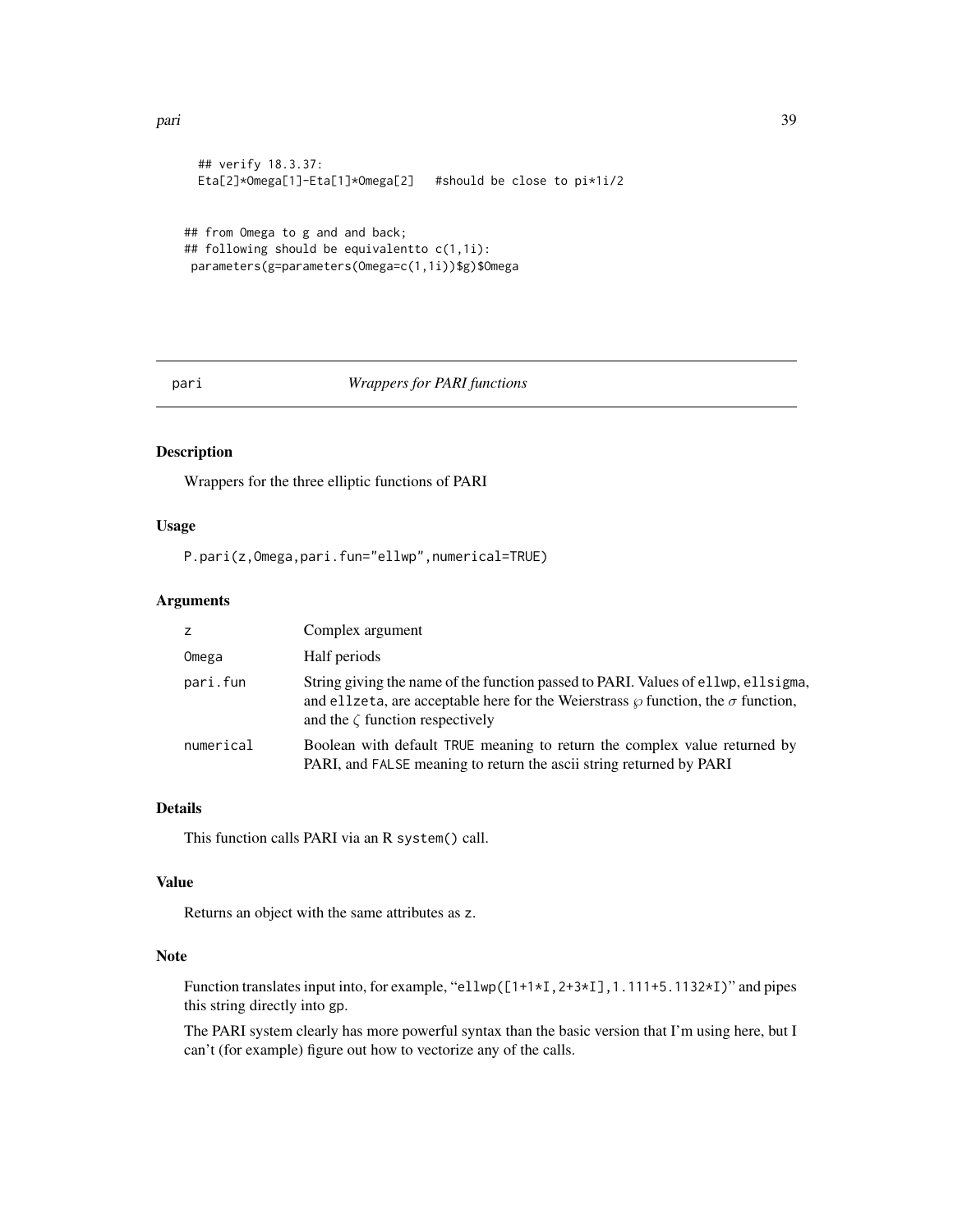```
  ## verify 18.3.37:
  Eta[2]*Omega[1]-Eta[1]*Omega[2]   #should be close to pi*1i/2


## from Omega to g and and back;
## following should be equivalentto c(1,1i):
 parameters(g=parameters(Omega=c(1,1i))$g)$Omega
```

---

## pari — *Wrappers for PARI functions*

### Description

Wrappers for the three elliptic functions of PARI

### Usage

```
P.pari(z,Omega,pari.fun="ellwp",numerical=TRUE)
```

### Arguments

| | |
|---|---|
| `z` | Complex argument |
| `Omega` | Half periods |
| `pari.fun` | String giving the name of the function passed to PARI. Values of `ellwp`, `ellsigma`, and `ellzeta`, are acceptable here for the Weierstrass $\wp$ function, the $\sigma$ function, and the $\zeta$ function respectively |
| `numerical` | Boolean with default `TRUE` meaning to return the complex value returned by PARI, and `FALSE` meaning to return the ascii string returned by PARI |

### Details

This function calls PARI via an R `system()` call.

### Value

Returns an object with the same attributes as `z`.

### Note

Function translates input into, for example, "`ellwp([1+1*I,2+3*I],1.111+5.1132*I)`" and pipes this string directly into `gp`.

The PARI system clearly has more powerful syntax than the basic version that I'm using here, but I can't (for example) figure out how to vectorize any of the calls.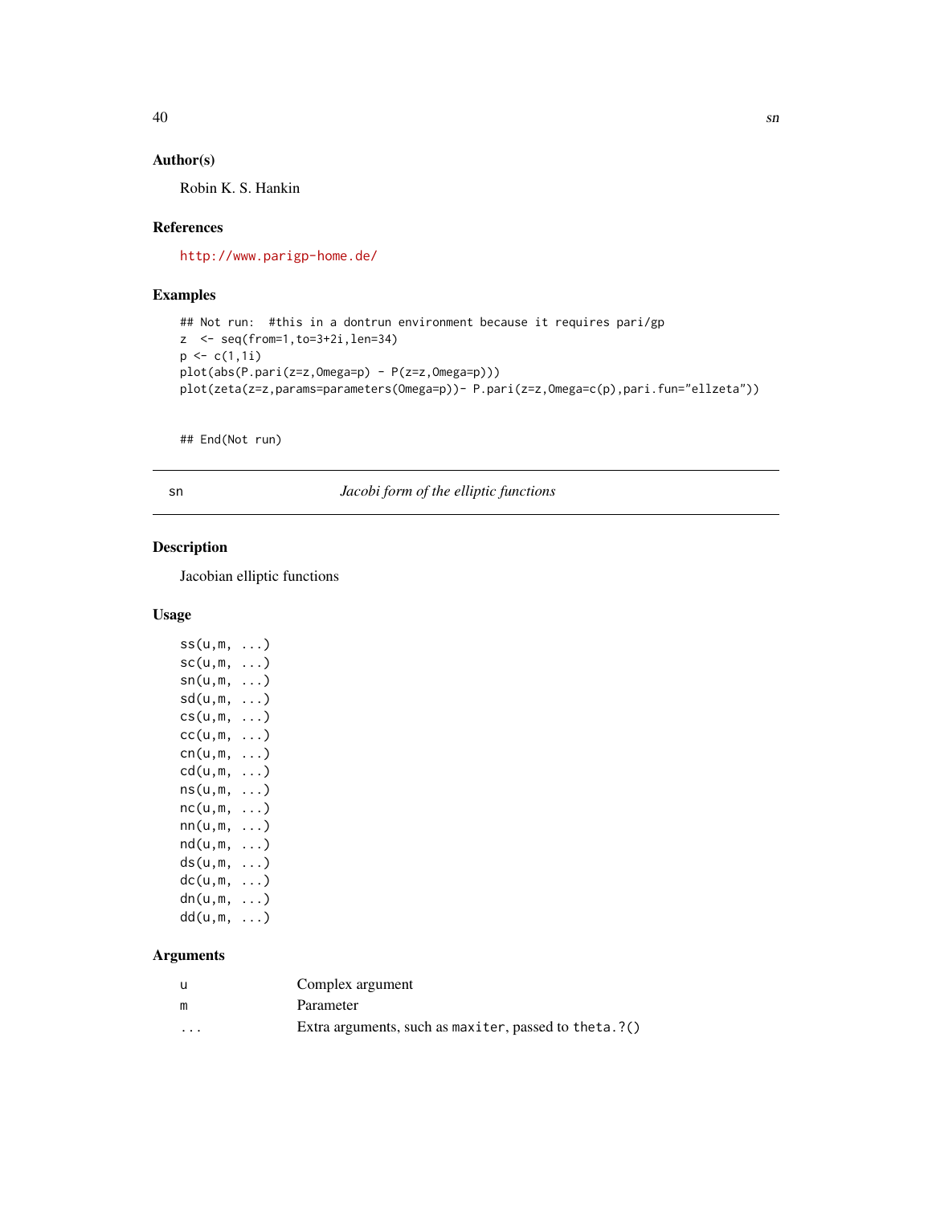### Author(s)

Robin K. S. Hankin

### References

http://www.parigp-home.de/

### Examples

```
## Not run:  #this in a dontrun environment because it requires pari/gp
z  <- seq(from=1,to=3+2i,len=34)
p <- c(1,1i)
plot(abs(P.pari(z=z,Omega=p) - P(z=z,Omega=p)))
plot(zeta(z=z,params=parameters(Omega=p))- P.pari(z=z,Omega=c(p),pari.fun="ellzeta"))


## End(Not run)
```

---

## sn — *Jacobi form of the elliptic functions*

### Description

Jacobian elliptic functions

### Usage

```
ss(u,m, ...)
sc(u,m, ...)
sn(u,m, ...)
sd(u,m, ...)
cs(u,m, ...)
cc(u,m, ...)
cn(u,m, ...)
cd(u,m, ...)
ns(u,m, ...)
nc(u,m, ...)
nn(u,m, ...)
nd(u,m, ...)
ds(u,m, ...)
dc(u,m, ...)
dn(u,m, ...)
dd(u,m, ...)
```

### Arguments

| | |
|---|---|
| `u` | Complex argument |
| `m` | Parameter |
| `...` | Extra arguments, such as `maxiter`, passed to `theta.?()` |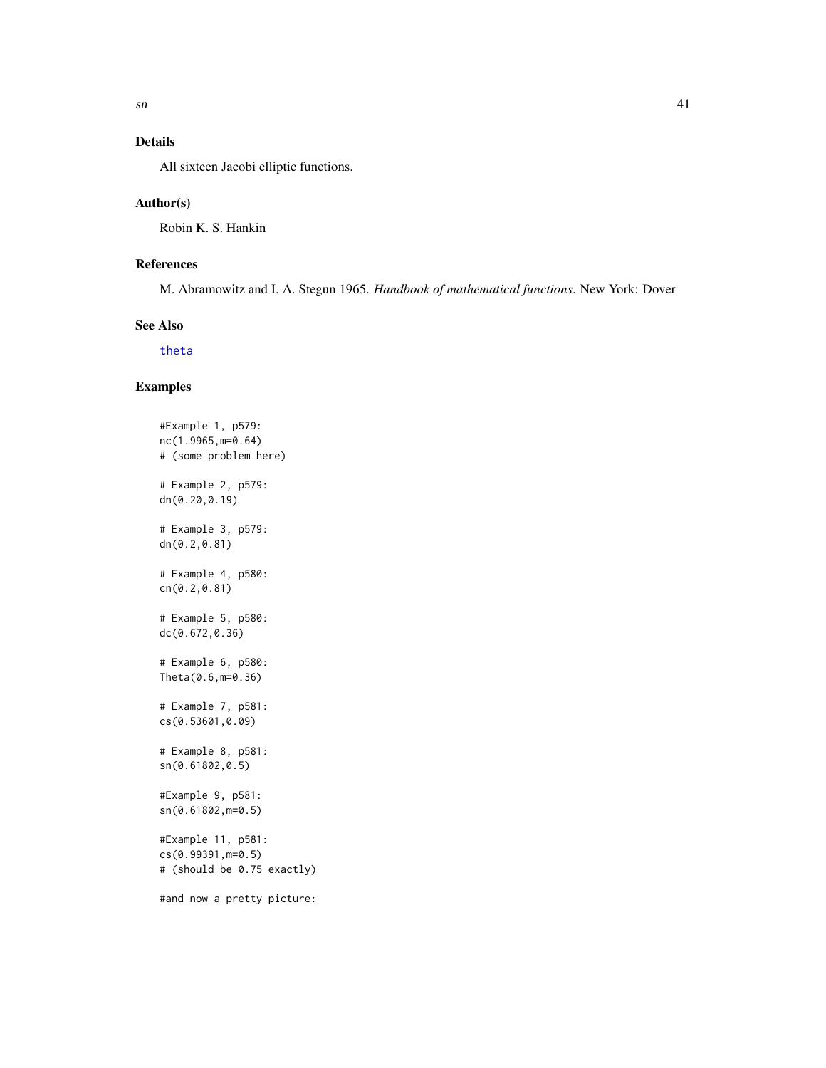### Details

All sixteen Jacobi elliptic functions.

### Author(s)

Robin K. S. Hankin

### References

M. Abramowitz and I. A. Stegun 1965. *Handbook of mathematical functions*. New York: Dover

### See Also

theta

### Examples

```
#Example 1, p579:
nc(1.9965,m=0.64)
# (some problem here)

# Example 2, p579:
dn(0.20,0.19)

# Example 3, p579:
dn(0.2,0.81)

# Example 4, p580:
cn(0.2,0.81)

# Example 5, p580:
dc(0.672,0.36)

# Example 6, p580:
Theta(0.6,m=0.36)

# Example 7, p581:
cs(0.53601,0.09)

# Example 8, p581:
sn(0.61802,0.5)

#Example 9, p581:
sn(0.61802,m=0.5)

#Example 11, p581:
cs(0.99391,m=0.5)
# (should be 0.75 exactly)

#and now a pretty picture:
```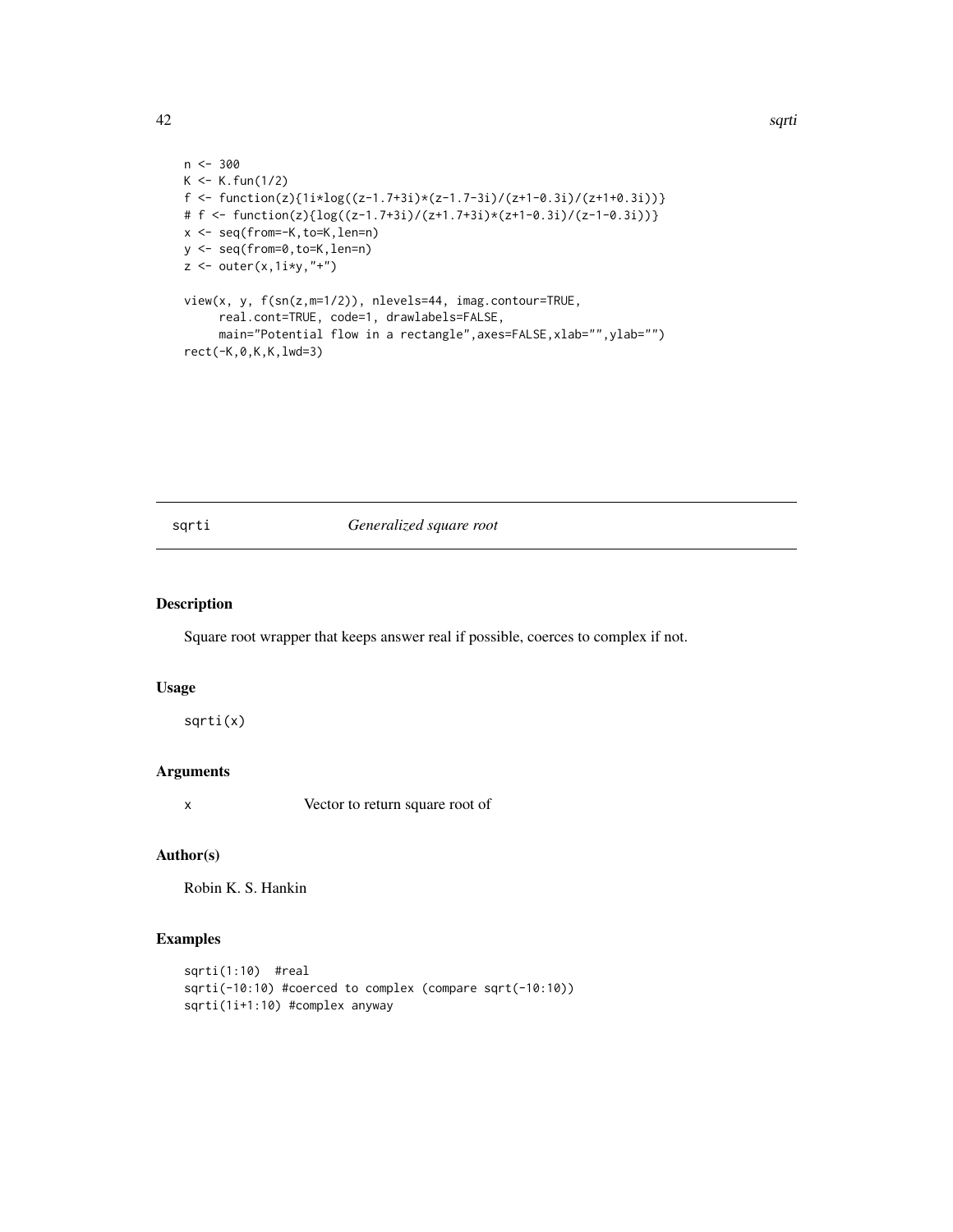```
n <- 300
K <- K.fun(1/2)
f <- function(z){1i*log((z-1.7+3i)*(z-1.7-3i)/(z+1-0.3i)/(z+1+0.3i))}
# f <- function(z){log((z-1.7+3i)/(z+1.7+3i)*(z+1-0.3i)/(z-1-0.3i))}
x <- seq(from=-K,to=K,len=n)
y <- seq(from=0,to=K,len=n)
z <- outer(x,1i*y,"+")

view(x, y, f(sn(z,m=1/2)), nlevels=44, imag.contour=TRUE,
     real.cont=TRUE, code=1, drawlabels=FALSE,
     main="Potential flow in a rectangle",axes=FALSE,xlab="",ylab="")
rect(-K,0,K,K,lwd=3)
```

---

## sqrti — *Generalized square root*

### Description

Square root wrapper that keeps answer real if possible, coerces to complex if not.

### Usage

```
sqrti(x)
```

### Arguments

| | |
|---|---|
| x | Vector to return square root of |

### Author(s)

Robin K. S. Hankin

### Examples

```
sqrti(1:10)  #real
sqrti(-10:10) #coerced to complex (compare sqrt(-10:10))
sqrti(1i+1:10) #complex anyway
```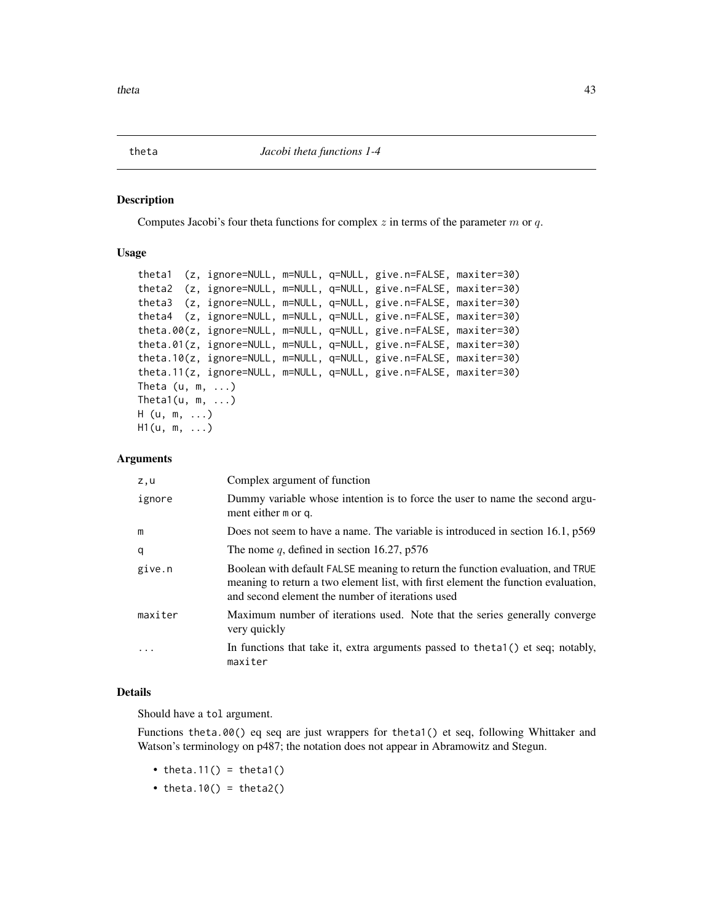## theta *Jacobi theta functions 1-4*

### Description

Computes Jacobi's four theta functions for complex $z$ in terms of the parameter $m$ or $q$.

### Usage

```
theta1  (z, ignore=NULL, m=NULL, q=NULL, give.n=FALSE, maxiter=30)
theta2  (z, ignore=NULL, m=NULL, q=NULL, give.n=FALSE, maxiter=30)
theta3  (z, ignore=NULL, m=NULL, q=NULL, give.n=FALSE, maxiter=30)
theta4  (z, ignore=NULL, m=NULL, q=NULL, give.n=FALSE, maxiter=30)
theta.00(z, ignore=NULL, m=NULL, q=NULL, give.n=FALSE, maxiter=30)
theta.01(z, ignore=NULL, m=NULL, q=NULL, give.n=FALSE, maxiter=30)
theta.10(z, ignore=NULL, m=NULL, q=NULL, give.n=FALSE, maxiter=30)
theta.11(z, ignore=NULL, m=NULL, q=NULL, give.n=FALSE, maxiter=30)
Theta (u, m, ...)
Theta1(u, m, ...)
H (u, m, ...)
H1(u, m, ...)
```

### Arguments

| | |
|---|---|
| `z,u` | Complex argument of function |
| `ignore` | Dummy variable whose intention is to force the user to name the second argument either `m` or `q`. |
| `m` | Does not seem to have a name. The variable is introduced in section 16.1, p569 |
| `q` | The nome $q$, defined in section 16.27, p576 |
| `give.n` | Boolean with default `FALSE` meaning to return the function evaluation, and `TRUE` meaning to return a two element list, with first element the function evaluation, and second element the number of iterations used |
| `maxiter` | Maximum number of iterations used. Note that the series generally converge very quickly |
| `...` | In functions that take it, extra arguments passed to `theta1()` et seq; notably, `maxiter` |

### Details

Should have a `tol` argument.

Functions `theta.00()` eq seq are just wrappers for `theta1()` et seq, following Whittaker and Watson's terminology on p487; the notation does not appear in Abramowitz and Stegun.

- `theta.11() = theta1()`
- `theta.10() = theta2()`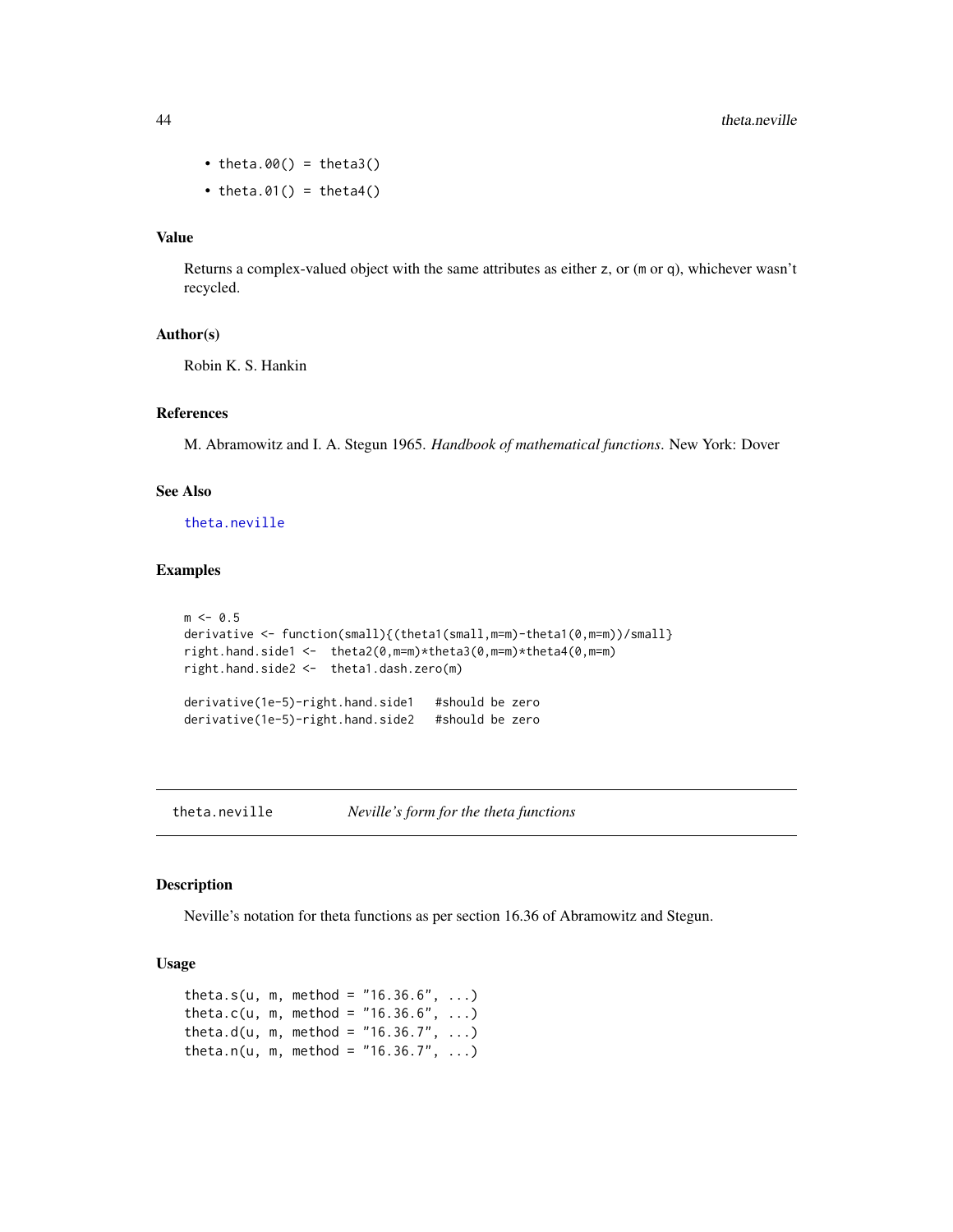- `theta.00() = theta3()`
- `theta.01() = theta4()`

### Value

Returns a complex-valued object with the same attributes as either `z`, or (`m` or `q`), whichever wasn't recycled.

### Author(s)

Robin K. S. Hankin

### References

M. Abramowitz and I. A. Stegun 1965. *Handbook of mathematical functions*. New York: Dover

### See Also

`theta.neville`

### Examples

```
m <- 0.5
derivative <- function(small){(theta1(small,m=m)-theta1(0,m=m))/small}
right.hand.side1 <-  theta2(0,m=m)*theta3(0,m=m)*theta4(0,m=m)
right.hand.side2 <-  theta1.dash.zero(m)

derivative(1e-5)-right.hand.side1   #should be zero
derivative(1e-5)-right.hand.side2   #should be zero
```

---

## theta.neville — *Neville's form for the theta functions*

### Description

Neville's notation for theta functions as per section 16.36 of Abramowitz and Stegun.

### Usage

```
theta.s(u, m, method = "16.36.6", ...)
theta.c(u, m, method = "16.36.6", ...)
theta.d(u, m, method = "16.36.7", ...)
theta.n(u, m, method = "16.36.7", ...)
```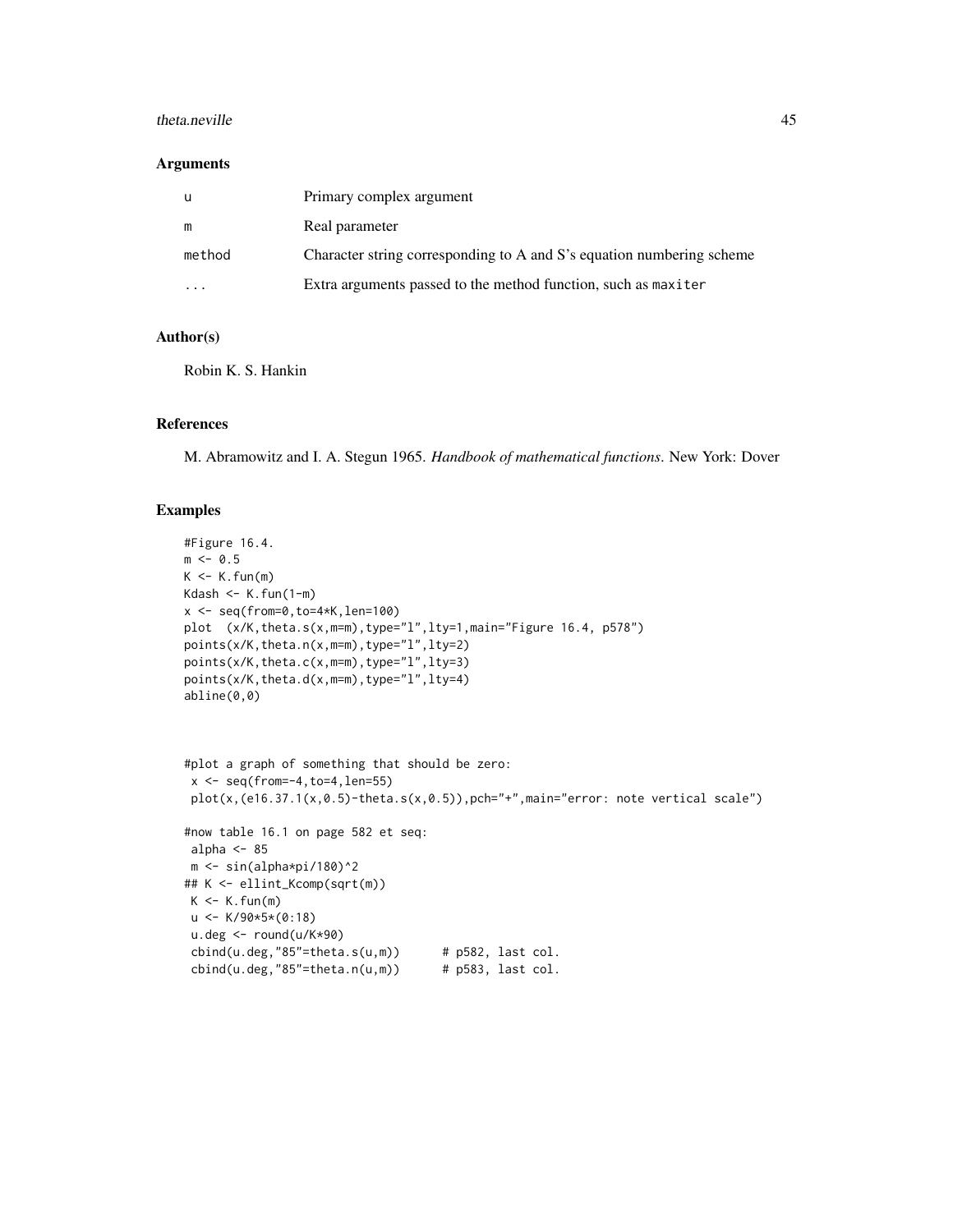## Arguments

| | |
|---|---|
| u | Primary complex argument |
| m | Real parameter |
| method | Character string corresponding to A and S's equation numbering scheme |
| ... | Extra arguments passed to the method function, such as maxiter |

## Author(s)

Robin K. S. Hankin

## References

M. Abramowitz and I. A. Stegun 1965. *Handbook of mathematical functions*. New York: Dover

## Examples

```
#Figure 16.4.
m <- 0.5
K <- K.fun(m)
Kdash <- K.fun(1-m)
x <- seq(from=0,to=4*K,len=100)
plot  (x/K,theta.s(x,m=m),type="l",lty=1,main="Figure 16.4, p578")
points(x/K,theta.n(x,m=m),type="l",lty=2)
points(x/K,theta.c(x,m=m),type="l",lty=3)
points(x/K,theta.d(x,m=m),type="l",lty=4)
abline(0,0)



#plot a graph of something that should be zero:
 x <- seq(from=-4,to=4,len=55)
 plot(x,(e16.37.1(x,0.5)-theta.s(x,0.5)),pch="+",main="error: note vertical scale")

#now table 16.1 on page 582 et seq:
 alpha <- 85
 m <- sin(alpha*pi/180)^2
## K <- ellint_Kcomp(sqrt(m))
 K <- K.fun(m)
 u <- K/90*5*(0:18)
 u.deg <- round(u/K*90)
 cbind(u.deg,"85"=theta.s(u,m))      # p582, last col.
 cbind(u.deg,"85"=theta.n(u,m))      # p583, last col.
```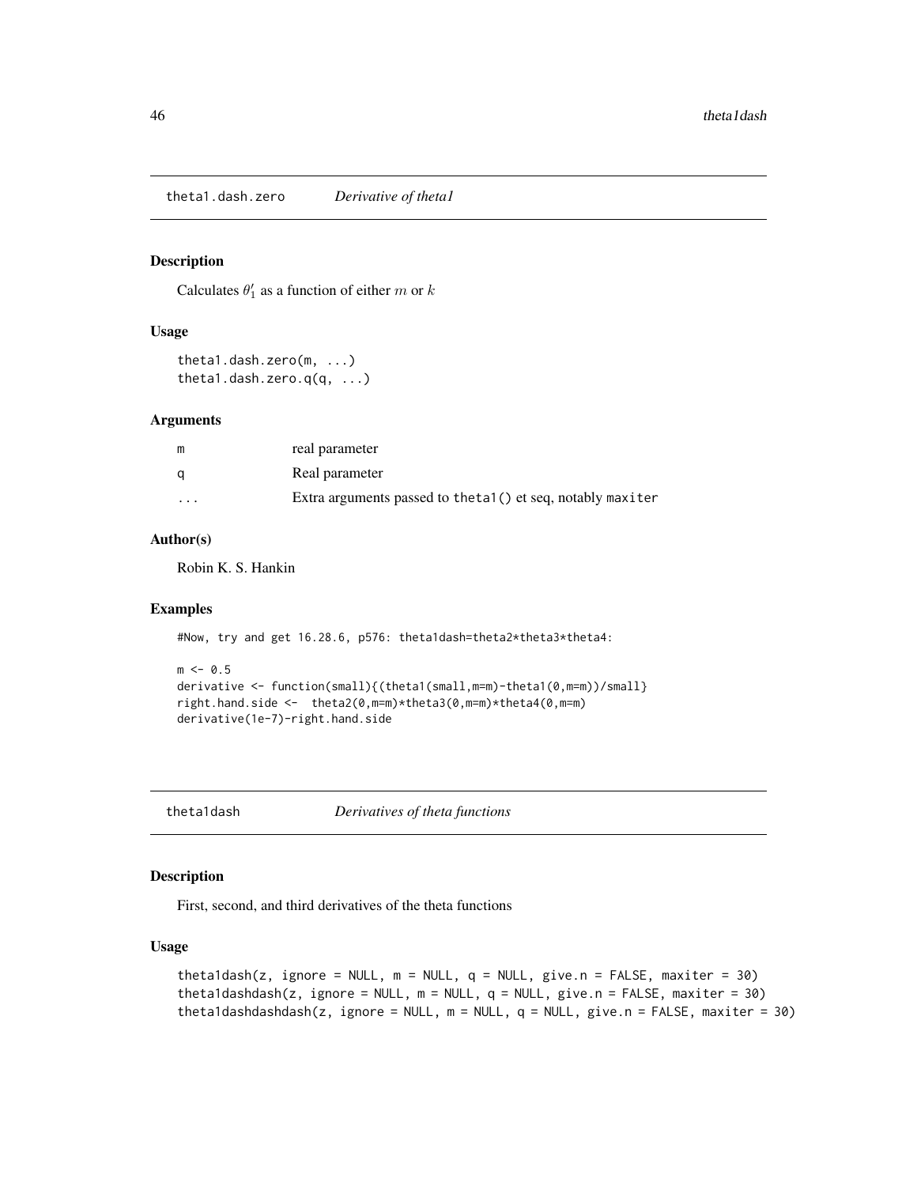## theta1.dash.zero *Derivative of theta1*

### Description

Calculates $\theta_1'$ as a function of either $m$ or $k$

### Usage

```
theta1.dash.zero(m, ...)
theta1.dash.zero.q(q, ...)
```

### Arguments

| | |
|---|---|
| m | real parameter |
| q | Real parameter |
| ... | Extra arguments passed to theta1() et seq, notably maxiter |

### Author(s)

Robin K. S. Hankin

### Examples

```
#Now, try and get 16.28.6, p576: theta1dash=theta2*theta3*theta4:

m <- 0.5
derivative <- function(small){(theta1(small,m=m)-theta1(0,m=m))/small}
right.hand.side <-  theta2(0,m=m)*theta3(0,m=m)*theta4(0,m=m)
derivative(1e-7)-right.hand.side
```

## theta1dash *Derivatives of theta functions*

### Description

First, second, and third derivatives of the theta functions

### Usage

```
theta1dash(z, ignore = NULL, m = NULL, q = NULL, give.n = FALSE, maxiter = 30)
theta1dashdash(z, ignore = NULL, m = NULL, q = NULL, give.n = FALSE, maxiter = 30)
theta1dashdashdash(z, ignore = NULL, m = NULL, q = NULL, give.n = FALSE, maxiter = 30)
```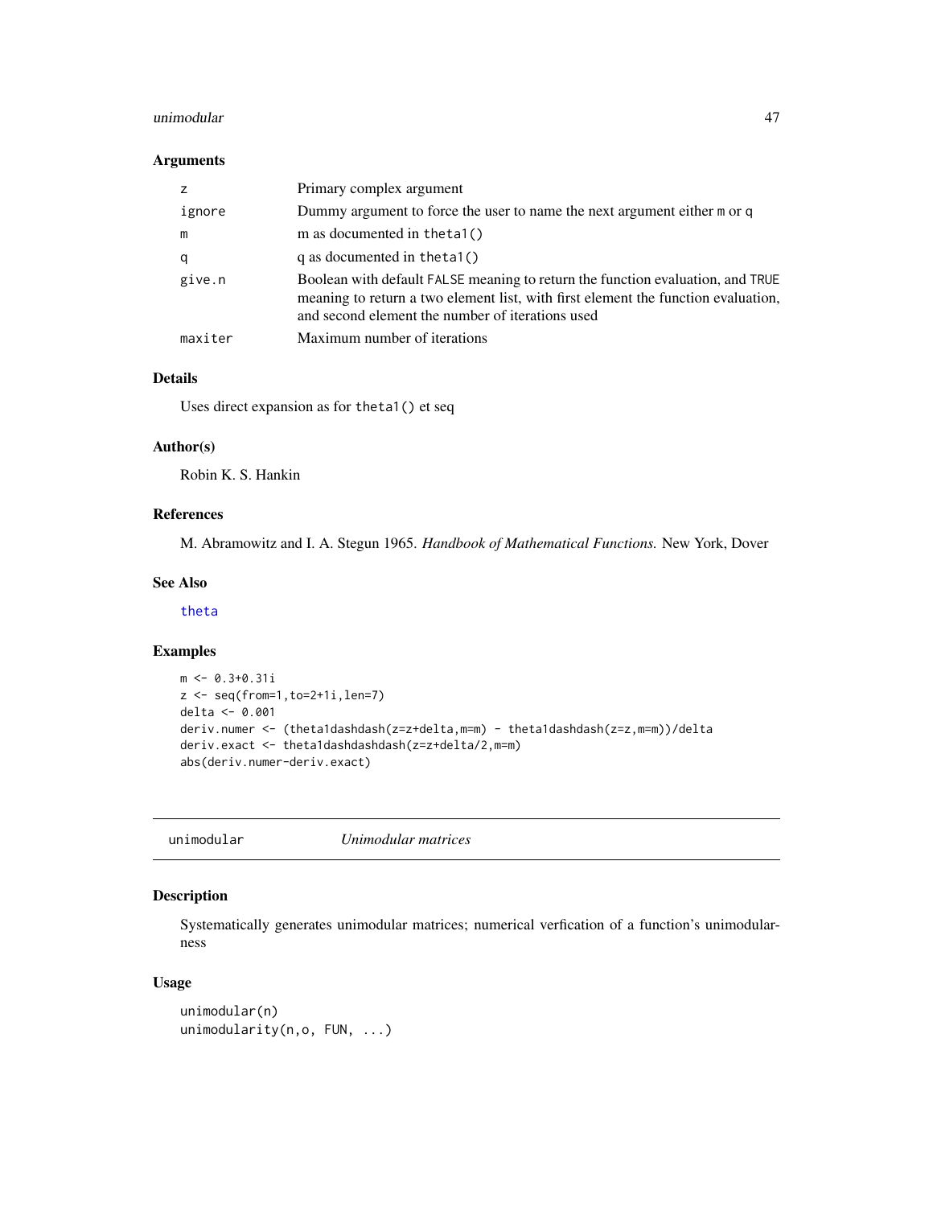### Arguments

| | |
|---|---|
| z | Primary complex argument |
| ignore | Dummy argument to force the user to name the next argument either m or q |
| m | m as documented in theta1() |
| q | q as documented in theta1() |
| give.n | Boolean with default FALSE meaning to return the function evaluation, and TRUE meaning to return a two element list, with first element the function evaluation, and second element the number of iterations used |
| maxiter | Maximum number of iterations |

### Details

Uses direct expansion as for theta1() et seq

### Author(s)

Robin K. S. Hankin

### References

M. Abramowitz and I. A. Stegun 1965. *Handbook of Mathematical Functions.* New York, Dover

### See Also

theta

### Examples

```
m <- 0.3+0.31i
z <- seq(from=1,to=2+1i,len=7)
delta <- 0.001
deriv.numer <- (theta1dashdash(z=z+delta,m=m) - theta1dashdash(z=z,m=m))/delta
deriv.exact <- theta1dashdashdash(z=z+delta/2,m=m)
abs(deriv.numer-deriv.exact)
```

---

## unimodular *Unimodular matrices*

### Description

Systematically generates unimodular matrices; numerical verfication of a function's unimodularness

### Usage

```
unimodular(n)
unimodularity(n,o, FUN, ...)
```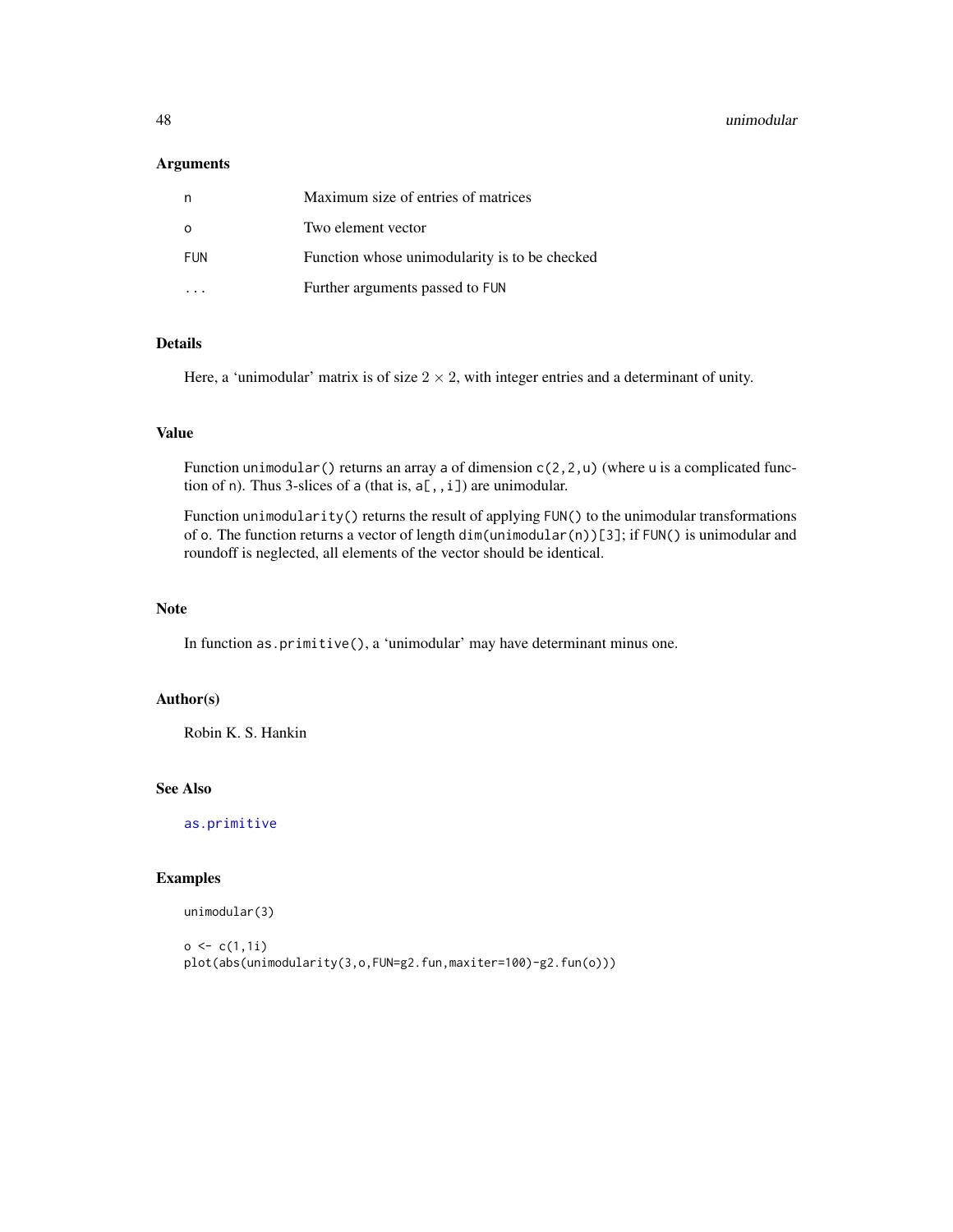## Arguments

| | |
|---|---|
| `n` | Maximum size of entries of matrices |
| `o` | Two element vector |
| `FUN` | Function whose unimodularity is to be checked |
| `...` | Further arguments passed to `FUN` |

## Details

Here, a 'unimodular' matrix is of size $2 \times 2$, with integer entries and a determinant of unity.

## Value

Function `unimodular()` returns an array `a` of dimension `c(2,2,u)` (where `u` is a complicated function of `n`). Thus 3-slices of `a` (that is, `a[,,i]`) are unimodular.

Function `unimodularity()` returns the result of applying `FUN()` to the unimodular transformations of `o`. The function returns a vector of length `dim(unimodular(n))[3]`; if `FUN()` is unimodular and roundoff is neglected, all elements of the vector should be identical.

## Note

In function `as.primitive()`, a 'unimodular' may have determinant minus one.

## Author(s)

Robin K. S. Hankin

## See Also

`as.primitive`

## Examples

```
unimodular(3)

o <- c(1,1i)
plot(abs(unimodularity(3,o,FUN=g2.fun,maxiter=100)-g2.fun(o)))
```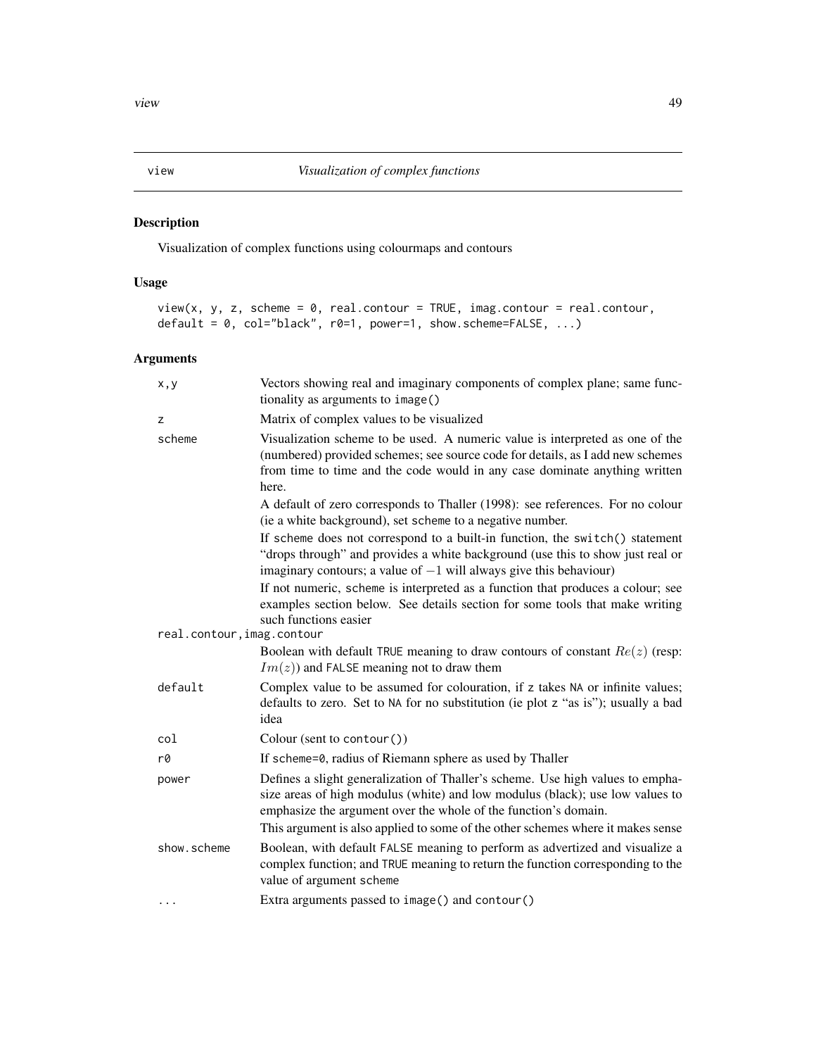# view — *Visualization of complex functions*

## Description

Visualization of complex functions using colourmaps and contours

## Usage

```
view(x, y, z, scheme = 0, real.contour = TRUE, imag.contour = real.contour,
default = 0, col="black", r0=1, power=1, show.scheme=FALSE, ...)
```

## Arguments

| Argument | Description |
|---|---|
| `x,y` | Vectors showing real and imaginary components of complex plane; same functionality as arguments to `image()` |
| `z` | Matrix of complex values to be visualized |
| `scheme` | Visualization scheme to be used. A numeric value is interpreted as one of the (numbered) provided schemes; see source code for details, as I add new schemes from time to time and the code would in any case dominate anything written here.<br><br>A default of zero corresponds to Thaller (1998): see references. For no colour (ie a white background), set `scheme` to a negative number.<br><br>If `scheme` does not correspond to a built-in function, the `switch()` statement "drops through" and provides a white background (use this to show just real or imaginary contours; a value of $-1$ will always give this behaviour)<br><br>If not numeric, `scheme` is interpreted as a function that produces a colour; see examples section below. See details section for some tools that make writing such functions easier |
| `real.contour,imag.contour` | Boolean with default `TRUE` meaning to draw contours of constant $Re(z)$ (resp: $Im(z)$) and `FALSE` meaning not to draw them |
| `default` | Complex value to be assumed for colouration, if `z` takes `NA` or infinite values; defaults to zero. Set to `NA` for no substitution (ie plot `z` "as is"); usually a bad idea |
| `col` | Colour (sent to `contour()`) |
| `r0` | If `scheme=0`, radius of Riemann sphere as used by Thaller |
| `power` | Defines a slight generalization of Thaller's scheme. Use high values to emphasize areas of high modulus (white) and low modulus (black); use low values to emphasize the argument over the whole of the function's domain.<br><br>This argument is also applied to some of the other schemes where it makes sense |
| `show.scheme` | Boolean, with default `FALSE` meaning to perform as advertized and visualize a complex function; and `TRUE` meaning to return the function corresponding to the value of argument `scheme` |
| `...` | Extra arguments passed to `image()` and `contour()` |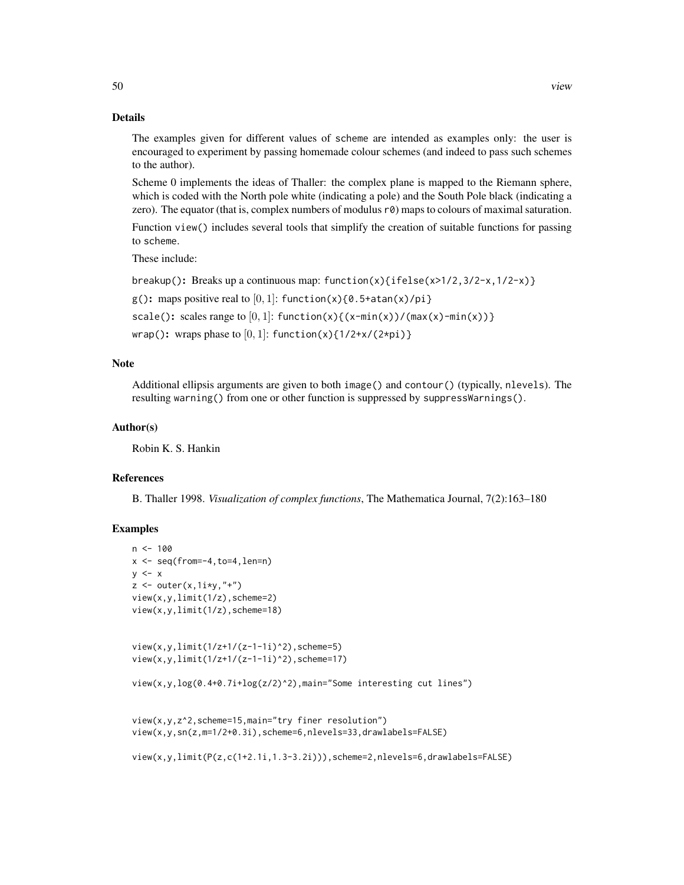## Details

The examples given for different values of `scheme` are intended as examples only: the user is encouraged to experiment by passing homemade colour schemes (and indeed to pass such schemes to the author).

Scheme 0 implements the ideas of Thaller: the complex plane is mapped to the Riemann sphere, which is coded with the North pole white (indicating a pole) and the South Pole black (indicating a zero). The equator (that is, complex numbers of modulus `r0`) maps to colours of maximal saturation.

Function `view()` includes several tools that simplify the creation of suitable functions for passing to `scheme`.

These include:

**`breakup()`:** Breaks up a continuous map: `function(x){ifelse(x>1/2,3/2-x,1/2-x)}`

**`g()`:** maps positive real to $[0, 1]$: `function(x){0.5+atan(x)/pi}`

**`scale()`:** scales range to $[0, 1]$: `function(x){(x-min(x))/(max(x)-min(x))}`

**`wrap()`:** wraps phase to $[0, 1]$: `function(x){1/2+x/(2*pi)}`

## Note

Additional ellipsis arguments are given to both `image()` and `contour()` (typically, `nlevels`). The resulting `warning()` from one or other function is suppressed by `suppressWarnings()`.

## Author(s)

Robin K. S. Hankin

## References

B. Thaller 1998. *Visualization of complex functions*, The Mathematica Journal, 7(2):163–180

## Examples

```
n <- 100
x <- seq(from=-4,to=4,len=n)
y <- x
z <- outer(x,1i*y,"+")
view(x,y,limit(1/z),scheme=2)
view(x,y,limit(1/z),scheme=18)


view(x,y,limit(1/z+1/(z-1-1i)^2),scheme=5)
view(x,y,limit(1/z+1/(z-1-1i)^2),scheme=17)

view(x,y,log(0.4+0.7i+log(z/2)^2),main="Some interesting cut lines")


view(x,y,z^2,scheme=15,main="try finer resolution")
view(x,y,sn(z,m=1/2+0.3i),scheme=6,nlevels=33,drawlabels=FALSE)

view(x,y,limit(P(z,c(1+2.1i,1.3-3.2i))),scheme=2,nlevels=6,drawlabels=FALSE)
```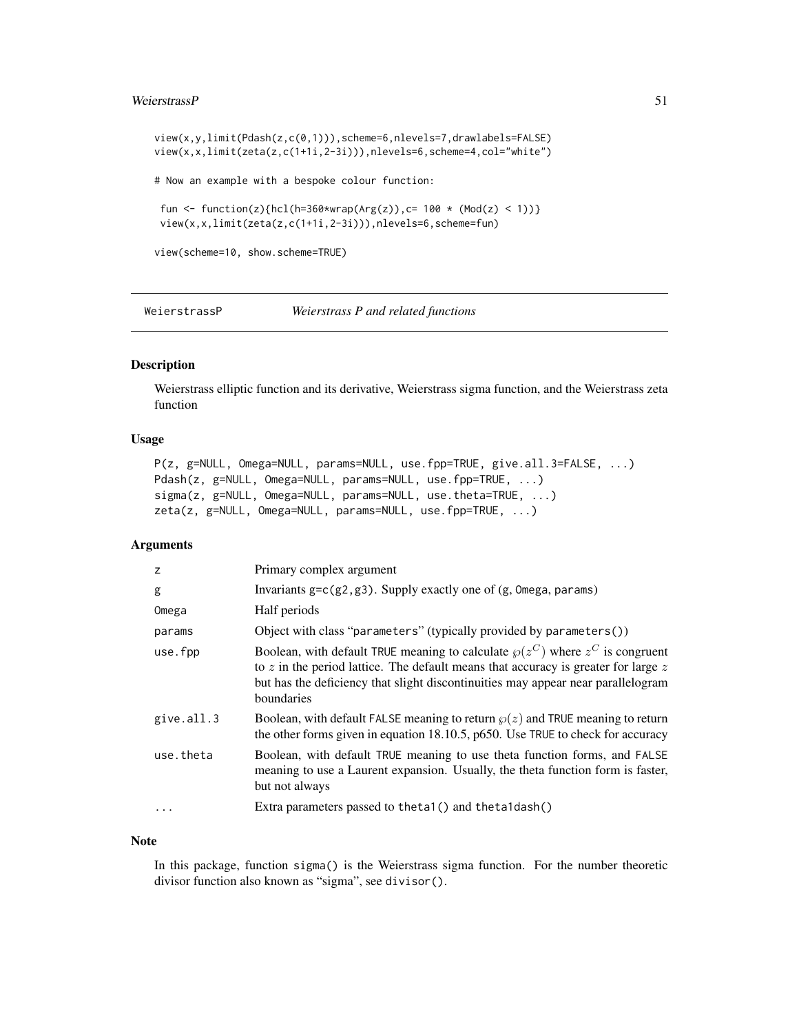```
view(x,y,limit(Pdash(z,c(0,1))),scheme=6,nlevels=7,drawlabels=FALSE)
view(x,x,limit(zeta(z,c(1+1i,2-3i))),nlevels=6,scheme=4,col="white")

# Now an example with a bespoke colour function:

 fun <- function(z){hcl(h=360*wrap(Arg(z)),c= 100 * (Mod(z) < 1))}
 view(x,x,limit(zeta(z,c(1+1i,2-3i))),nlevels=6,scheme=fun)

view(scheme=10, show.scheme=TRUE)
```

---

WeierstrassP *Weierstrass P and related functions*

---

## Description

Weierstrass elliptic function and its derivative, Weierstrass sigma function, and the Weierstrass zeta function

## Usage

```
P(z, g=NULL, Omega=NULL, params=NULL, use.fpp=TRUE, give.all.3=FALSE, ...)
Pdash(z, g=NULL, Omega=NULL, params=NULL, use.fpp=TRUE, ...)
sigma(z, g=NULL, Omega=NULL, params=NULL, use.theta=TRUE, ...)
zeta(z, g=NULL, Omega=NULL, params=NULL, use.fpp=TRUE, ...)
```

## Arguments

| | |
|---|---|
| `z` | Primary complex argument |
| `g` | Invariants `g=c(g2,g3)`. Supply exactly one of (`g`, `Omega`, `params`) |
| `Omega` | Half periods |
| `params` | Object with class "`parameters`" (typically provided by `parameters()`) |
| `use.fpp` | Boolean, with default `TRUE` meaning to calculate $\wp(z^C)$ where $z^C$ is congruent to $z$ in the period lattice. The default means that accuracy is greater for large $z$ but has the deficiency that slight discontinuities may appear near parallelogram boundaries |
| `give.all.3` | Boolean, with default `FALSE` meaning to return $\wp(z)$ and `TRUE` meaning to return the other forms given in equation 18.10.5, p650. Use `TRUE` to check for accuracy |
| `use.theta` | Boolean, with default `TRUE` meaning to use theta function forms, and `FALSE` meaning to use a Laurent expansion. Usually, the theta function form is faster, but not always |
| `...` | Extra parameters passed to `theta1()` and `theta1dash()` |

## Note

In this package, function `sigma()` is the Weierstrass sigma function. For the number theoretic divisor function also known as "sigma", see `divisor()`.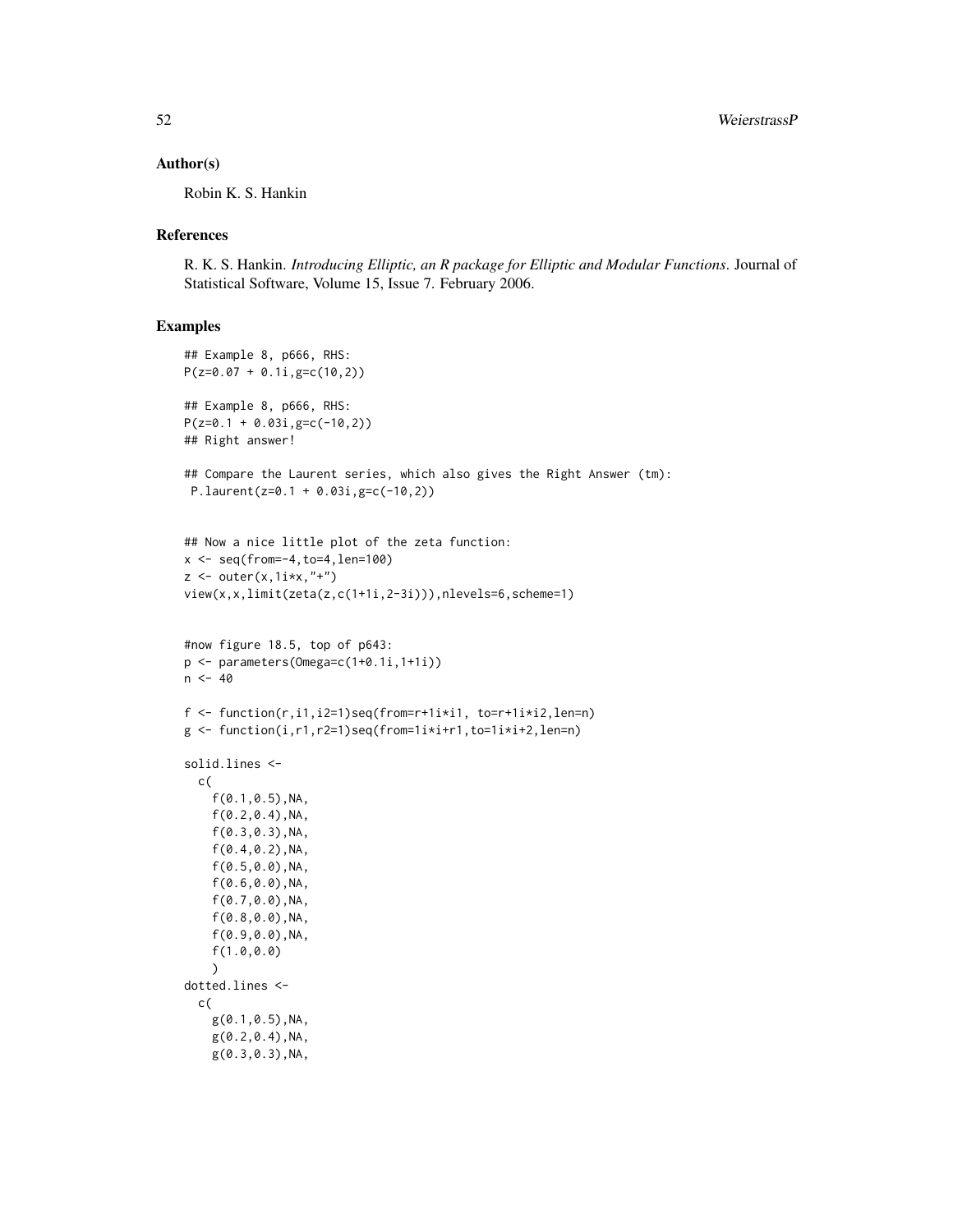## Author(s)

Robin K. S. Hankin

## References

R. K. S. Hankin. *Introducing Elliptic, an R package for Elliptic and Modular Functions*. Journal of Statistical Software, Volume 15, Issue 7. February 2006.

## Examples

```
## Example 8, p666, RHS:
P(z=0.07 + 0.1i,g=c(10,2))

## Example 8, p666, RHS:
P(z=0.1 + 0.03i,g=c(-10,2))
## Right answer!

## Compare the Laurent series, which also gives the Right Answer (tm):
 P.laurent(z=0.1 + 0.03i,g=c(-10,2))


## Now a nice little plot of the zeta function:
x <- seq(from=-4,to=4,len=100)
z <- outer(x,1i*x,"+")
view(x,x,limit(zeta(z,c(1+1i,2-3i))),nlevels=6,scheme=1)


#now figure 18.5, top of p643:
p <- parameters(Omega=c(1+0.1i,1+1i))
n <- 40

f <- function(r,i1,i2=1)seq(from=r+1i*i1, to=r+1i*i2,len=n)
g <- function(i,r1,r2=1)seq(from=1i*i+r1,to=1i*i+2,len=n)

solid.lines <-
  c(
    f(0.1,0.5),NA,
    f(0.2,0.4),NA,
    f(0.3,0.3),NA,
    f(0.4,0.2),NA,
    f(0.5,0.0),NA,
    f(0.6,0.0),NA,
    f(0.7,0.0),NA,
    f(0.8,0.0),NA,
    f(0.9,0.0),NA,
    f(1.0,0.0)
    )
dotted.lines <-
  c(
    g(0.1,0.5),NA,
    g(0.2,0.4),NA,
    g(0.3,0.3),NA,
```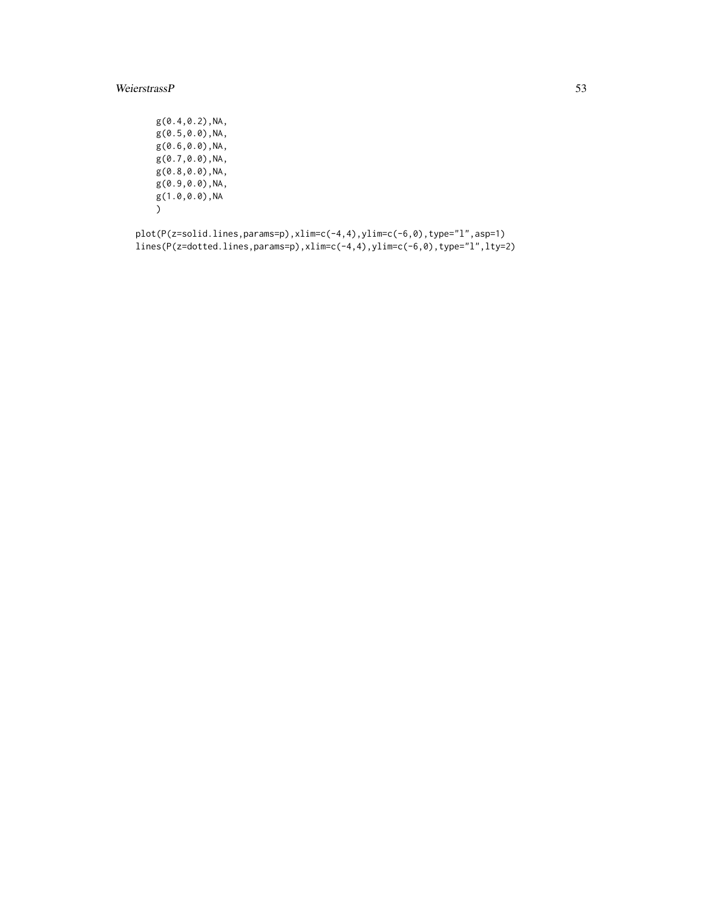```
    g(0.4,0.2),NA,
    g(0.5,0.0),NA,
    g(0.6,0.0),NA,
    g(0.7,0.0),NA,
    g(0.8,0.0),NA,
    g(0.9,0.0),NA,
    g(1.0,0.0),NA
    )

plot(P(z=solid.lines,params=p),xlim=c(-4,4),ylim=c(-6,0),type="l",asp=1)
lines(P(z=dotted.lines,params=p),xlim=c(-4,4),ylim=c(-6,0),type="l",lty=2)
```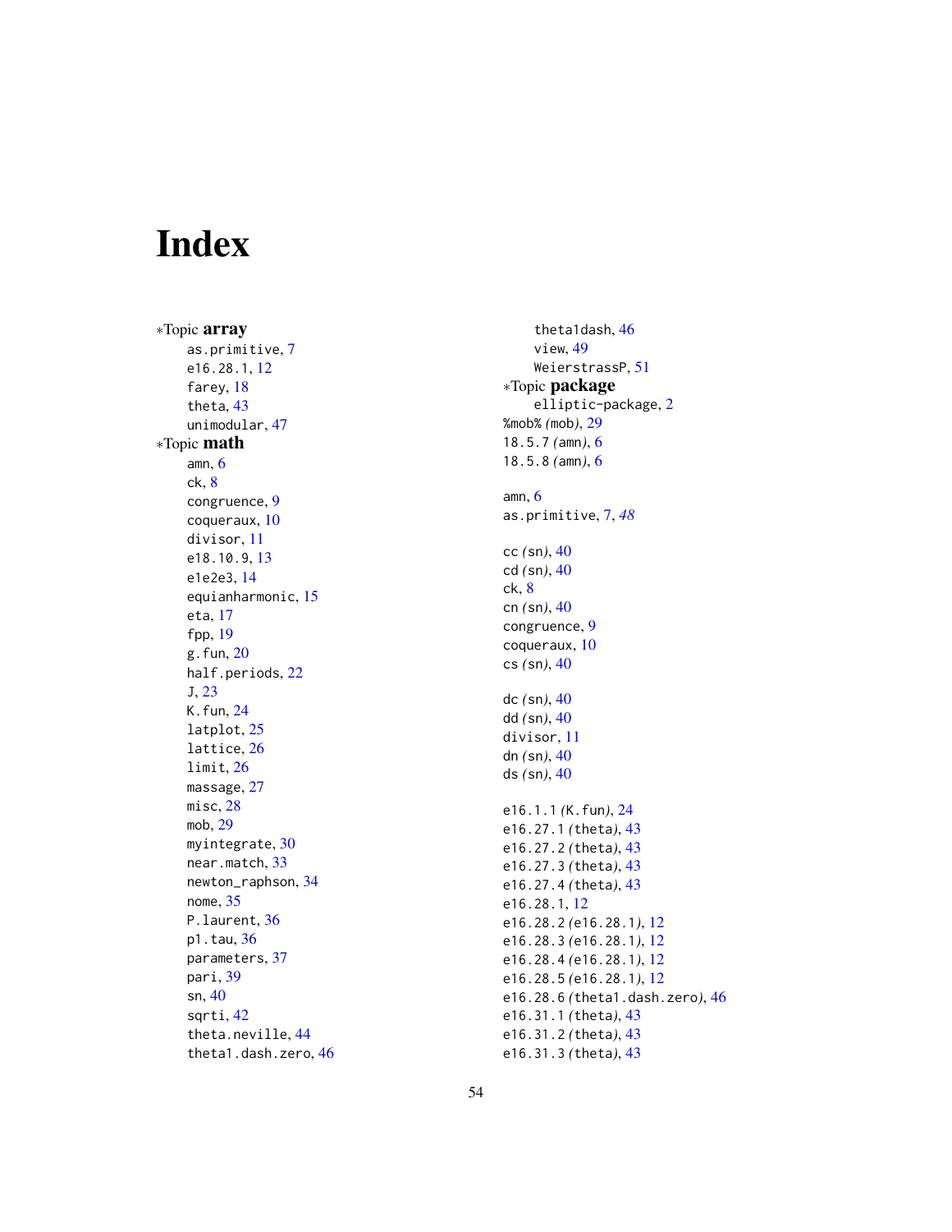# Index

∗Topic **array**

as.primitive, 7
e16.28.1, 12
farey, 18
theta, 43
unimodular, 47

∗Topic **math**

amn, 6
ck, 8
congruence, 9
coqueraux, 10
divisor, 11
e18.10.9, 13
e1e2e3, 14
equianharmonic, 15
eta, 17
fpp, 19
g.fun, 20
half.periods, 22
J, 23
K.fun, 24
latplot, 25
lattice, 26
limit, 26
massage, 27
misc, 28
mob, 29
myintegrate, 30
near.match, 33
newton_raphson, 34
nome, 35
P.laurent, 36
p1.tau, 36
parameters, 37
pari, 39
sn, 40
sqrti, 42
theta.neville, 44
theta1.dash.zero, 46
theta1dash, 46
view, 49
WeierstrassP, 51

∗Topic **package**

elliptic-package, 2

%mob% *(mob)*, 29
18.5.7 *(amn)*, 6
18.5.8 *(amn)*, 6

amn, 6
as.primitive, 7, *48*

cc *(sn)*, 40
cd *(sn)*, 40
ck, 8
cn *(sn)*, 40
congruence, 9
coqueraux, 10
cs *(sn)*, 40

dc *(sn)*, 40
dd *(sn)*, 40
divisor, 11
dn *(sn)*, 40
ds *(sn)*, 40

e16.1.1 *(K.fun)*, 24
e16.27.1 *(theta)*, 43
e16.27.2 *(theta)*, 43
e16.27.3 *(theta)*, 43
e16.27.4 *(theta)*, 43
e16.28.1, 12
e16.28.2 *(e16.28.1)*, 12
e16.28.3 *(e16.28.1)*, 12
e16.28.4 *(e16.28.1)*, 12
e16.28.5 *(e16.28.1)*, 12
e16.28.6 *(theta1.dash.zero)*, 46
e16.31.1 *(theta)*, 43
e16.31.2 *(theta)*, 43
e16.31.3 *(theta)*, 43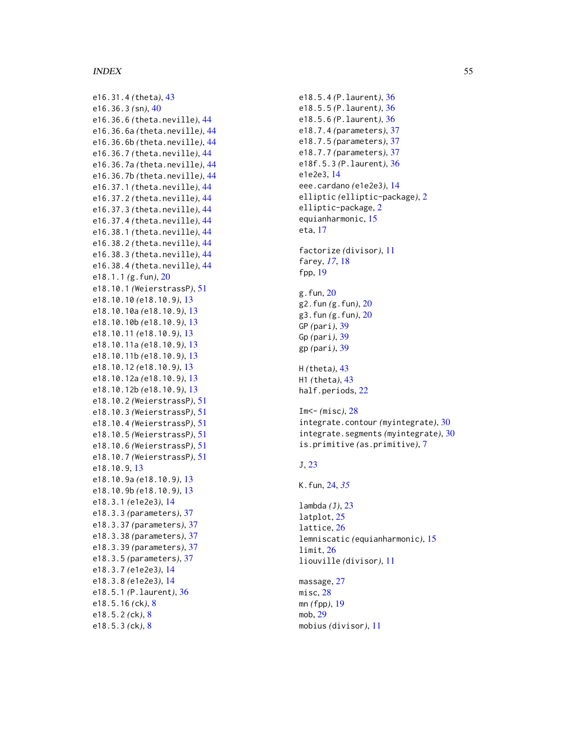e16.31.4 *(theta)*, 43
e16.36.3 *(sn)*, 40
e16.36.6 *(theta.neville)*, 44
e16.36.6a *(theta.neville)*, 44
e16.36.6b *(theta.neville)*, 44
e16.36.7 *(theta.neville)*, 44
e16.36.7a *(theta.neville)*, 44
e16.36.7b *(theta.neville)*, 44
e16.37.1 *(theta.neville)*, 44
e16.37.2 *(theta.neville)*, 44
e16.37.3 *(theta.neville)*, 44
e16.37.4 *(theta.neville)*, 44
e16.38.1 *(theta.neville)*, 44
e16.38.2 *(theta.neville)*, 44
e16.38.3 *(theta.neville)*, 44
e16.38.4 *(theta.neville)*, 44
e18.1.1 *(g.fun)*, 20
e18.10.1 *(WeierstrassP)*, 51
e18.10.10 *(e18.10.9)*, 13
e18.10.10a *(e18.10.9)*, 13
e18.10.10b *(e18.10.9)*, 13
e18.10.11 *(e18.10.9)*, 13
e18.10.11a *(e18.10.9)*, 13
e18.10.11b *(e18.10.9)*, 13
e18.10.12 *(e18.10.9)*, 13
e18.10.12a *(e18.10.9)*, 13
e18.10.12b *(e18.10.9)*, 13
e18.10.2 *(WeierstrassP)*, 51
e18.10.3 *(WeierstrassP)*, 51
e18.10.4 *(WeierstrassP)*, 51
e18.10.5 *(WeierstrassP)*, 51
e18.10.6 *(WeierstrassP)*, 51
e18.10.7 *(WeierstrassP)*, 51
e18.10.9, 13
e18.10.9a *(e18.10.9)*, 13
e18.10.9b *(e18.10.9)*, 13
e18.3.1 *(e1e2e3)*, 14
e18.3.3 *(parameters)*, 37
e18.3.37 *(parameters)*, 37
e18.3.38 *(parameters)*, 37
e18.3.39 *(parameters)*, 37
e18.3.5 *(parameters)*, 37
e18.3.7 *(e1e2e3)*, 14
e18.3.8 *(e1e2e3)*, 14
e18.5.1 *(P.laurent)*, 36
e18.5.16 *(ck)*, 8
e18.5.2 *(ck)*, 8
e18.5.3 *(ck)*, 8
e18.5.4 *(P.laurent)*, 36
e18.5.5 *(P.laurent)*, 36
e18.5.6 *(P.laurent)*, 36
e18.7.4 *(parameters)*, 37
e18.7.5 *(parameters)*, 37
e18.7.7 *(parameters)*, 37
e18f.5.3 *(P.laurent)*, 36
e1e2e3, 14
eee.cardano *(e1e2e3)*, 14
elliptic *(elliptic-package)*, 2
elliptic-package, 2
equianharmonic, 15
eta, 17

factorize *(divisor)*, 11
farey, *17*, 18
fpp, 19

g.fun, 20
g2.fun *(g.fun)*, 20
g3.fun *(g.fun)*, 20
GP *(pari)*, 39
Gp *(pari)*, 39
gp *(pari)*, 39

H *(theta)*, 43
H1 *(theta)*, 43
half.periods, 22

Im<- *(misc)*, 28
integrate.contour *(myintegrate)*, 30
integrate.segments *(myintegrate)*, 30
is.primitive *(as.primitive)*, 7

J, 23

K.fun, 24, *35*

lambda *(J)*, 23
latplot, 25
lattice, 26
lemniscatic *(equianharmonic)*, 15
limit, 26
liouville *(divisor)*, 11

massage, 27
misc, 28
mn *(fpp)*, 19
mob, 29
mobius *(divisor)*, 11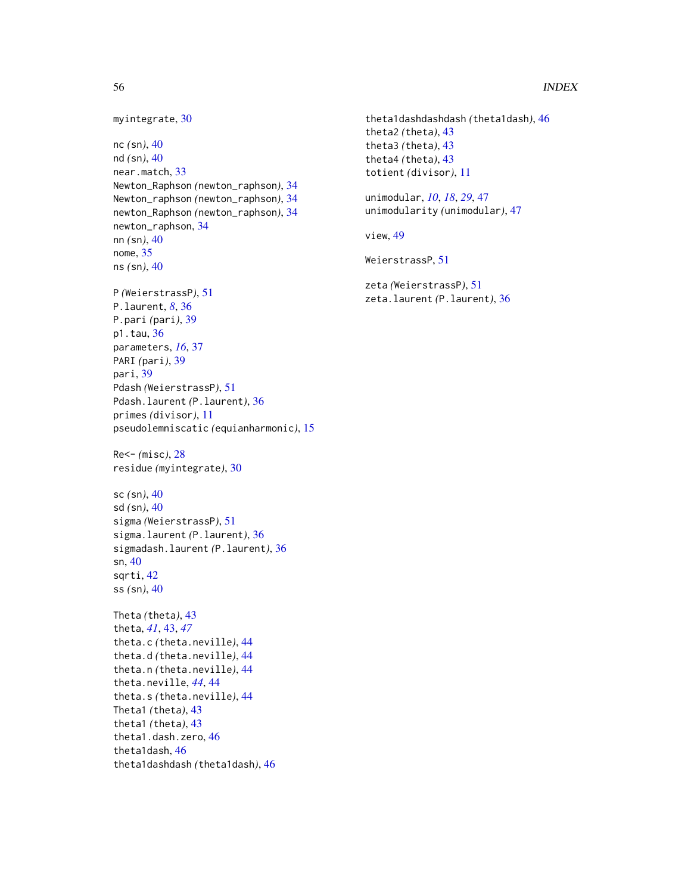myintegrate, 30

nc *(sn)*, 40
nd *(sn)*, 40
near.match, 33
Newton_Raphson *(newton_raphson)*, 34
Newton_raphson *(newton_raphson)*, 34
newton_Raphson *(newton_raphson)*, 34
newton_raphson, 34
nn *(sn)*, 40
nome, 35
ns *(sn)*, 40

P *(WeierstrassP)*, 51
P.laurent, *8*, 36
P.pari *(pari)*, 39
p1.tau, 36
parameters, *16*, 37
PARI *(pari)*, 39
pari, 39
Pdash *(WeierstrassP)*, 51
Pdash.laurent *(P.laurent)*, 36
primes *(divisor)*, 11
pseudolemniscatic *(equianharmonic)*, 15

Re<- *(misc)*, 28
residue *(myintegrate)*, 30

sc *(sn)*, 40
sd *(sn)*, 40
sigma *(WeierstrassP)*, 51
sigma.laurent *(P.laurent)*, 36
sigmadash.laurent *(P.laurent)*, 36
sn, 40
sqrti, 42
ss *(sn)*, 40

Theta *(theta)*, 43
theta, *41*, 43, *47*
theta.c *(theta.neville)*, 44
theta.d *(theta.neville)*, 44
theta.n *(theta.neville)*, 44
theta.neville, *44*, 44
theta.s *(theta.neville)*, 44
Theta1 *(theta)*, 43
theta1 *(theta)*, 43
theta1.dash.zero, 46
theta1dash, 46
theta1dashdash *(theta1dash)*, 46
theta1dashdashdash *(theta1dash)*, 46
theta2 *(theta)*, 43
theta3 *(theta)*, 43
theta4 *(theta)*, 43
totient *(divisor)*, 11

unimodular, *10*, *18*, *29*, 47
unimodularity *(unimodular)*, 47

view, 49

WeierstrassP, 51

zeta *(WeierstrassP)*, 51
zeta.laurent *(P.laurent)*, 36